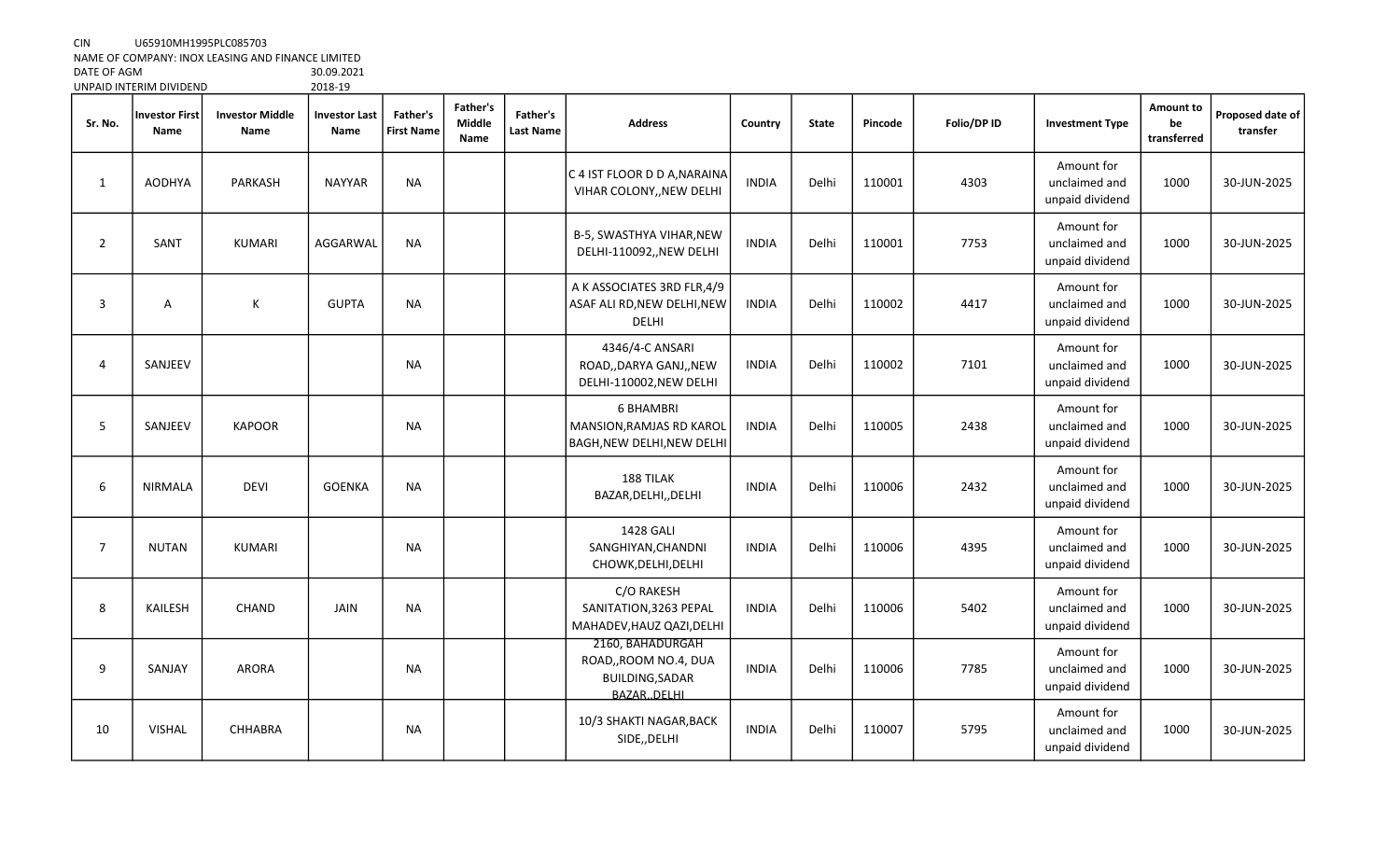CIN U65910MH1995PLC085703
NAME OF COMPANY: INOX LEASING AND FINANCE LIMITED
DATE OF AGM 30.09.2021
UNPAID INTERIM DIVIDEND 2018-19

| Sr. No. | Investor First Name | Investor Middle Name | Investor Last Name | Father's First Name | Father's Middle Name | Father's Last Name | Address | Country | State | Pincode | Folio/DP ID | Investment Type | Amount to be transferred | Proposed date of transfer |
|---|---|---|---|---|---|---|---|---|---|---|---|---|---|---|
| 1 | AODHYA | PARKASH | NAYYAR | NA | | | C 4 IST FLOOR D D A,NARAINA VIHAR COLONY,,NEW DELHI | INDIA | Delhi | 110001 | 4303 | Amount for unclaimed and unpaid dividend | 1000 | 30-JUN-2025 |
| 2 | SANT | KUMARI | AGGARWAL | NA | | | B-5, SWASTHYA VIHAR,NEW DELHI-110092,,NEW DELHI | INDIA | Delhi | 110001 | 7753 | Amount for unclaimed and unpaid dividend | 1000 | 30-JUN-2025 |
| 3 | A | K | GUPTA | NA | | | A K ASSOCIATES 3RD FLR,4/9 ASAF ALI RD,NEW DELHI,NEW DELHI | INDIA | Delhi | 110002 | 4417 | Amount for unclaimed and unpaid dividend | 1000 | 30-JUN-2025 |
| 4 | SANJEEV | | | NA | | | 4346/4-C ANSARI ROAD,,DARYA GANJ,,NEW DELHI-110002,NEW DELHI | INDIA | Delhi | 110002 | 7101 | Amount for unclaimed and unpaid dividend | 1000 | 30-JUN-2025 |
| 5 | SANJEEV | KAPOOR | | NA | | | 6 BHAMBRI MANSION,RAMJAS RD KAROL BAGH,NEW DELHI,NEW DELHI | INDIA | Delhi | 110005 | 2438 | Amount for unclaimed and unpaid dividend | 1000 | 30-JUN-2025 |
| 6 | NIRMALA | DEVI | GOENKA | NA | | | 188 TILAK BAZAR,DELHI,,DELHI | INDIA | Delhi | 110006 | 2432 | Amount for unclaimed and unpaid dividend | 1000 | 30-JUN-2025 |
| 7 | NUTAN | KUMARI | | NA | | | 1428 GALI SANGHIYAN,CHANDNI CHOWK,DELHI,DELHI | INDIA | Delhi | 110006 | 4395 | Amount for unclaimed and unpaid dividend | 1000 | 30-JUN-2025 |
| 8 | KAILESH | CHAND | JAIN | NA | | | C/O RAKESH SANITATION,3263 PEPAL MAHADEV,HAUZ QAZI,DELHI | INDIA | Delhi | 110006 | 5402 | Amount for unclaimed and unpaid dividend | 1000 | 30-JUN-2025 |
| 9 | SANJAY | ARORA | | NA | | | 2160, BAHADURGAH ROAD,,ROOM NO.4, DUA BUILDING,SADAR BAZAR,,DELHI | INDIA | Delhi | 110006 | 7785 | Amount for unclaimed and unpaid dividend | 1000 | 30-JUN-2025 |
| 10 | VISHAL | CHHABRA | | NA | | | 10/3 SHAKTI NAGAR,BACK SIDE,,DELHI | INDIA | Delhi | 110007 | 5795 | Amount for unclaimed and unpaid dividend | 1000 | 30-JUN-2025 |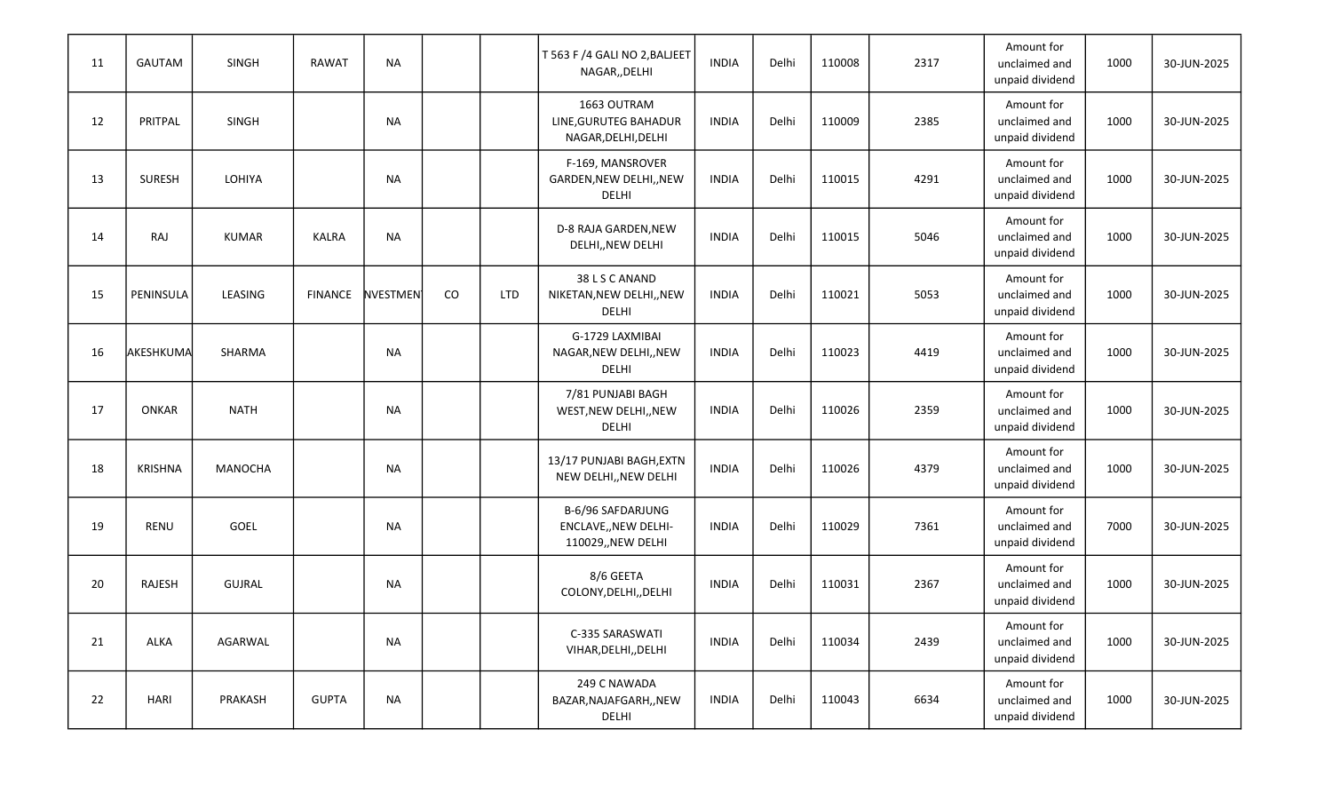| | | | | | | | | | | | | | | |
|---|---|---|---|---|---|---|---|---|---|---|---|---|---|---|
| 11 | GAUTAM | SINGH | RAWAT | NA | | | T 563 F /4 GALI NO 2,BALJEET NAGAR,,DELHI | INDIA | Delhi | 110008 | 2317 | Amount for unclaimed and unpaid dividend | 1000 | 30-JUN-2025 |
| 12 | PRITPAL | SINGH | | NA | | | 1663 OUTRAM LINE,GURUTEG BAHADUR NAGAR,DELHI,DELHI | INDIA | Delhi | 110009 | 2385 | Amount for unclaimed and unpaid dividend | 1000 | 30-JUN-2025 |
| 13 | SURESH | LOHIYA | | NA | | | F-169, MANSROVER GARDEN,NEW DELHI,,NEW DELHI | INDIA | Delhi | 110015 | 4291 | Amount for unclaimed and unpaid dividend | 1000 | 30-JUN-2025 |
| 14 | RAJ | KUMAR | KALRA | NA | | | D-8 RAJA GARDEN,NEW DELHI,,NEW DELHI | INDIA | Delhi | 110015 | 5046 | Amount for unclaimed and unpaid dividend | 1000 | 30-JUN-2025 |
| 15 | PENINSULA | LEASING | FINANCE | NVESTMEN | CO | LTD | 38 L S C ANAND NIKETAN,NEW DELHI,,NEW DELHI | INDIA | Delhi | 110021 | 5053 | Amount for unclaimed and unpaid dividend | 1000 | 30-JUN-2025 |
| 16 | AKESHKUMA | SHARMA | | NA | | | G-1729 LAXMIBAI NAGAR,NEW DELHI,,NEW DELHI | INDIA | Delhi | 110023 | 4419 | Amount for unclaimed and unpaid dividend | 1000 | 30-JUN-2025 |
| 17 | ONKAR | NATH | | NA | | | 7/81 PUNJABI BAGH WEST,NEW DELHI,,NEW DELHI | INDIA | Delhi | 110026 | 2359 | Amount for unclaimed and unpaid dividend | 1000 | 30-JUN-2025 |
| 18 | KRISHNA | MANOCHA | | NA | | | 13/17 PUNJABI BAGH,EXTN NEW DELHI,,NEW DELHI | INDIA | Delhi | 110026 | 4379 | Amount for unclaimed and unpaid dividend | 1000 | 30-JUN-2025 |
| 19 | RENU | GOEL | | NA | | | B-6/96 SAFDARJUNG ENCLAVE,,NEW DELHI-110029,,NEW DELHI | INDIA | Delhi | 110029 | 7361 | Amount for unclaimed and unpaid dividend | 7000 | 30-JUN-2025 |
| 20 | RAJESH | GUJRAL | | NA | | | 8/6 GEETA COLONY,DELHI,,DELHI | INDIA | Delhi | 110031 | 2367 | Amount for unclaimed and unpaid dividend | 1000 | 30-JUN-2025 |
| 21 | ALKA | AGARWAL | | NA | | | C-335 SARASWATI VIHAR,DELHI,,DELHI | INDIA | Delhi | 110034 | 2439 | Amount for unclaimed and unpaid dividend | 1000 | 30-JUN-2025 |
| 22 | HARI | PRAKASH | GUPTA | NA | | | 249 C NAWADA BAZAR,NAJAFGARH,,NEW DELHI | INDIA | Delhi | 110043 | 6634 | Amount for unclaimed and unpaid dividend | 1000 | 30-JUN-2025 |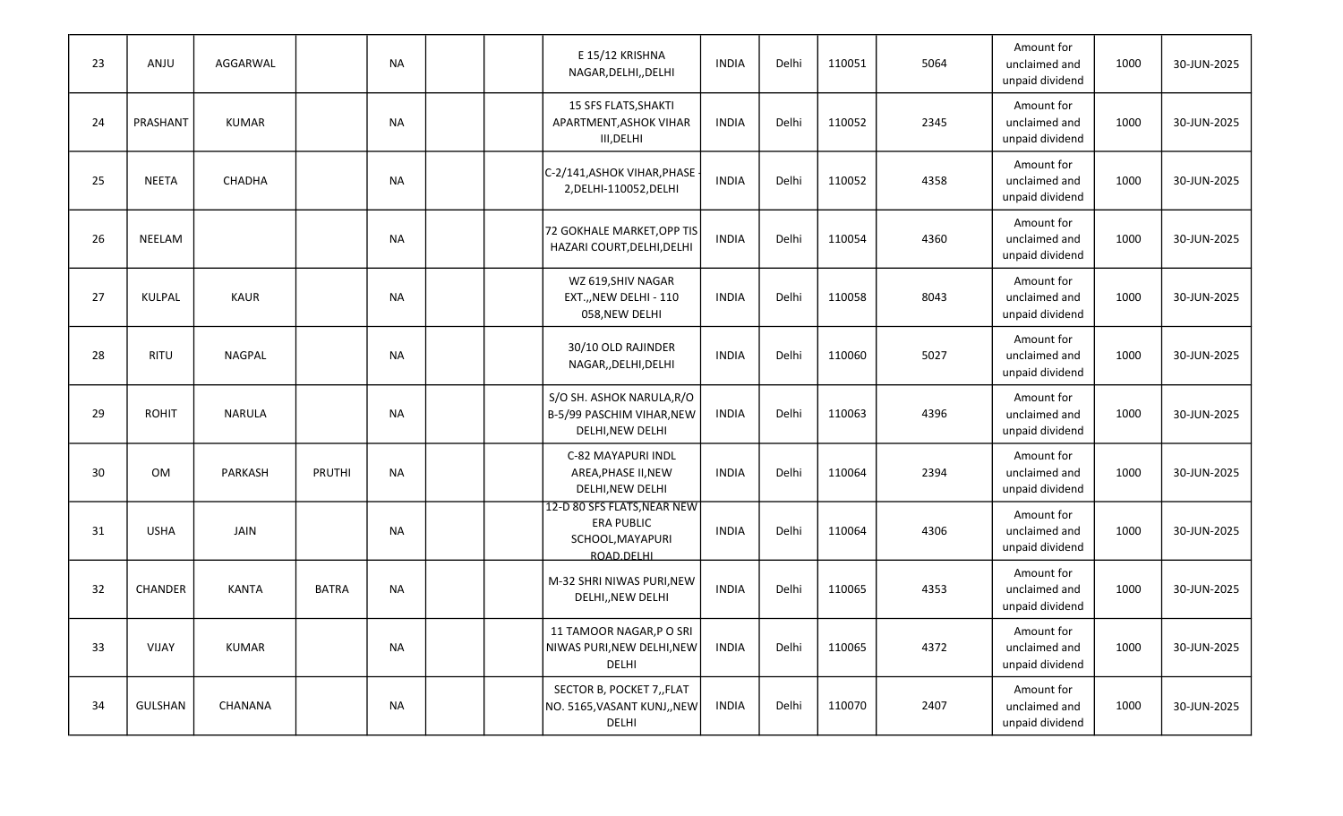| | | | | | | | | | | | | | | |
|---|---|---|---|---|---|---|---|---|---|---|---|---|---|---|
| 23 | ANJU | AGGARWAL | | NA | | | E 15/12 KRISHNA NAGAR,DELHI,,DELHI | INDIA | Delhi | 110051 | 5064 | Amount for unclaimed and unpaid dividend | 1000 | 30-JUN-2025 |
| 24 | PRASHANT | KUMAR | | NA | | | 15 SFS FLATS,SHAKTI APARTMENT,ASHOK VIHAR III,DELHI | INDIA | Delhi | 110052 | 2345 | Amount for unclaimed and unpaid dividend | 1000 | 30-JUN-2025 |
| 25 | NEETA | CHADHA | | NA | | | C-2/141,ASHOK VIHAR,PHASE - 2,DELHI-110052,DELHI | INDIA | Delhi | 110052 | 4358 | Amount for unclaimed and unpaid dividend | 1000 | 30-JUN-2025 |
| 26 | NEELAM | | | NA | | | 72 GOKHALE MARKET,OPP TIS HAZARI COURT,DELHI,DELHI | INDIA | Delhi | 110054 | 4360 | Amount for unclaimed and unpaid dividend | 1000 | 30-JUN-2025 |
| 27 | KULPAL | KAUR | | NA | | | WZ 619,SHIV NAGAR EXT.,,NEW DELHI - 110 058,NEW DELHI | INDIA | Delhi | 110058 | 8043 | Amount for unclaimed and unpaid dividend | 1000 | 30-JUN-2025 |
| 28 | RITU | NAGPAL | | NA | | | 30/10 OLD RAJINDER NAGAR,,DELHI,DELHI | INDIA | Delhi | 110060 | 5027 | Amount for unclaimed and unpaid dividend | 1000 | 30-JUN-2025 |
| 29 | ROHIT | NARULA | | NA | | | S/O SH. ASHOK NARULA,R/O B-5/99 PASCHIM VIHAR,NEW DELHI,NEW DELHI | INDIA | Delhi | 110063 | 4396 | Amount for unclaimed and unpaid dividend | 1000 | 30-JUN-2025 |
| 30 | OM | PARKASH | PRUTHI | NA | | | C-82 MAYAPURI INDL AREA,PHASE II,NEW DELHI,NEW DELHI | INDIA | Delhi | 110064 | 2394 | Amount for unclaimed and unpaid dividend | 1000 | 30-JUN-2025 |
| 31 | USHA | JAIN | | NA | | | 12-D 80 SFS FLATS,NEAR NEW ERA PUBLIC SCHOOL,MAYAPURI ROAD,DELHI | INDIA | Delhi | 110064 | 4306 | Amount for unclaimed and unpaid dividend | 1000 | 30-JUN-2025 |
| 32 | CHANDER | KANTA | BATRA | NA | | | M-32 SHRI NIWAS PURI,NEW DELHI,,NEW DELHI | INDIA | Delhi | 110065 | 4353 | Amount for unclaimed and unpaid dividend | 1000 | 30-JUN-2025 |
| 33 | VIJAY | KUMAR | | NA | | | 11 TAMOOR NAGAR,P O SRI NIWAS PURI,NEW DELHI,NEW DELHI | INDIA | Delhi | 110065 | 4372 | Amount for unclaimed and unpaid dividend | 1000 | 30-JUN-2025 |
| 34 | GULSHAN | CHANANA | | NA | | | SECTOR B, POCKET 7,,FLAT NO. 5165,VASANT KUNJ,,NEW DELHI | INDIA | Delhi | 110070 | 2407 | Amount for unclaimed and unpaid dividend | 1000 | 30-JUN-2025 |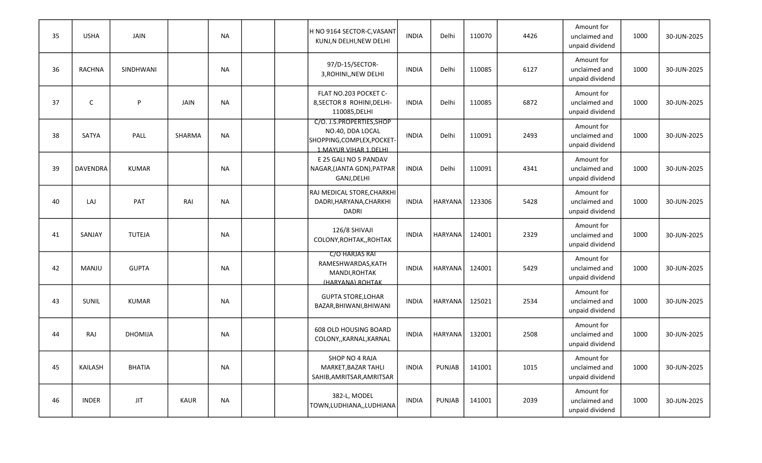| | | | | | | | | | | | | | | |
|---|---|---|---|---|---|---|---|---|---|---|---|---|---|---|
| 35 | USHA | JAIN | | NA | | | H NO 9164 SECTOR-C,VASANT KUNJ,N DELHI,NEW DELHI | INDIA | Delhi | 110070 | 4426 | Amount for unclaimed and unpaid dividend | 1000 | 30-JUN-2025 |
| 36 | RACHNA | SINDHWANI | | NA | | | 97/D-15/SECTOR-3,ROHINI,,NEW DELHI | INDIA | Delhi | 110085 | 6127 | Amount for unclaimed and unpaid dividend | 1000 | 30-JUN-2025 |
| 37 | C | P | JAIN | NA | | | FLAT NO.203 POCKET C-8,SECTOR 8 ROHINI,DELHI-110085,DELHI | INDIA | Delhi | 110085 | 6872 | Amount for unclaimed and unpaid dividend | 1000 | 30-JUN-2025 |
| 38 | SATYA | PALL | SHARMA | NA | | | C/O. J.S.PROPERTIES,SHOP NO.40, DDA LOCAL SHOPPING,COMPLEX,POCKET-1,MAYUR VIHAR 1,DELHI | INDIA | Delhi | 110091 | 2493 | Amount for unclaimed and unpaid dividend | 1000 | 30-JUN-2025 |
| 39 | DAVENDRA | KUMAR | | NA | | | E 25 GALI NO 5 PANDAV NAGAR,(JANTA GDN),PATPAR GANJ,DELHI | INDIA | Delhi | 110091 | 4341 | Amount for unclaimed and unpaid dividend | 1000 | 30-JUN-2025 |
| 40 | LAJ | PAT | RAI | NA | | | RAJ MEDICAL STORE,CHARKHI DADRI,HARYANA,CHARKHI DADRI | INDIA | HARYANA | 123306 | 5428 | Amount for unclaimed and unpaid dividend | 1000 | 30-JUN-2025 |
| 41 | SANJAY | TUTEJA | | NA | | | 126/8 SHIVAJI COLONY,ROHTAK,,ROHTAK | INDIA | HARYANA | 124001 | 2329 | Amount for unclaimed and unpaid dividend | 1000 | 30-JUN-2025 |
| 42 | MANJU | GUPTA | | NA | | | C/O HARJAS RAI RAMESHWARDAS,KATH MANDI,ROHTAK (HARYANA),ROHTAK | INDIA | HARYANA | 124001 | 5429 | Amount for unclaimed and unpaid dividend | 1000 | 30-JUN-2025 |
| 43 | SUNIL | KUMAR | | NA | | | GUPTA STORE,LOHAR BAZAR,BHIWANI,BHIWANI | INDIA | HARYANA | 125021 | 2534 | Amount for unclaimed and unpaid dividend | 1000 | 30-JUN-2025 |
| 44 | RAJ | DHOMIJA | | NA | | | 608 OLD HOUSING BOARD COLONY,,KARNAL,KARNAL | INDIA | HARYANA | 132001 | 2508 | Amount for unclaimed and unpaid dividend | 1000 | 30-JUN-2025 |
| 45 | KAILASH | BHATIA | | NA | | | SHOP NO 4 RAJA MARKET,BAZAR TAHLI SAHIB,AMRITSAR,AMRITSAR | INDIA | PUNJAB | 141001 | 1015 | Amount for unclaimed and unpaid dividend | 1000 | 30-JUN-2025 |
| 46 | INDER | JIT | KAUR | NA | | | 382-L, MODEL TOWN,LUDHIANA,,LUDHIANA | INDIA | PUNJAB | 141001 | 2039 | Amount for unclaimed and unpaid dividend | 1000 | 30-JUN-2025 |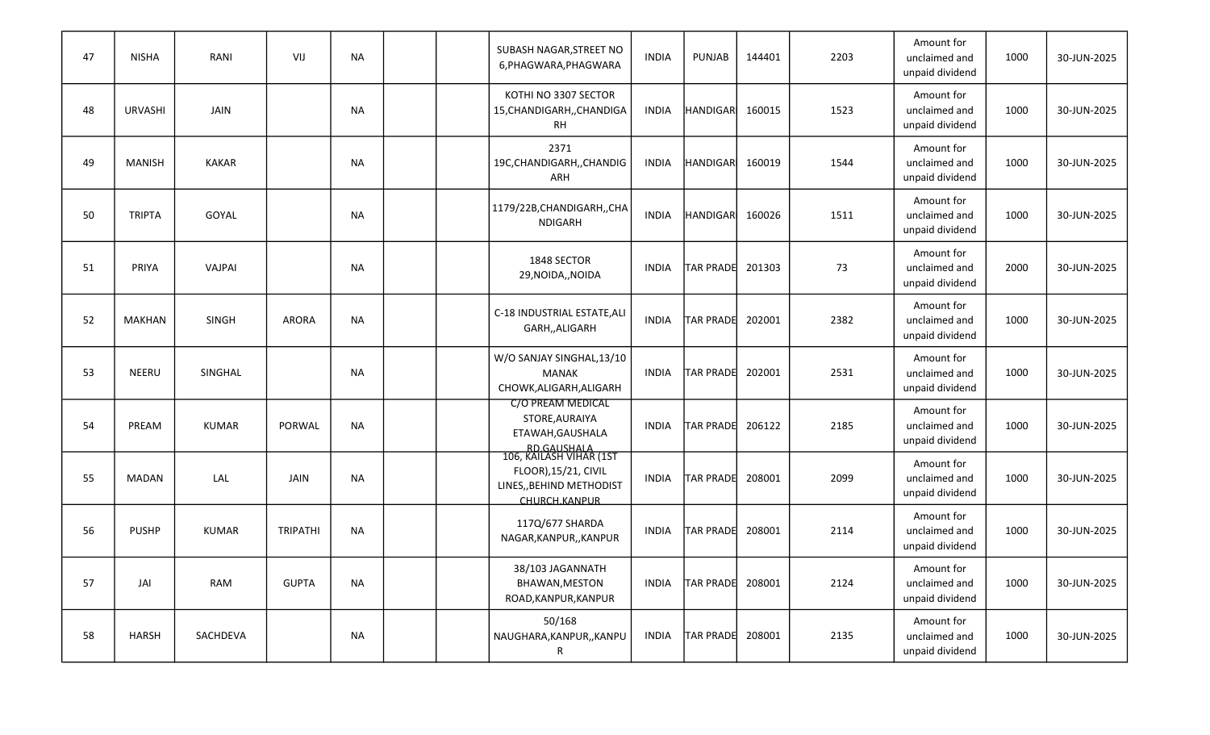| | | | | | | | | | | | | | | |
|---|---|---|---|---|---|---|---|---|---|---|---|---|---|---|
| 47 | NISHA | RANI | VIJ | NA | | | SUBASH NAGAR,STREET NO 6,PHAGWARA,PHAGWARA | INDIA | PUNJAB | 144401 | 2203 | Amount for unclaimed and unpaid dividend | 1000 | 30-JUN-2025 |
| 48 | URVASHI | JAIN | | NA | | | KOTHI NO 3307 SECTOR 15,CHANDIGARH,,CHANDIGARH | INDIA | HANDIGAR | 160015 | 1523 | Amount for unclaimed and unpaid dividend | 1000 | 30-JUN-2025 |
| 49 | MANISH | KAKAR | | NA | | | 2371 19C,CHANDIGARH,,CHANDIGARH | INDIA | HANDIGAR | 160019 | 1544 | Amount for unclaimed and unpaid dividend | 1000 | 30-JUN-2025 |
| 50 | TRIPTA | GOYAL | | NA | | | 1179/22B,CHANDIGARH,,CHANDIGARH | INDIA | HANDIGAR | 160026 | 1511 | Amount for unclaimed and unpaid dividend | 1000 | 30-JUN-2025 |
| 51 | PRIYA | VAJPAI | | NA | | | 1848 SECTOR 29,NOIDA,,NOIDA | INDIA | TAR PRADE | 201303 | 73 | Amount for unclaimed and unpaid dividend | 2000 | 30-JUN-2025 |
| 52 | MAKHAN | SINGH | ARORA | NA | | | C-18 INDUSTRIAL ESTATE,ALIGARH,,ALIGARH | INDIA | TAR PRADE | 202001 | 2382 | Amount for unclaimed and unpaid dividend | 1000 | 30-JUN-2025 |
| 53 | NEERU | SINGHAL | | NA | | | W/O SANJAY SINGHAL,13/10 MANAK CHOWK,ALIGARH,ALIGARH | INDIA | TAR PRADE | 202001 | 2531 | Amount for unclaimed and unpaid dividend | 1000 | 30-JUN-2025 |
| 54 | PREAM | KUMAR | PORWAL | NA | | | C/O PREAM MEDICAL STORE,AURAIYA ETAWAH,GAUSHALA RD,GAUSHALA | INDIA | TAR PRADE | 206122 | 2185 | Amount for unclaimed and unpaid dividend | 1000 | 30-JUN-2025 |
| 55 | MADAN | LAL | JAIN | NA | | | 106, KAILASH VIHAR (1ST FLOOR),15/21, CIVIL LINES,,BEHIND METHODIST CHURCH,KANPUR | INDIA | TAR PRADE | 208001 | 2099 | Amount for unclaimed and unpaid dividend | 1000 | 30-JUN-2025 |
| 56 | PUSHP | KUMAR | TRIPATHI | NA | | | 117Q/677 SHARDA NAGAR,KANPUR,,KANPUR | INDIA | TAR PRADE | 208001 | 2114 | Amount for unclaimed and unpaid dividend | 1000 | 30-JUN-2025 |
| 57 | JAI | RAM | GUPTA | NA | | | 38/103 JAGANNATH BHAWAN,MESTON ROAD,KANPUR,KANPUR | INDIA | TAR PRADE | 208001 | 2124 | Amount for unclaimed and unpaid dividend | 1000 | 30-JUN-2025 |
| 58 | HARSH | SACHDEVA | | NA | | | 50/168 NAUGHARA,KANPUR,,KANPUR | INDIA | TAR PRADE | 208001 | 2135 | Amount for unclaimed and unpaid dividend | 1000 | 30-JUN-2025 |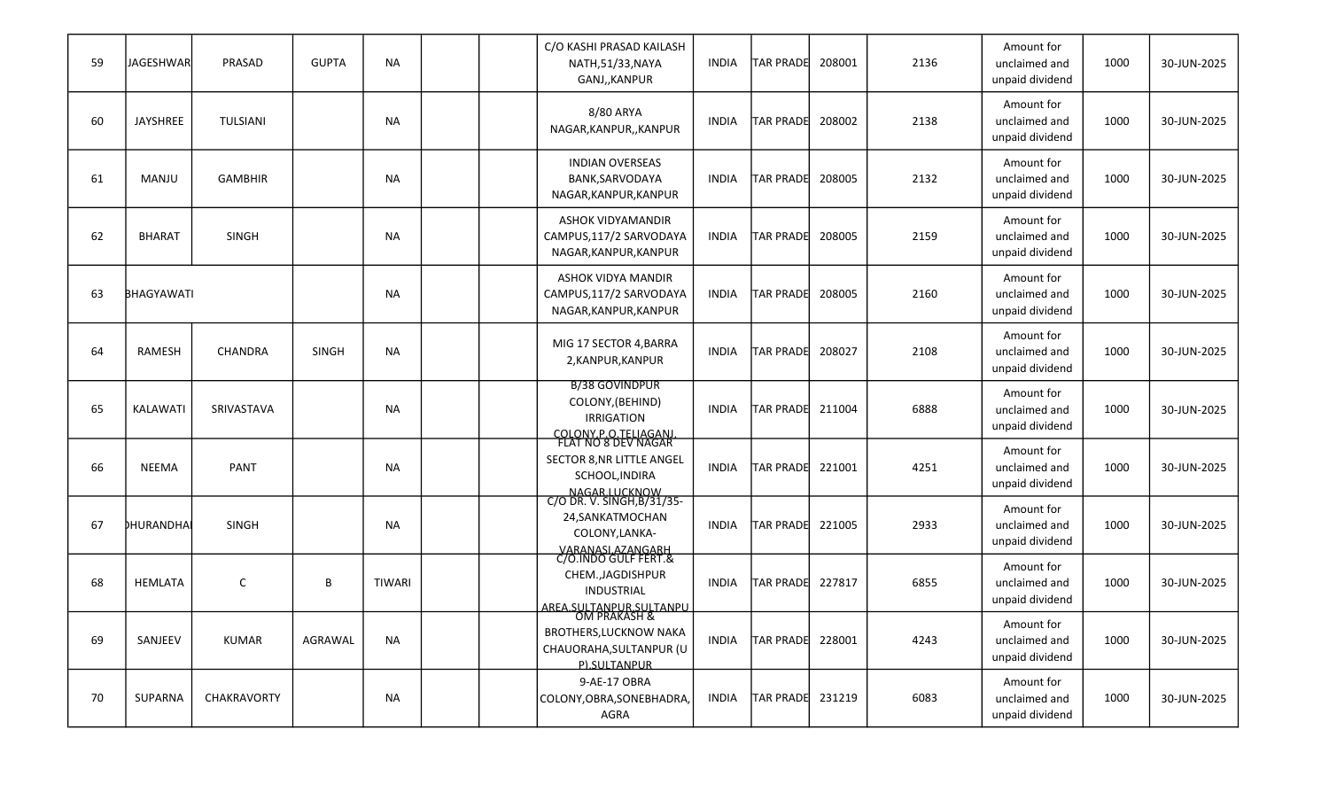| 59 | JAGESHWAR | PRASAD | GUPTA | NA | | | C/O KASHI PRASAD KAILASH NATH,51/33,NAYA GANJ,,KANPUR | INDIA | TAR PRADE | 208001 | 2136 | Amount for unclaimed and unpaid dividend | 1000 | 30-JUN-2025 |
|---|---|---|---|---|---|---|---|---|---|---|---|---|---|---|
| 60 | JAYSHREE | TULSIANI | | NA | | | 8/80 ARYA NAGAR,KANPUR,,KANPUR | INDIA | TAR PRADE | 208002 | 2138 | Amount for unclaimed and unpaid dividend | 1000 | 30-JUN-2025 |
| 61 | MANJU | GAMBHIR | | NA | | | INDIAN OVERSEAS BANK,SARVODAYA NAGAR,KANPUR,KANPUR | INDIA | TAR PRADE | 208005 | 2132 | Amount for unclaimed and unpaid dividend | 1000 | 30-JUN-2025 |
| 62 | BHARAT | SINGH | | NA | | | ASHOK VIDYAMANDIR CAMPUS,117/2 SARVODAYA NAGAR,KANPUR,KANPUR | INDIA | TAR PRADE | 208005 | 2159 | Amount for unclaimed and unpaid dividend | 1000 | 30-JUN-2025 |
| 63 | BHAGYAWATI | | | NA | | | ASHOK VIDYA MANDIR CAMPUS,117/2 SARVODAYA NAGAR,KANPUR,KANPUR | INDIA | TAR PRADE | 208005 | 2160 | Amount for unclaimed and unpaid dividend | 1000 | 30-JUN-2025 |
| 64 | RAMESH | CHANDRA | SINGH | NA | | | MIG 17 SECTOR 4,BARRA 2,KANPUR,KANPUR | INDIA | TAR PRADE | 208027 | 2108 | Amount for unclaimed and unpaid dividend | 1000 | 30-JUN-2025 |
| 65 | KALAWATI | SRIVASTAVA | | NA | | | B/38 GOVINDPUR COLONY,(BEHIND) IRRIGATION COLONY,P.O.TELIAGANJ, | INDIA | TAR PRADE | 211004 | 6888 | Amount for unclaimed and unpaid dividend | 1000 | 30-JUN-2025 |
| 66 | NEEMA | PANT | | NA | | | FLAT NO 8 DEV NAGAR SECTOR 8,NR LITTLE ANGEL SCHOOL,INDIRA NAGAR,LUCKNOW | INDIA | TAR PRADE | 221001 | 4251 | Amount for unclaimed and unpaid dividend | 1000 | 30-JUN-2025 |
| 67 | DHURANDHAI | SINGH | | NA | | | C/O DR. V. SINGH,B/31/35-24,SANKATMOCHAN COLONY,LANKA-VARANASI,AZAMGARH | INDIA | TAR PRADE | 221005 | 2933 | Amount for unclaimed and unpaid dividend | 1000 | 30-JUN-2025 |
| 68 | HEMLATA | C | B | TIWARI | | | C/O.INDO GULF FERT.& CHEM.,JAGDISHPUR INDUSTRIAL AREA,SULTANPUR,SULTANPU | INDIA | TAR PRADE | 227817 | 6855 | Amount for unclaimed and unpaid dividend | 1000 | 30-JUN-2025 |
| 69 | SANJEEV | KUMAR | AGRAWAL | NA | | | OM PRAKASH & BROTHERS,LUCKNOW NAKA CHAUORAHA,SULTANPUR (U P),SULTANPUR | INDIA | TAR PRADE | 228001 | 4243 | Amount for unclaimed and unpaid dividend | 1000 | 30-JUN-2025 |
| 70 | SUPARNA | CHAKRAVORTY | | NA | | | 9-AE-17 OBRA COLONY,OBRA,SONEBHADRA, AGRA | INDIA | TAR PRADE | 231219 | 6083 | Amount for unclaimed and unpaid dividend | 1000 | 30-JUN-2025 |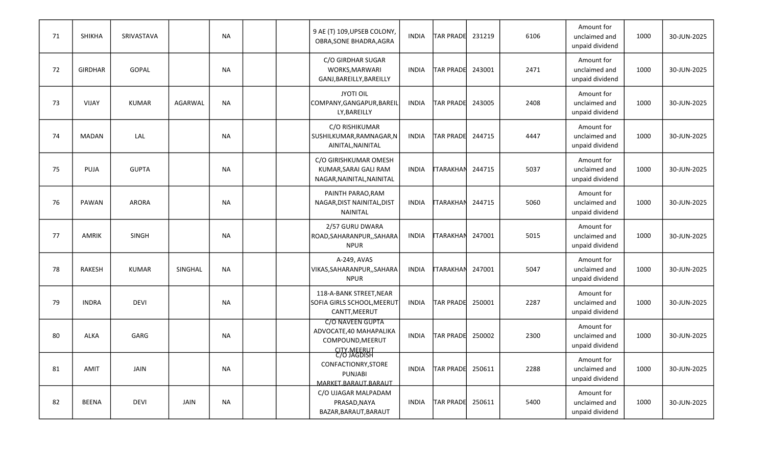| | | | | | | | | | | | | | | |
|---|---|---|---|---|---|---|---|---|---|---|---|---|---|---|
| 71 | SHIKHA | SRIVASTAVA | | NA | | | 9 AE (T) 109,UPSEB COLONY, OBRA,SONE BHADRA,AGRA | INDIA | TAR PRADE | 231219 | 6106 | Amount for unclaimed and unpaid dividend | 1000 | 30-JUN-2025 |
| 72 | GIRDHAR | GOPAL | | NA | | | C/O GIRDHAR SUGAR WORKS,MARWARI GANJ,BAREILLY,BAREILLY | INDIA | TAR PRADE | 243001 | 2471 | Amount for unclaimed and unpaid dividend | 1000 | 30-JUN-2025 |
| 73 | VIJAY | KUMAR | AGARWAL | NA | | | JYOTI OIL COMPANY,GANGAPUR,BAREILLY,BAREILLY | INDIA | TAR PRADE | 243005 | 2408 | Amount for unclaimed and unpaid dividend | 1000 | 30-JUN-2025 |
| 74 | MADAN | LAL | | NA | | | C/O RISHIKUMAR SUSHILKUMAR,RAMNAGAR,NAINITAL,NAINITAL | INDIA | TAR PRADE | 244715 | 4447 | Amount for unclaimed and unpaid dividend | 1000 | 30-JUN-2025 |
| 75 | PUJA | GUPTA | | NA | | | C/O GIRISHKUMAR OMESH KUMAR,SARAI GALI RAM NAGAR,NAINITAL,NAINITAL | INDIA | TTARAKHAN | 244715 | 5037 | Amount for unclaimed and unpaid dividend | 1000 | 30-JUN-2025 |
| 76 | PAWAN | ARORA | | NA | | | PAINTH PARAO,RAM NAGAR,DIST NAINITAL,DIST NAINITAL | INDIA | TTARAKHAN | 244715 | 5060 | Amount for unclaimed and unpaid dividend | 1000 | 30-JUN-2025 |
| 77 | AMRIK | SINGH | | NA | | | 2/57 GURU DWARA ROAD,SAHARANPUR,,SAHARANPUR | INDIA | TTARAKHAN | 247001 | 5015 | Amount for unclaimed and unpaid dividend | 1000 | 30-JUN-2025 |
| 78 | RAKESH | KUMAR | SINGHAL | NA | | | A-249, AVAS VIKAS,SAHARANPUR,,SAHARANPUR | INDIA | TTARAKHAN | 247001 | 5047 | Amount for unclaimed and unpaid dividend | 1000 | 30-JUN-2025 |
| 79 | INDRA | DEVI | | NA | | | 118-A-BANK STREET,NEAR SOFIA GIRLS SCHOOL,MEERUT CANTT,MEERUT | INDIA | TAR PRADE | 250001 | 2287 | Amount for unclaimed and unpaid dividend | 1000 | 30-JUN-2025 |
| 80 | ALKA | GARG | | NA | | | C/O NAVEEN GUPTA ADVOCATE,40 MAHAPALIKA COMPOUND,MEERUT CITY,MEERUT | INDIA | TAR PRADE | 250002 | 2300 | Amount for unclaimed and unpaid dividend | 1000 | 30-JUN-2025 |
| 81 | AMIT | JAIN | | NA | | | C/O JAGDISH CONFACTIONRY,STORE PUNJABI MARKET,BARAUT,BARAUT | INDIA | TAR PRADE | 250611 | 2288 | Amount for unclaimed and unpaid dividend | 1000 | 30-JUN-2025 |
| 82 | BEENA | DEVI | JAIN | NA | | | C/O UJAGAR MALPADAM PRASAD,NAYA BAZAR,BARAUT,BARAUT | INDIA | TAR PRADE | 250611 | 5400 | Amount for unclaimed and unpaid dividend | 1000 | 30-JUN-2025 |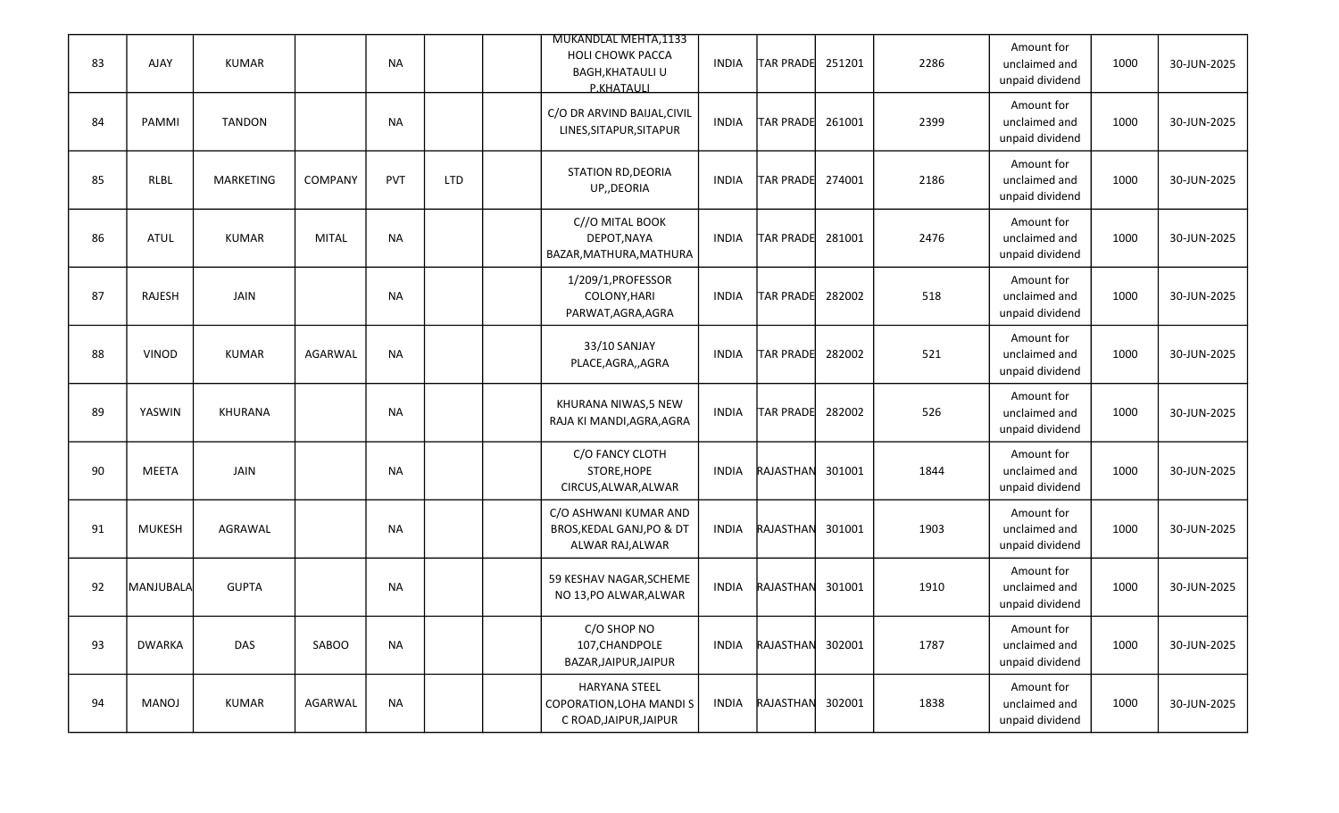| 83 | AJAY | KUMAR | | NA | | | MUKANDLAL MEHTA,1133 HOLI CHOWK PACCA BAGH,KHATAULI U P.KHATAULI | INDIA | TAR PRADE | 251201 | 2286 | Amount for unclaimed and unpaid dividend | 1000 | 30-JUN-2025 |
|---|---|---|---|---|---|---|---|---|---|---|---|---|---|---|
| 84 | PAMMI | TANDON | | NA | | | C/O DR ARVIND BAIJAL,CIVIL LINES,SITAPUR,SITAPUR | INDIA | TAR PRADE | 261001 | 2399 | Amount for unclaimed and unpaid dividend | 1000 | 30-JUN-2025 |
| 85 | RLBL | MARKETING | COMPANY | PVT | LTD | | STATION RD,DEORIA UP,,DEORIA | INDIA | TAR PRADE | 274001 | 2186 | Amount for unclaimed and unpaid dividend | 1000 | 30-JUN-2025 |
| 86 | ATUL | KUMAR | MITAL | NA | | | C//O MITAL BOOK DEPOT,NAYA BAZAR,MATHURA,MATHURA | INDIA | TAR PRADE | 281001 | 2476 | Amount for unclaimed and unpaid dividend | 1000 | 30-JUN-2025 |
| 87 | RAJESH | JAIN | | NA | | | 1/209/1,PROFESSOR COLONY,HARI PARWAT,AGRA,AGRA | INDIA | TAR PRADE | 282002 | 518 | Amount for unclaimed and unpaid dividend | 1000 | 30-JUN-2025 |
| 88 | VINOD | KUMAR | AGARWAL | NA | | | 33/10 SANJAY PLACE,AGRA,,AGRA | INDIA | TAR PRADE | 282002 | 521 | Amount for unclaimed and unpaid dividend | 1000 | 30-JUN-2025 |
| 89 | YASWIN | KHURANA | | NA | | | KHURANA NIWAS,5 NEW RAJA KI MANDI,AGRA,AGRA | INDIA | TAR PRADE | 282002 | 526 | Amount for unclaimed and unpaid dividend | 1000 | 30-JUN-2025 |
| 90 | MEETA | JAIN | | NA | | | C/O FANCY CLOTH STORE,HOPE CIRCUS,ALWAR,ALWAR | INDIA | RAJASTHAN | 301001 | 1844 | Amount for unclaimed and unpaid dividend | 1000 | 30-JUN-2025 |
| 91 | MUKESH | AGRAWAL | | NA | | | C/O ASHWANI KUMAR AND BROS,KEDAL GANJ,PO & DT ALWAR RAJ,ALWAR | INDIA | RAJASTHAN | 301001 | 1903 | Amount for unclaimed and unpaid dividend | 1000 | 30-JUN-2025 |
| 92 | MANJUBALA | GUPTA | | NA | | | 59 KESHAV NAGAR,SCHEME NO 13,PO ALWAR,ALWAR | INDIA | RAJASTHAN | 301001 | 1910 | Amount for unclaimed and unpaid dividend | 1000 | 30-JUN-2025 |
| 93 | DWARKA | DAS | SABOO | NA | | | C/O SHOP NO 107,CHANDPOLE BAZAR,JAIPUR,JAIPUR | INDIA | RAJASTHAN | 302001 | 1787 | Amount for unclaimed and unpaid dividend | 1000 | 30-JUN-2025 |
| 94 | MANOJ | KUMAR | AGARWAL | NA | | | HARYANA STEEL COPORATION,LOHA MANDI S C ROAD,JAIPUR,JAIPUR | INDIA | RAJASTHAN | 302001 | 1838 | Amount for unclaimed and unpaid dividend | 1000 | 30-JUN-2025 |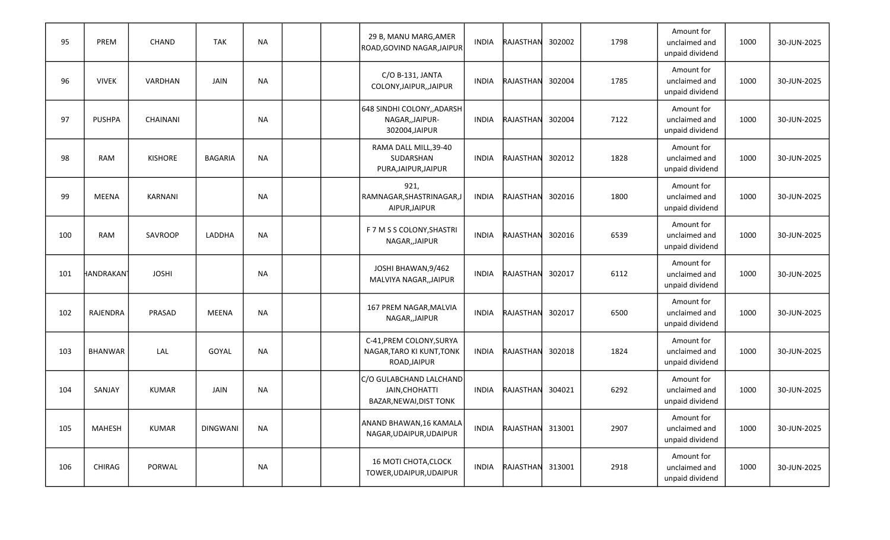| 95 | PREM | CHAND | TAK | NA | | | 29 B, MANU MARG,AMER ROAD,GOVIND NAGAR,JAIPUR | INDIA | RAJASTHAN | 302002 | 1798 | Amount for unclaimed and unpaid dividend | 1000 | 30-JUN-2025 |
|---|---|---|---|---|---|---|---|---|---|---|---|---|---|---|
| 96 | VIVEK | VARDHAN | JAIN | NA | | | C/O B-131, JANTA COLONY,JAIPUR,,JAIPUR | INDIA | RAJASTHAN | 302004 | 1785 | Amount for unclaimed and unpaid dividend | 1000 | 30-JUN-2025 |
| 97 | PUSHPA | CHAINANI | | NA | | | 648 SINDHI COLONY,,ADARSH NAGAR,,JAIPUR-302004,JAIPUR | INDIA | RAJASTHAN | 302004 | 7122 | Amount for unclaimed and unpaid dividend | 1000 | 30-JUN-2025 |
| 98 | RAM | KISHORE | BAGARIA | NA | | | RAMA DALL MILL,39-40 SUDARSHAN PURA,JAIPUR,JAIPUR | INDIA | RAJASTHAN | 302012 | 1828 | Amount for unclaimed and unpaid dividend | 1000 | 30-JUN-2025 |
| 99 | MEENA | KARNANI | | NA | | | 921, RAMNAGAR,SHASTRINAGAR,JAIPUR,JAIPUR | INDIA | RAJASTHAN | 302016 | 1800 | Amount for unclaimed and unpaid dividend | 1000 | 30-JUN-2025 |
| 100 | RAM | SAVROOP | LADDHA | NA | | | F 7 M S S COLONY,SHASTRI NAGAR,,JAIPUR | INDIA | RAJASTHAN | 302016 | 6539 | Amount for unclaimed and unpaid dividend | 1000 | 30-JUN-2025 |
| 101 | HANDRAKAN | JOSHI | | NA | | | JOSHI BHAWAN,9/462 MALVIYA NAGAR,,JAIPUR | INDIA | RAJASTHAN | 302017 | 6112 | Amount for unclaimed and unpaid dividend | 1000 | 30-JUN-2025 |
| 102 | RAJENDRA | PRASAD | MEENA | NA | | | 167 PREM NAGAR,MALVIA NAGAR,,JAIPUR | INDIA | RAJASTHAN | 302017 | 6500 | Amount for unclaimed and unpaid dividend | 1000 | 30-JUN-2025 |
| 103 | BHANWAR | LAL | GOYAL | NA | | | C-41,PREM COLONY,SURYA NAGAR,TARO KI KUNT,TONK ROAD,JAIPUR | INDIA | RAJASTHAN | 302018 | 1824 | Amount for unclaimed and unpaid dividend | 1000 | 30-JUN-2025 |
| 104 | SANJAY | KUMAR | JAIN | NA | | | C/O GULABCHAND LALCHAND JAIN,CHOHATTI BAZAR,NEWAI,DIST TONK | INDIA | RAJASTHAN | 304021 | 6292 | Amount for unclaimed and unpaid dividend | 1000 | 30-JUN-2025 |
| 105 | MAHESH | KUMAR | DINGWANI | NA | | | ANAND BHAWAN,16 KAMALA NAGAR,UDAIPUR,UDAIPUR | INDIA | RAJASTHAN | 313001 | 2907 | Amount for unclaimed and unpaid dividend | 1000 | 30-JUN-2025 |
| 106 | CHIRAG | PORWAL | | NA | | | 16 MOTI CHOTA,CLOCK TOWER,UDAIPUR,UDAIPUR | INDIA | RAJASTHAN | 313001 | 2918 | Amount for unclaimed and unpaid dividend | 1000 | 30-JUN-2025 |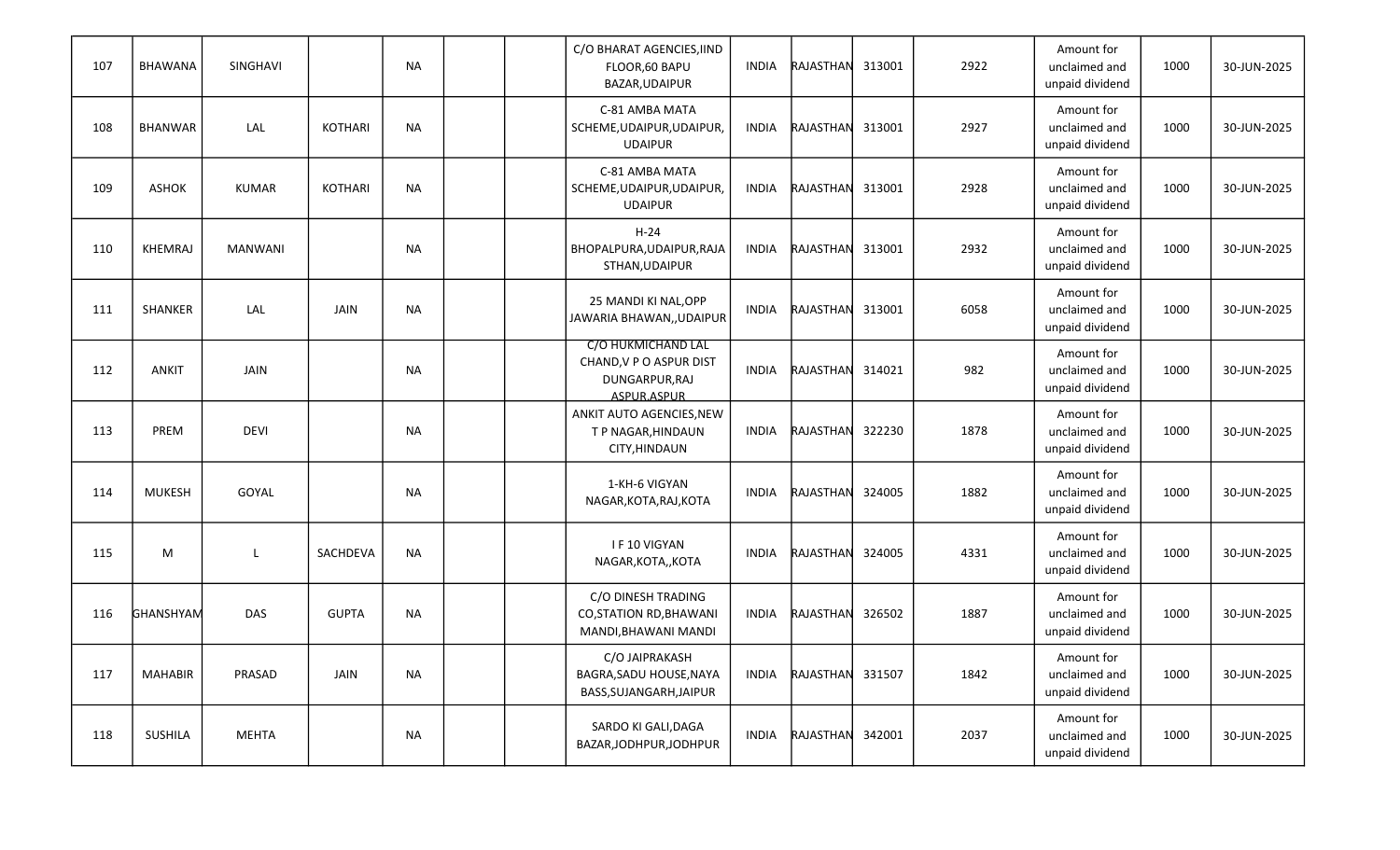| 107 | BHAWANA | SINGHAVI | | NA | | | C/O BHARAT AGENCIES,IIND FLOOR,60 BAPU BAZAR,UDAIPUR | INDIA | RAJASTHAN | 313001 | 2922 | Amount for unclaimed and unpaid dividend | 1000 | 30-JUN-2025 |
|---|---|---|---|---|---|---|---|---|---|---|---|---|---|---|
| 108 | BHANWAR | LAL | KOTHARI | NA | | | C-81 AMBA MATA SCHEME,UDAIPUR,UDAIPUR, UDAIPUR | INDIA | RAJASTHAN | 313001 | 2927 | Amount for unclaimed and unpaid dividend | 1000 | 30-JUN-2025 |
| 109 | ASHOK | KUMAR | KOTHARI | NA | | | C-81 AMBA MATA SCHEME,UDAIPUR,UDAIPUR, UDAIPUR | INDIA | RAJASTHAN | 313001 | 2928 | Amount for unclaimed and unpaid dividend | 1000 | 30-JUN-2025 |
| 110 | KHEMRAJ | MANWANI | | NA | | | H-24 BHOPALPURA,UDAIPUR,RAJA STHAN,UDAIPUR | INDIA | RAJASTHAN | 313001 | 2932 | Amount for unclaimed and unpaid dividend | 1000 | 30-JUN-2025 |
| 111 | SHANKER | LAL | JAIN | NA | | | 25 MANDI KI NAL,OPP JAWARIA BHAWAN,,UDAIPUR | INDIA | RAJASTHAN | 313001 | 6058 | Amount for unclaimed and unpaid dividend | 1000 | 30-JUN-2025 |
| 112 | ANKIT | JAIN | | NA | | | C/O HUKMICHAND LAL CHAND,V P O ASPUR DIST DUNGARPUR,RAJ ASPUR,ASPUR | INDIA | RAJASTHAN | 314021 | 982 | Amount for unclaimed and unpaid dividend | 1000 | 30-JUN-2025 |
| 113 | PREM | DEVI | | NA | | | ANKIT AUTO AGENCIES,NEW T P NAGAR,HINDAUN CITY,HINDAUN | INDIA | RAJASTHAN | 322230 | 1878 | Amount for unclaimed and unpaid dividend | 1000 | 30-JUN-2025 |
| 114 | MUKESH | GOYAL | | NA | | | 1-KH-6 VIGYAN NAGAR,KOTA,RAJ,KOTA | INDIA | RAJASTHAN | 324005 | 1882 | Amount for unclaimed and unpaid dividend | 1000 | 30-JUN-2025 |
| 115 | M | L | SACHDEVA | NA | | | I F 10 VIGYAN NAGAR,KOTA,,KOTA | INDIA | RAJASTHAN | 324005 | 4331 | Amount for unclaimed and unpaid dividend | 1000 | 30-JUN-2025 |
| 116 | GHANSHYAM | DAS | GUPTA | NA | | | C/O DINESH TRADING CO,STATION RD,BHAWANI MANDI,BHAWANI MANDI | INDIA | RAJASTHAN | 326502 | 1887 | Amount for unclaimed and unpaid dividend | 1000 | 30-JUN-2025 |
| 117 | MAHABIR | PRASAD | JAIN | NA | | | C/O JAIPRAKASH BAGRA,SADU HOUSE,NAYA BASS,SUJANGARH,JAIPUR | INDIA | RAJASTHAN | 331507 | 1842 | Amount for unclaimed and unpaid dividend | 1000 | 30-JUN-2025 |
| 118 | SUSHILA | MEHTA | | NA | | | SARDO KI GALI,DAGA BAZAR,JODHPUR,JODHPUR | INDIA | RAJASTHAN | 342001 | 2037 | Amount for unclaimed and unpaid dividend | 1000 | 30-JUN-2025 |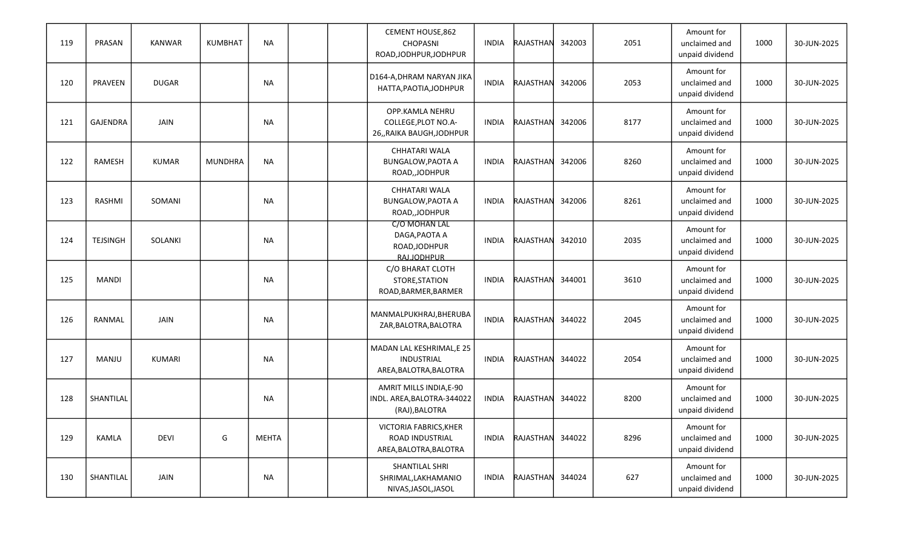| | | | | | | | | | | | | | | |
|---|---|---|---|---|---|---|---|---|---|---|---|---|---|---|
| 119 | PRASAN | KANWAR | KUMBHAT | NA | | | CEMENT HOUSE,862 CHOPASNI ROAD,JODHPUR,JODHPUR | INDIA | RAJASTHAN | 342003 | 2051 | Amount for unclaimed and unpaid dividend | 1000 | 30-JUN-2025 |
| 120 | PRAVEEN | DUGAR | | NA | | | D164-A,DHRAM NARYAN JIKA HATTA,PAOTIA,JODHPUR | INDIA | RAJASTHAN | 342006 | 2053 | Amount for unclaimed and unpaid dividend | 1000 | 30-JUN-2025 |
| 121 | GAJENDRA | JAIN | | NA | | | OPP.KAMLA NEHRU COLLEGE,PLOT NO.A-26,,RAIKA BAUGH,JODHPUR | INDIA | RAJASTHAN | 342006 | 8177 | Amount for unclaimed and unpaid dividend | 1000 | 30-JUN-2025 |
| 122 | RAMESH | KUMAR | MUNDHRA | NA | | | CHHATARI WALA BUNGALOW,PAOTA A ROAD,,JODHPUR | INDIA | RAJASTHAN | 342006 | 8260 | Amount for unclaimed and unpaid dividend | 1000 | 30-JUN-2025 |
| 123 | RASHMI | SOMANI | | NA | | | CHHATARI WALA BUNGALOW,PAOTA A ROAD,,JODHPUR | INDIA | RAJASTHAN | 342006 | 8261 | Amount for unclaimed and unpaid dividend | 1000 | 30-JUN-2025 |
| 124 | TEJSINGH | SOLANKI | | NA | | | C/O MOHAN LAL DAGA,PAOTA A ROAD,JODHPUR RAJ,JODHPUR | INDIA | RAJASTHAN | 342010 | 2035 | Amount for unclaimed and unpaid dividend | 1000 | 30-JUN-2025 |
| 125 | MANDI | | | NA | | | C/O BHARAT CLOTH STORE,STATION ROAD,BARMER,BARMER | INDIA | RAJASTHAN | 344001 | 3610 | Amount for unclaimed and unpaid dividend | 1000 | 30-JUN-2025 |
| 126 | RANMAL | JAIN | | NA | | | MANMALPUKHRAJ,BHERUBAZAR,BALOTRA,BALOTRA | INDIA | RAJASTHAN | 344022 | 2045 | Amount for unclaimed and unpaid dividend | 1000 | 30-JUN-2025 |
| 127 | MANJU | KUMARI | | NA | | | MADAN LAL KESHRIMAL,E 25 INDUSTRIAL AREA,BALOTRA,BALOTRA | INDIA | RAJASTHAN | 344022 | 2054 | Amount for unclaimed and unpaid dividend | 1000 | 30-JUN-2025 |
| 128 | SHANTILAL | | | NA | | | AMRIT MILLS INDIA,E-90 INDL. AREA,BALOTRA-344022 (RAJ),BALOTRA | INDIA | RAJASTHAN | 344022 | 8200 | Amount for unclaimed and unpaid dividend | 1000 | 30-JUN-2025 |
| 129 | KAMLA | DEVI | G | MEHTA | | | VICTORIA FABRICS,KHER ROAD INDUSTRIAL AREA,BALOTRA,BALOTRA | INDIA | RAJASTHAN | 344022 | 8296 | Amount for unclaimed and unpaid dividend | 1000 | 30-JUN-2025 |
| 130 | SHANTILAL | JAIN | | NA | | | SHANTILAL SHRI SHRIMAL,LAKHAMANIO NIVAS,JASOL,JASOL | INDIA | RAJASTHAN | 344024 | 627 | Amount for unclaimed and unpaid dividend | 1000 | 30-JUN-2025 |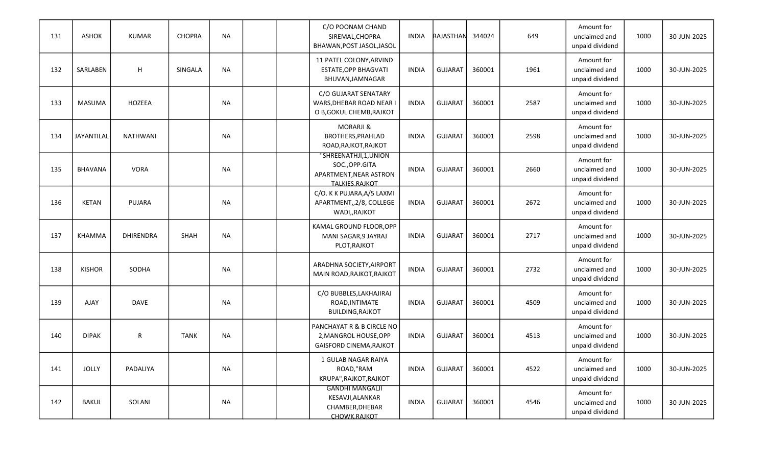| 131 | ASHOK | KUMAR | CHOPRA | NA | | | C/O POONAM CHAND SIREMAL,CHOPRA BHAWAN,POST JASOL,JASOL | INDIA | RAJASTHAN | 344024 | 649 | Amount for unclaimed and unpaid dividend | 1000 | 30-JUN-2025 |
|---|---|---|---|---|---|---|---|---|---|---|---|---|---|---|
| 132 | SARLABEN | H | SINGALA | NA | | | 11 PATEL COLONY,ARVIND ESTATE,OPP BHAGVATI BHUVAN,JAMNAGAR | INDIA | GUJARAT | 360001 | 1961 | Amount for unclaimed and unpaid dividend | 1000 | 30-JUN-2025 |
| 133 | MASUMA | HOZEEA | | NA | | | C/O GUJARAT SENATARY WARS,DHEBAR ROAD NEAR I O B,GOKUL CHEMB,RAJKOT | INDIA | GUJARAT | 360001 | 2587 | Amount for unclaimed and unpaid dividend | 1000 | 30-JUN-2025 |
| 134 | JAYANTILAL | NATHWANI | | NA | | | MORARJI & BROTHERS,PRAHLAD ROAD,RAJKOT,RAJKOT | INDIA | GUJARAT | 360001 | 2598 | Amount for unclaimed and unpaid dividend | 1000 | 30-JUN-2025 |
| 135 | BHAVANA | VORA | | NA | | | "SHREENATHJI,1,UNION SOC.,OPP.GITA APARTMENT,NEAR ASTRON TALKIES,RAJKOT | INDIA | GUJARAT | 360001 | 2660 | Amount for unclaimed and unpaid dividend | 1000 | 30-JUN-2025 |
| 136 | KETAN | PUJARA | | NA | | | C/O. K K PUJARA,A/5 LAXMI APARTMENT,,2/8, COLLEGE WADI,,RAJKOT | INDIA | GUJARAT | 360001 | 2672 | Amount for unclaimed and unpaid dividend | 1000 | 30-JUN-2025 |
| 137 | KHAMMA | DHIRENDRA | SHAH | NA | | | KAMAL GROUND FLOOR,OPP MANI SAGAR,9 JAYRAJ PLOT,RAJKOT | INDIA | GUJARAT | 360001 | 2717 | Amount for unclaimed and unpaid dividend | 1000 | 30-JUN-2025 |
| 138 | KISHOR | SODHA | | NA | | | ARADHNA SOCIETY,AIRPORT MAIN ROAD,RAJKOT,RAJKOT | INDIA | GUJARAT | 360001 | 2732 | Amount for unclaimed and unpaid dividend | 1000 | 30-JUN-2025 |
| 139 | AJAY | DAVE | | NA | | | C/O BUBBLES,LAKHAJIRAJ ROAD,INTIMATE BUILDING,RAJKOT | INDIA | GUJARAT | 360001 | 4509 | Amount for unclaimed and unpaid dividend | 1000 | 30-JUN-2025 |
| 140 | DIPAK | R | TANK | NA | | | PANCHAYAT R & B CIRCLE NO 2,MANGROL HOUSE,OPP GAISFORD CINEMA,RAJKOT | INDIA | GUJARAT | 360001 | 4513 | Amount for unclaimed and unpaid dividend | 1000 | 30-JUN-2025 |
| 141 | JOLLY | PADALIYA | | NA | | | 1 GULAB NAGAR RAIYA ROAD,"RAM KRUPA",RAJKOT,RAJKOT | INDIA | GUJARAT | 360001 | 4522 | Amount for unclaimed and unpaid dividend | 1000 | 30-JUN-2025 |
| 142 | BAKUL | SOLANI | | NA | | | GANDHI MANGALJI KESAVJI,ALANKAR CHAMBER,DHEBAR CHOWK,RAJKOT | INDIA | GUJARAT | 360001 | 4546 | Amount for unclaimed and unpaid dividend | 1000 | 30-JUN-2025 |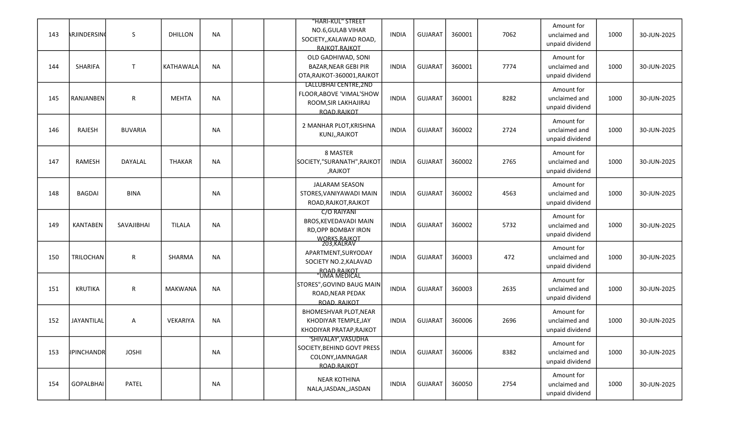| 143 | ARJINDERSING | S | DHILLON | NA | | | "HARI-KUL" STREET NO.6,GULAB VIHAR SOCIETY,,KALAWAD ROAD, RAJKOT,RAJKOT | INDIA | GUJARAT | 360001 | 7062 | Amount for unclaimed and unpaid dividend | 1000 | 30-JUN-2025 |
|---|---|---|---|---|---|---|---|---|---|---|---|---|---|---|
| 144 | SHARIFA | T | KATHAWALA | NA | | | OLD GADHIWAD, SONI BAZAR,NEAR GEBI PIR OTA,RAJKOT-360001,RAJKOT | INDIA | GUJARAT | 360001 | 7774 | Amount for unclaimed and unpaid dividend | 1000 | 30-JUN-2025 |
| 145 | RANJANBEN | R | MEHTA | NA | | | LALLUBHAI CENTRE,2ND FLOOR,ABOVE 'VIMAL'SHOW ROOM,SIR LAKHAJIRAJ ROAD,RAJKOT | INDIA | GUJARAT | 360001 | 8282 | Amount for unclaimed and unpaid dividend | 1000 | 30-JUN-2025 |
| 146 | RAJESH | BUVARIA | | NA | | | 2 MANHAR PLOT,KRISHNA KUNJ,,RAJKOT | INDIA | GUJARAT | 360002 | 2724 | Amount for unclaimed and unpaid dividend | 1000 | 30-JUN-2025 |
| 147 | RAMESH | DAYALAL | THAKAR | NA | | | 8 MASTER SOCIETY,"SURANATH",RAJKOT,RAJKOT | INDIA | GUJARAT | 360002 | 2765 | Amount for unclaimed and unpaid dividend | 1000 | 30-JUN-2025 |
| 148 | BAGDAI | BINA | | NA | | | JALARAM SEASON STORES,VANIYAWADI MAIN ROAD,RAJKOT,RAJKOT | INDIA | GUJARAT | 360002 | 4563 | Amount for unclaimed and unpaid dividend | 1000 | 30-JUN-2025 |
| 149 | KANTABEN | SAVAJIBHAI | TILALA | NA | | | C/O RAIYANI BROS,KEVEDAVADI MAIN RD,OPP BOMBAY IRON WORKS,RAJKOT | INDIA | GUJARAT | 360002 | 5732 | Amount for unclaimed and unpaid dividend | 1000 | 30-JUN-2025 |
| 150 | TRILOCHAN | R | SHARMA | NA | | | 203,KALRAV APARTMENT,SURYODAY SOCIETY NO.2,KALAVAD ROAD,RAJKOT | INDIA | GUJARAT | 360003 | 472 | Amount for unclaimed and unpaid dividend | 1000 | 30-JUN-2025 |
| 151 | KRUTIKA | R | MAKWANA | NA | | | "UMA MEDICAL STORES",GOVIND BAUG MAIN ROAD,NEAR PEDAK ROAD,,RAJKOT | INDIA | GUJARAT | 360003 | 2635 | Amount for unclaimed and unpaid dividend | 1000 | 30-JUN-2025 |
| 152 | JAYANTILAL | A | VEKARIYA | NA | | | BHOMESHVAR PLOT,NEAR KHODIYAR TEMPLE,JAY KHODIYAR PRATAP,RAJKOT | INDIA | GUJARAT | 360006 | 2696 | Amount for unclaimed and unpaid dividend | 1000 | 30-JUN-2025 |
| 153 | IPINCHANDR | JOSHI | | NA | | | 'SHIVALAY',VASUDHA SOCIETY,BEHIND GOVT PRESS COLONY,JAMNAGAR ROAD,RAJKOT | INDIA | GUJARAT | 360006 | 8382 | Amount for unclaimed and unpaid dividend | 1000 | 30-JUN-2025 |
| 154 | GOPALBHAI | PATEL | | NA | | | NEAR KOTHINA NALA,JASDAN,,JASDAN | INDIA | GUJARAT | 360050 | 2754 | Amount for unclaimed and unpaid dividend | 1000 | 30-JUN-2025 |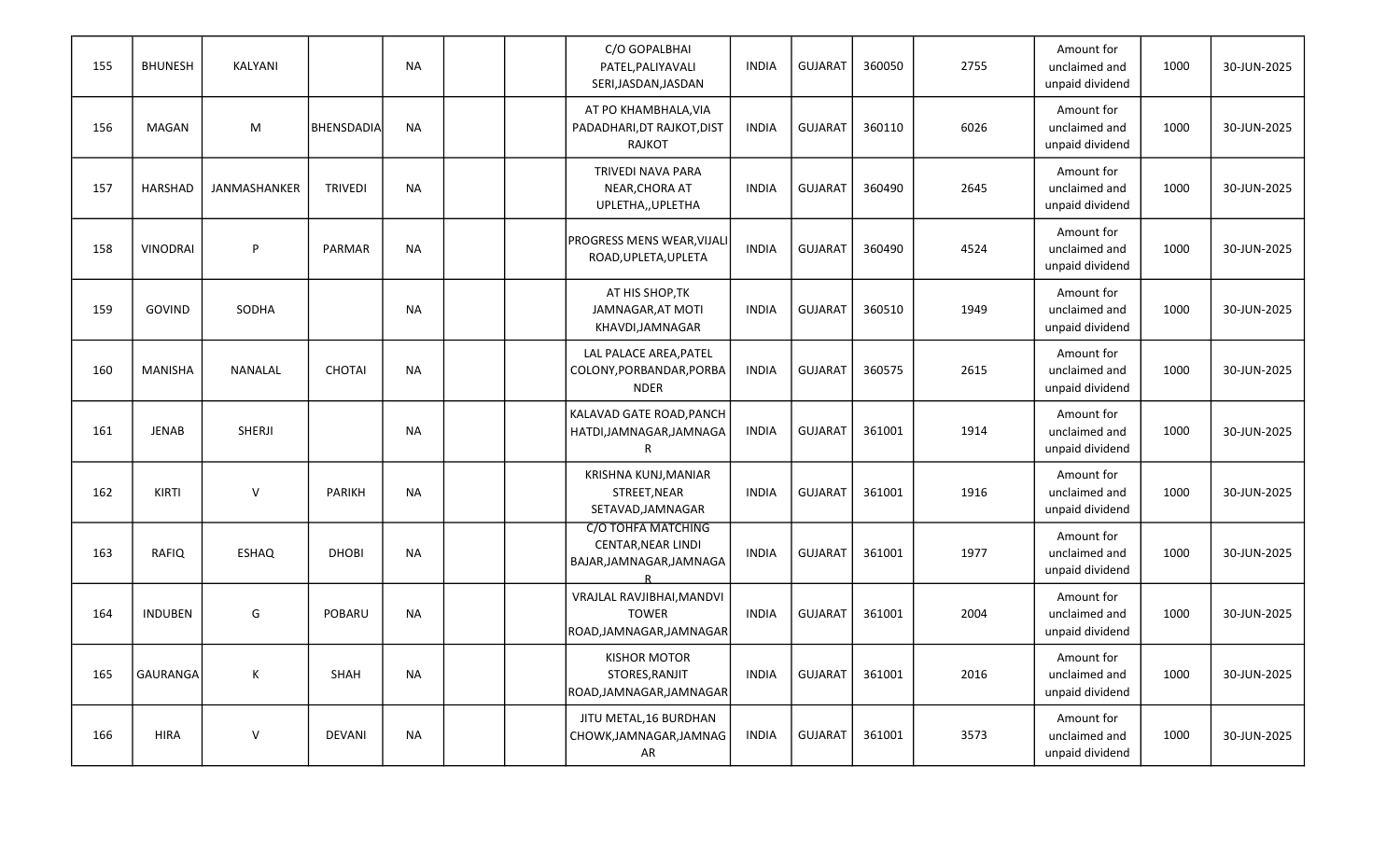| | | | | | | | | | | | | | | |
|---|---|---|---|---|---|---|---|---|---|---|---|---|---|---|
| 155 | BHUNESH | KALYANI | | NA | | | C/O GOPALBHAI PATEL,PALIYAVALI SERI,JASDAN,JASDAN | INDIA | GUJARAT | 360050 | 2755 | Amount for unclaimed and unpaid dividend | 1000 | 30-JUN-2025 |
| 156 | MAGAN | M | BHENSDADIA | NA | | | AT PO KHAMBHALA,VIA PADADHARI,DT RAJKOT,DIST RAJKOT | INDIA | GUJARAT | 360110 | 6026 | Amount for unclaimed and unpaid dividend | 1000 | 30-JUN-2025 |
| 157 | HARSHAD | JANMASHANKER | TRIVEDI | NA | | | TRIVEDI NAVA PARA NEAR,CHORA AT UPLETHA,,UPLETHA | INDIA | GUJARAT | 360490 | 2645 | Amount for unclaimed and unpaid dividend | 1000 | 30-JUN-2025 |
| 158 | VINODRAI | P | PARMAR | NA | | | PROGRESS MENS WEAR,VIJALI ROAD,UPLETA,UPLETA | INDIA | GUJARAT | 360490 | 4524 | Amount for unclaimed and unpaid dividend | 1000 | 30-JUN-2025 |
| 159 | GOVIND | SODHA | | NA | | | AT HIS SHOP,TK JAMNAGAR,AT MOTI KHAVDI,JAMNAGAR | INDIA | GUJARAT | 360510 | 1949 | Amount for unclaimed and unpaid dividend | 1000 | 30-JUN-2025 |
| 160 | MANISHA | NANALAL | CHOTAI | NA | | | LAL PALACE AREA,PATEL COLONY,PORBANDAR,PORBANDER | INDIA | GUJARAT | 360575 | 2615 | Amount for unclaimed and unpaid dividend | 1000 | 30-JUN-2025 |
| 161 | JENAB | SHERJI | | NA | | | KALAVAD GATE ROAD,PANCH HATDI,JAMNAGAR,JAMNAGAR | INDIA | GUJARAT | 361001 | 1914 | Amount for unclaimed and unpaid dividend | 1000 | 30-JUN-2025 |
| 162 | KIRTI | V | PARIKH | NA | | | KRISHNA KUNJ,MANIAR STREET,NEAR SETAVAD,JAMNAGAR | INDIA | GUJARAT | 361001 | 1916 | Amount for unclaimed and unpaid dividend | 1000 | 30-JUN-2025 |
| 163 | RAFIQ | ESHAQ | DHOBI | NA | | | C/O TOHFA MATCHING CENTAR,NEAR LINDI BAJAR,JAMNAGAR,JAMNAGAR | INDIA | GUJARAT | 361001 | 1977 | Amount for unclaimed and unpaid dividend | 1000 | 30-JUN-2025 |
| 164 | INDUBEN | G | POBARU | NA | | | VRAJLAL RAVJIBHAI,MANDVI TOWER ROAD,JAMNAGAR,JAMNAGAR | INDIA | GUJARAT | 361001 | 2004 | Amount for unclaimed and unpaid dividend | 1000 | 30-JUN-2025 |
| 165 | GAURANGA | K | SHAH | NA | | | KISHOR MOTOR STORES,RANJIT ROAD,JAMNAGAR,JAMNAGAR | INDIA | GUJARAT | 361001 | 2016 | Amount for unclaimed and unpaid dividend | 1000 | 30-JUN-2025 |
| 166 | HIRA | V | DEVANI | NA | | | JITU METAL,16 BURDHAN CHOWK,JAMNAGAR,JAMNAGAR | INDIA | GUJARAT | 361001 | 3573 | Amount for unclaimed and unpaid dividend | 1000 | 30-JUN-2025 |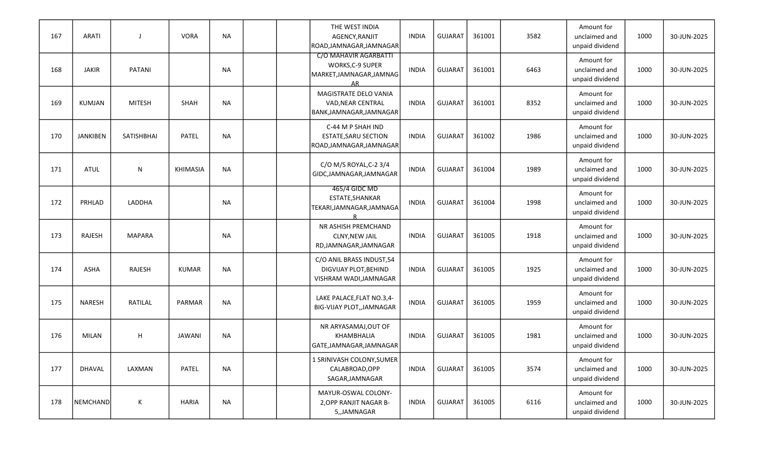| 167 | ARATI | J | VORA | NA | | | THE WEST INDIA AGENCY,RANJIT ROAD,JAMNAGAR,JAMNAGAR | INDIA | GUJARAT | 361001 | 3582 | Amount for unclaimed and unpaid dividend | 1000 | 30-JUN-2025 |
|---|---|---|---|---|---|---|---|---|---|---|---|---|---|---|
| 168 | JAKIR | PATANI | | NA | | | C/O MAHAVIR AGARBATTI WORKS,C-9 SUPER MARKET,JAMNAGAR,JAMNAGAR | INDIA | GUJARAT | 361001 | 6463 | Amount for unclaimed and unpaid dividend | 1000 | 30-JUN-2025 |
| 169 | KUMJAN | MITESH | SHAH | NA | | | MAGISTRATE DELO VANIA VAD,NEAR CENTRAL BANK,JAMNAGAR,JAMNAGAR | INDIA | GUJARAT | 361001 | 8352 | Amount for unclaimed and unpaid dividend | 1000 | 30-JUN-2025 |
| 170 | JANKIBEN | SATISHBHAI | PATEL | NA | | | C-44 M P SHAH IND ESTATE,SARU SECTION ROAD,JAMNAGAR,JAMNAGAR | INDIA | GUJARAT | 361002 | 1986 | Amount for unclaimed and unpaid dividend | 1000 | 30-JUN-2025 |
| 171 | ATUL | N | KHIMASIA | NA | | | C/O M/S ROYAL,C-2 3/4 GIDC,JAMNAGAR,JAMNAGAR | INDIA | GUJARAT | 361004 | 1989 | Amount for unclaimed and unpaid dividend | 1000 | 30-JUN-2025 |
| 172 | PRHLAD | LADDHA | | NA | | | 465/4 GIDC MD ESTATE,SHANKAR TEKARI,JAMNAGAR,JAMNAGAR | INDIA | GUJARAT | 361004 | 1998 | Amount for unclaimed and unpaid dividend | 1000 | 30-JUN-2025 |
| 173 | RAJESH | MAPARA | | NA | | | NR ASHISH PREMCHAND CLNY,NEW JAIL RD,JAMNAGAR,JAMNAGAR | INDIA | GUJARAT | 361005 | 1918 | Amount for unclaimed and unpaid dividend | 1000 | 30-JUN-2025 |
| 174 | ASHA | RAJESH | KUMAR | NA | | | C/O ANIL BRASS INDUST,54 DIGVIJAY PLOT,BEHIND VISHRAM WADI,JAMNAGAR | INDIA | GUJARAT | 361005 | 1925 | Amount for unclaimed and unpaid dividend | 1000 | 30-JUN-2025 |
| 175 | NARESH | RATILAL | PARMAR | NA | | | LAKE PALACE,FLAT NO.3,4-BIG-VIJAY PLOT,,JAMNAGAR | INDIA | GUJARAT | 361005 | 1959 | Amount for unclaimed and unpaid dividend | 1000 | 30-JUN-2025 |
| 176 | MILAN | H | JAWANI | NA | | | NR ARYASAMAJ,OUT OF KHAMBHALIA GATE,JAMNAGAR,JAMNAGAR | INDIA | GUJARAT | 361005 | 1981 | Amount for unclaimed and unpaid dividend | 1000 | 30-JUN-2025 |
| 177 | DHAVAL | LAXMAN | PATEL | NA | | | 1 SRINIVASH COLONY,SUMER CALABROAD,OPP SAGAR,JAMNAGAR | INDIA | GUJARAT | 361005 | 3574 | Amount for unclaimed and unpaid dividend | 1000 | 30-JUN-2025 |
| 178 | NEMCHAND | K | HARIA | NA | | | MAYUR-OSWAL COLONY-2,OPP RANJIT NAGAR B-5,,JAMNAGAR | INDIA | GUJARAT | 361005 | 6116 | Amount for unclaimed and unpaid dividend | 1000 | 30-JUN-2025 |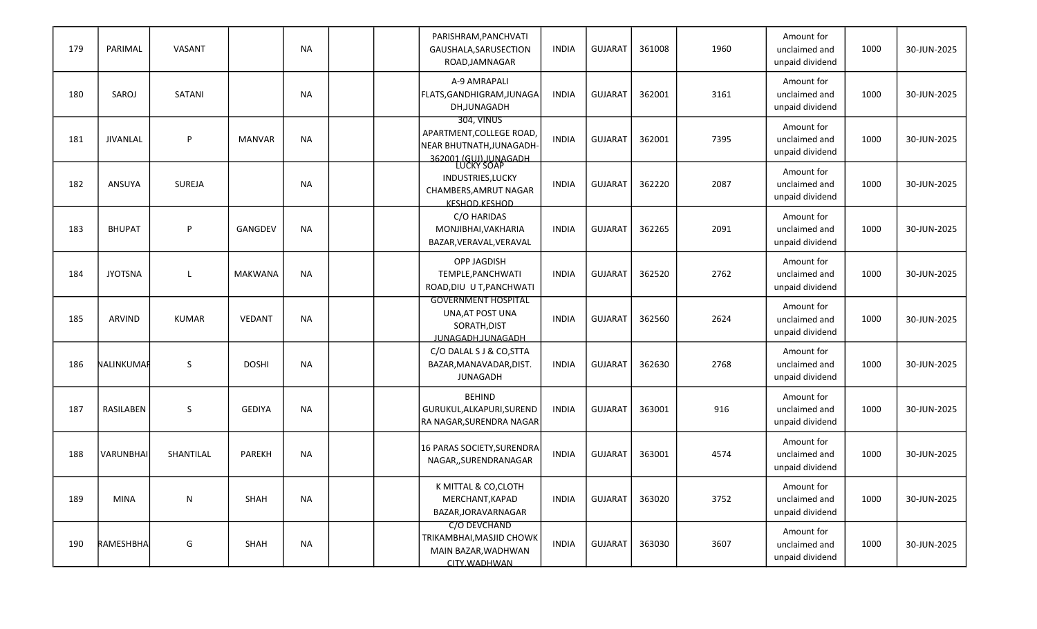| 179 | PARIMAL | VASANT | | NA | | | PARISHRAM,PANCHVATI GAUSHALA,SARUSECTION ROAD,JAMNAGAR | INDIA | GUJARAT | 361008 | 1960 | Amount for unclaimed and unpaid dividend | 1000 | 30-JUN-2025 |
|---|---|---|---|---|---|---|---|---|---|---|---|---|---|---|
| 180 | SAROJ | SATANI | | NA | | | A-9 AMRAPALI FLATS,GANDHIGRAM,JUNAGADH,JUNAGADH | INDIA | GUJARAT | 362001 | 3161 | Amount for unclaimed and unpaid dividend | 1000 | 30-JUN-2025 |
| 181 | JIVANLAL | P | MANVAR | NA | | | 304, VINUS APARTMENT,COLLEGE ROAD, NEAR BHUTNATH,JUNAGADH-362001 (GUJ),JUNAGADH | INDIA | GUJARAT | 362001 | 7395 | Amount for unclaimed and unpaid dividend | 1000 | 30-JUN-2025 |
| 182 | ANSUYA | SUREJA | | NA | | | LUCKY SOAP INDUSTRIES,LUCKY CHAMBERS,AMRUT NAGAR KESHOD,KESHOD | INDIA | GUJARAT | 362220 | 2087 | Amount for unclaimed and unpaid dividend | 1000 | 30-JUN-2025 |
| 183 | BHUPAT | P | GANGDEV | NA | | | C/O HARIDAS MONJIBHAI,VAKHARIA BAZAR,VERAVAL,VERAVAL | INDIA | GUJARAT | 362265 | 2091 | Amount for unclaimed and unpaid dividend | 1000 | 30-JUN-2025 |
| 184 | JYOTSNA | L | MAKWANA | NA | | | OPP JAGDISH TEMPLE,PANCHWATI ROAD,DIU U T,PANCHWATI | INDIA | GUJARAT | 362520 | 2762 | Amount for unclaimed and unpaid dividend | 1000 | 30-JUN-2025 |
| 185 | ARVIND | KUMAR | VEDANT | NA | | | GOVERNMENT HOSPITAL UNA,AT POST UNA SORATH,DIST JUNAGADH,JUNAGADH | INDIA | GUJARAT | 362560 | 2624 | Amount for unclaimed and unpaid dividend | 1000 | 30-JUN-2025 |
| 186 | NALINKUMAR | S | DOSHI | NA | | | C/O DALAL S J & CO,STTA BAZAR,MANAVADAR,DIST. JUNAGADH | INDIA | GUJARAT | 362630 | 2768 | Amount for unclaimed and unpaid dividend | 1000 | 30-JUN-2025 |
| 187 | RASILABEN | S | GEDIYA | NA | | | BEHIND GURUKUL,ALKAPURI,SURENDRA NAGAR,SURENDRA NAGAR | INDIA | GUJARAT | 363001 | 916 | Amount for unclaimed and unpaid dividend | 1000 | 30-JUN-2025 |
| 188 | VARUNBHAI | SHANTILAL | PAREKH | NA | | | 16 PARAS SOCIETY,SURENDRA NAGAR,,SURENDRANAGAR | INDIA | GUJARAT | 363001 | 4574 | Amount for unclaimed and unpaid dividend | 1000 | 30-JUN-2025 |
| 189 | MINA | N | SHAH | NA | | | K MITTAL & CO,CLOTH MERCHANT,KAPAD BAZAR,JORAVARNAGAR | INDIA | GUJARAT | 363020 | 3752 | Amount for unclaimed and unpaid dividend | 1000 | 30-JUN-2025 |
| 190 | RAMESHBHAI | G | SHAH | NA | | | C/O DEVCHAND TRIKAMBHAI,MASJID CHOWK MAIN BAZAR,WADHWAN CITY,WADHWAN | INDIA | GUJARAT | 363030 | 3607 | Amount for unclaimed and unpaid dividend | 1000 | 30-JUN-2025 |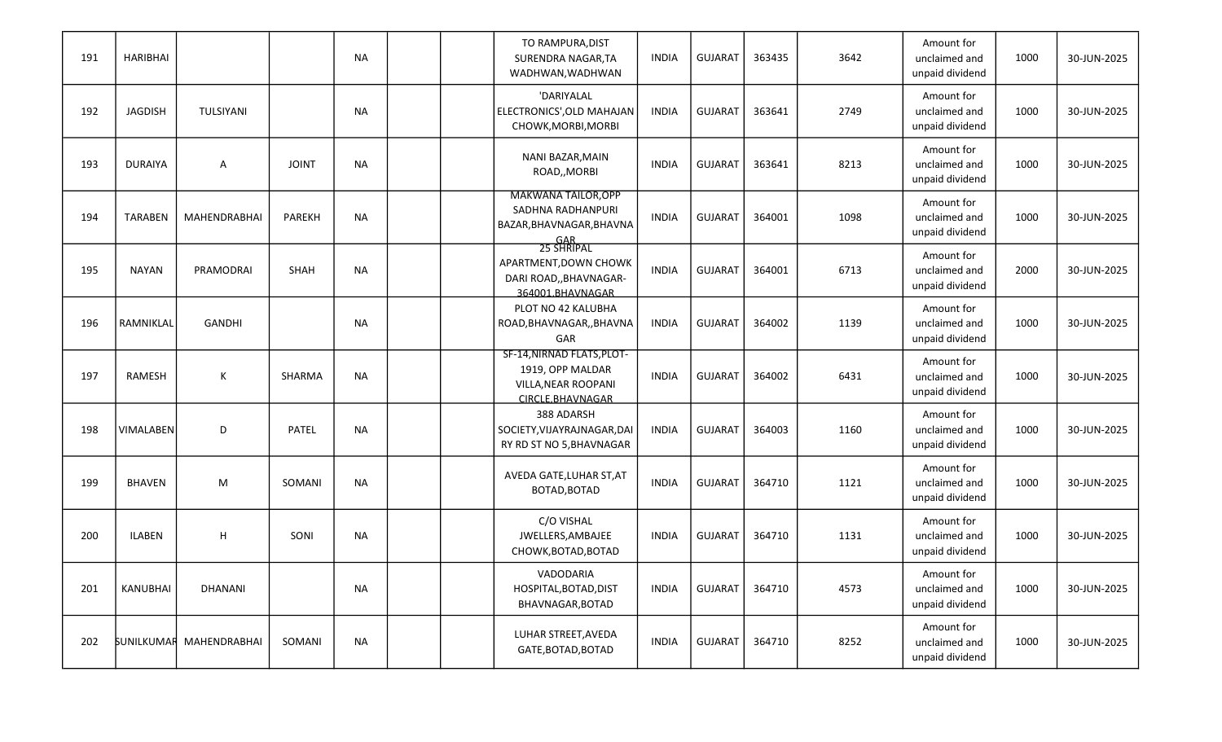| 191 | HARIBHAI | | | NA | | | TO RAMPURA,DIST SURENDRA NAGAR,TA WADHWAN,WADHWAN | INDIA | GUJARAT | 363435 | 3642 | Amount for unclaimed and unpaid dividend | 1000 | 30-JUN-2025 |
|---|---|---|---|---|---|---|---|---|---|---|---|---|---|---|
| 192 | JAGDISH | TULSIYANI | | NA | | | 'DARIYALAL ELECTRONICS',OLD MAHAJAN CHOWK,MORBI,MORBI | INDIA | GUJARAT | 363641 | 2749 | Amount for unclaimed and unpaid dividend | 1000 | 30-JUN-2025 |
| 193 | DURAIYA | A | JOINT | NA | | | NANI BAZAR,MAIN ROAD,,MORBI | INDIA | GUJARAT | 363641 | 8213 | Amount for unclaimed and unpaid dividend | 1000 | 30-JUN-2025 |
| 194 | TARABEN | MAHENDRABHAI | PAREKH | NA | | | MAKWANA TAILOR,OPP SADHNA RADHANPURI BAZAR,BHAVNAGAR,BHAVNAGAR | INDIA | GUJARAT | 364001 | 1098 | Amount for unclaimed and unpaid dividend | 1000 | 30-JUN-2025 |
| 195 | NAYAN | PRAMODRAI | SHAH | NA | | | 25 SHRIPAL APARTMENT,DOWN CHOWK DARI ROAD,,BHAVNAGAR-364001,BHAVNAGAR | INDIA | GUJARAT | 364001 | 6713 | Amount for unclaimed and unpaid dividend | 2000 | 30-JUN-2025 |
| 196 | RAMNIKLAL | GANDHI | | NA | | | PLOT NO 42 KALUBHA ROAD,BHAVNAGAR,,BHAVNAGAR | INDIA | GUJARAT | 364002 | 1139 | Amount for unclaimed and unpaid dividend | 1000 | 30-JUN-2025 |
| 197 | RAMESH | K | SHARMA | NA | | | SF-14,NIRNAD FLATS,PLOT-1919, OPP MALDAR VILLA,NEAR ROOPANI CIRCLE,BHAVNAGAR | INDIA | GUJARAT | 364002 | 6431 | Amount for unclaimed and unpaid dividend | 1000 | 30-JUN-2025 |
| 198 | VIMALABEN | D | PATEL | NA | | | 388 ADARSH SOCIETY,VIJAYRAJNAGAR,DAIRY RD ST NO 5,BHAVNAGAR | INDIA | GUJARAT | 364003 | 1160 | Amount for unclaimed and unpaid dividend | 1000 | 30-JUN-2025 |
| 199 | BHAVEN | M | SOMANI | NA | | | AVEDA GATE,LUHAR ST,AT BOTAD,BOTAD | INDIA | GUJARAT | 364710 | 1121 | Amount for unclaimed and unpaid dividend | 1000 | 30-JUN-2025 |
| 200 | ILABEN | H | SONI | NA | | | C/O VISHAL JWELLERS,AMBAJEE CHOWK,BOTAD,BOTAD | INDIA | GUJARAT | 364710 | 1131 | Amount for unclaimed and unpaid dividend | 1000 | 30-JUN-2025 |
| 201 | KANUBHAI | DHANANI | | NA | | | VADODARIA HOSPITAL,BOTAD,DIST BHAVNAGAR,BOTAD | INDIA | GUJARAT | 364710 | 4573 | Amount for unclaimed and unpaid dividend | 1000 | 30-JUN-2025 |
| 202 | SUNILKUMAR | MAHENDRABHAI | SOMANI | NA | | | LUHAR STREET,AVEDA GATE,BOTAD,BOTAD | INDIA | GUJARAT | 364710 | 8252 | Amount for unclaimed and unpaid dividend | 1000 | 30-JUN-2025 |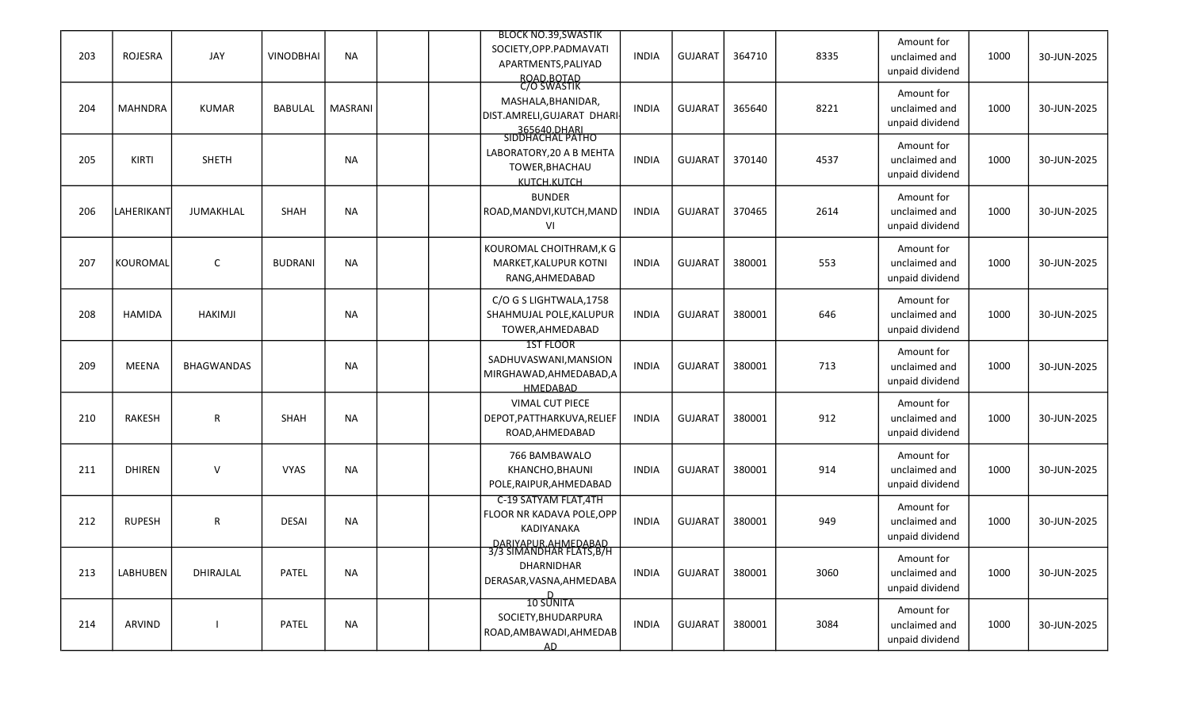| 203 | ROJESRA | JAY | VINODBHAI | NA | | | BLOCK NO.39,SWASTIK SOCIETY,OPP.PADMAVATI APARTMENTS,PALIYAD ROAD,BOTAD | INDIA | GUJARAT | 364710 | 8335 | Amount for unclaimed and unpaid dividend | 1000 | 30-JUN-2025 |
|---|---|---|---|---|---|---|---|---|---|---|---|---|---|---|
| 204 | MAHNDRA | KUMAR | BABULAL | MASRANI | | | C/O SWASTIK MASHALA,BHANIDAR, DIST.AMRELI,GUJARAT DHARI-365640,DHARI | INDIA | GUJARAT | 365640 | 8221 | Amount for unclaimed and unpaid dividend | 1000 | 30-JUN-2025 |
| 205 | KIRTI | SHETH | | NA | | | SIDDHACHAL PATHO LABORATORY,20 A B MEHTA TOWER,BHACHAU KUTCH,KUTCH | INDIA | GUJARAT | 370140 | 4537 | Amount for unclaimed and unpaid dividend | 1000 | 30-JUN-2025 |
| 206 | LAHERIKANT | JUMAKHLAL | SHAH | NA | | | BUNDER ROAD,MANDVI,KUTCH,MANDVI | INDIA | GUJARAT | 370465 | 2614 | Amount for unclaimed and unpaid dividend | 1000 | 30-JUN-2025 |
| 207 | KOUROMAL | C | BUDRANI | NA | | | KOUROMAL CHOITHRAM,K G MARKET,KALUPUR KOTNI RANG,AHMEDABAD | INDIA | GUJARAT | 380001 | 553 | Amount for unclaimed and unpaid dividend | 1000 | 30-JUN-2025 |
| 208 | HAMIDA | HAKIMJI | | NA | | | C/O G S LIGHTWALA,1758 SHAHMUJAL POLE,KALUPUR TOWER,AHMEDABAD | INDIA | GUJARAT | 380001 | 646 | Amount for unclaimed and unpaid dividend | 1000 | 30-JUN-2025 |
| 209 | MEENA | BHAGWANDAS | | NA | | | 1ST FLOOR SADHUVASWANI,MANSION MIRGHAWAD,AHMEDABAD,AHMEDABAD | INDIA | GUJARAT | 380001 | 713 | Amount for unclaimed and unpaid dividend | 1000 | 30-JUN-2025 |
| 210 | RAKESH | R | SHAH | NA | | | VIMAL CUT PIECE DEPOT,PATTHARKUVA,RELIEF ROAD,AHMEDABAD | INDIA | GUJARAT | 380001 | 912 | Amount for unclaimed and unpaid dividend | 1000 | 30-JUN-2025 |
| 211 | DHIREN | V | VYAS | NA | | | 766 BAMBAWALO KHANCHO,BHAUNI POLE,RAIPUR,AHMEDABAD | INDIA | GUJARAT | 380001 | 914 | Amount for unclaimed and unpaid dividend | 1000 | 30-JUN-2025 |
| 212 | RUPESH | R | DESAI | NA | | | C-19 SATYAM FLAT,4TH FLOOR NR KADAVA POLE,OPP KADIYANAKA DARIYAPUR,AHMEDABAD | INDIA | GUJARAT | 380001 | 949 | Amount for unclaimed and unpaid dividend | 1000 | 30-JUN-2025 |
| 213 | LABHUBEN | DHIRAJLAL | PATEL | NA | | | 3/3 SIMANDHAR FLATS,B/H DHARNIDHAR DERASAR,VASNA,AHMEDABAD | INDIA | GUJARAT | 380001 | 3060 | Amount for unclaimed and unpaid dividend | 1000 | 30-JUN-2025 |
| 214 | ARVIND | I | PATEL | NA | | | 10 SUNITA SOCIETY,BHUDARPURA ROAD,AMBAWADI,AHMEDABAD | INDIA | GUJARAT | 380001 | 3084 | Amount for unclaimed and unpaid dividend | 1000 | 30-JUN-2025 |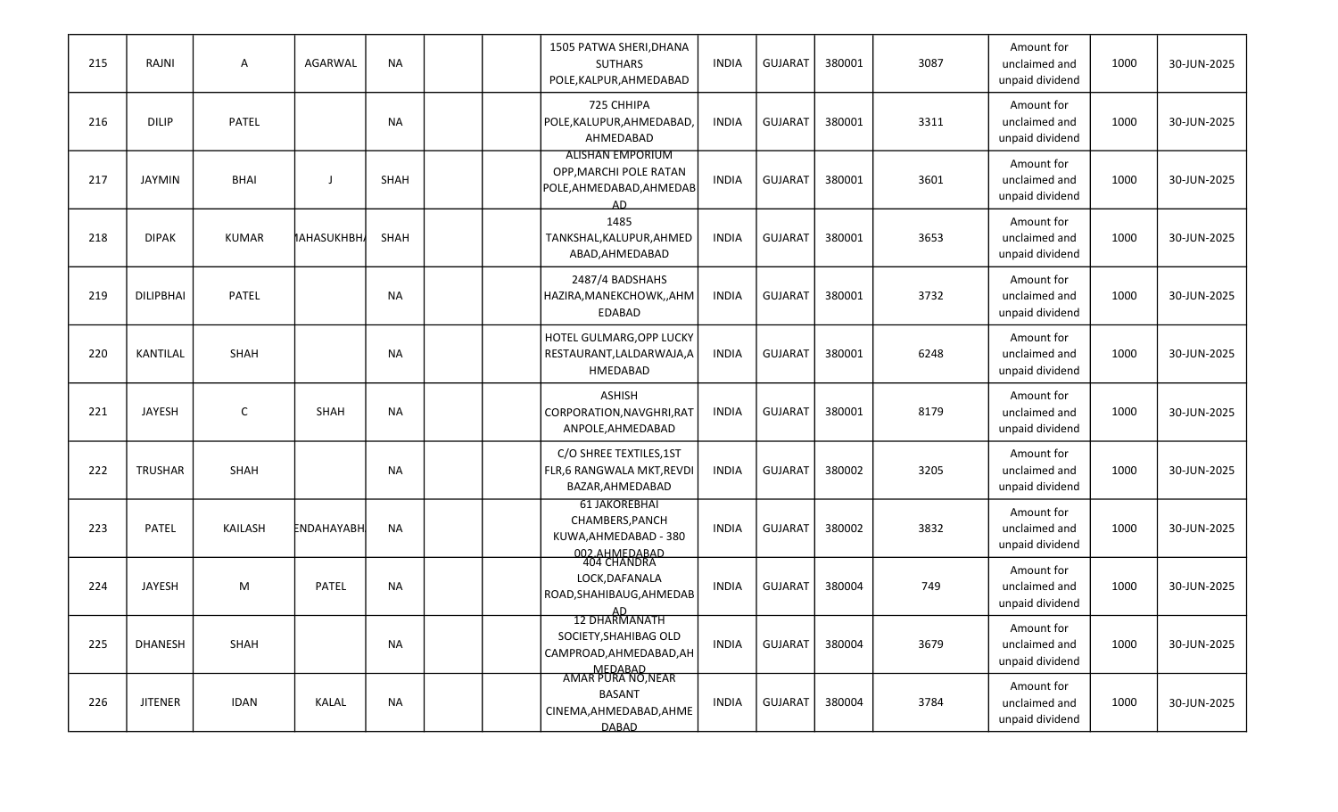| | | | | | | | | | | | | | | |
|---|---|---|---|---|---|---|---|---|---|---|---|---|---|---|
| 215 | RAJNI | A | AGARWAL | NA | | | 1505 PATWA SHERI,DHANA SUTHARS POLE,KALPUR,AHMEDABAD | INDIA | GUJARAT | 380001 | 3087 | Amount for unclaimed and unpaid dividend | 1000 | 30-JUN-2025 |
| 216 | DILIP | PATEL | | NA | | | 725 CHHIPA POLE,KALUPUR,AHMEDABAD, AHMEDABAD | INDIA | GUJARAT | 380001 | 3311 | Amount for unclaimed and unpaid dividend | 1000 | 30-JUN-2025 |
| 217 | JAYMIN | BHAI | J | SHAH | | | ALISHAN EMPORIUM OPP,MARCHI POLE RATAN POLE,AHMEDABAD,AHMEDABAD | INDIA | GUJARAT | 380001 | 3601 | Amount for unclaimed and unpaid dividend | 1000 | 30-JUN-2025 |
| 218 | DIPAK | KUMAR | MAHASUKHBHA | SHAH | | | 1485 TANKSHAL,KALUPUR,AHMEDABAD,AHMEDABAD | INDIA | GUJARAT | 380001 | 3653 | Amount for unclaimed and unpaid dividend | 1000 | 30-JUN-2025 |
| 219 | DILIPBHAI | PATEL | | NA | | | 2487/4 BADSHAHS HAZIRA,MANEKCHOWK,,AHMEDABAD | INDIA | GUJARAT | 380001 | 3732 | Amount for unclaimed and unpaid dividend | 1000 | 30-JUN-2025 |
| 220 | KANTILAL | SHAH | | NA | | | HOTEL GULMARG,OPP LUCKY RESTAURANT,LALDARWAJA,AHMEDABAD | INDIA | GUJARAT | 380001 | 6248 | Amount for unclaimed and unpaid dividend | 1000 | 30-JUN-2025 |
| 221 | JAYESH | C | SHAH | NA | | | ASHISH CORPORATION,NAVGHRI,RATANPOLE,AHMEDABAD | INDIA | GUJARAT | 380001 | 8179 | Amount for unclaimed and unpaid dividend | 1000 | 30-JUN-2025 |
| 222 | TRUSHAR | SHAH | | NA | | | C/O SHREE TEXTILES,1ST FLR,6 RANGWALA MKT,REVDI BAZAR,AHMEDABAD | INDIA | GUJARAT | 380002 | 3205 | Amount for unclaimed and unpaid dividend | 1000 | 30-JUN-2025 |
| 223 | PATEL | KAILASH | ENDAHAYABH | NA | | | 61 JAKOREBHAI CHAMBERS,PANCH KUWA,AHMEDABAD - 380 002,AHMEDABAD | INDIA | GUJARAT | 380002 | 3832 | Amount for unclaimed and unpaid dividend | 1000 | 30-JUN-2025 |
| 224 | JAYESH | M | PATEL | NA | | | 404 CHANDRA LOCK,DAFANALA ROAD,SHAHIBAUG,AHMEDABAD | INDIA | GUJARAT | 380004 | 749 | Amount for unclaimed and unpaid dividend | 1000 | 30-JUN-2025 |
| 225 | DHANESH | SHAH | | NA | | | 12 DHARMANATH SOCIETY,SHAHIBAG OLD CAMPROAD,AHMEDABAD,AHMEDABAD | INDIA | GUJARAT | 380004 | 3679 | Amount for unclaimed and unpaid dividend | 1000 | 30-JUN-2025 |
| 226 | JITENER | IDAN | KALAL | NA | | | AMAR PURA NO,NEAR BASANT CINEMA,AHMEDABAD,AHMEDABAD | INDIA | GUJARAT | 380004 | 3784 | Amount for unclaimed and unpaid dividend | 1000 | 30-JUN-2025 |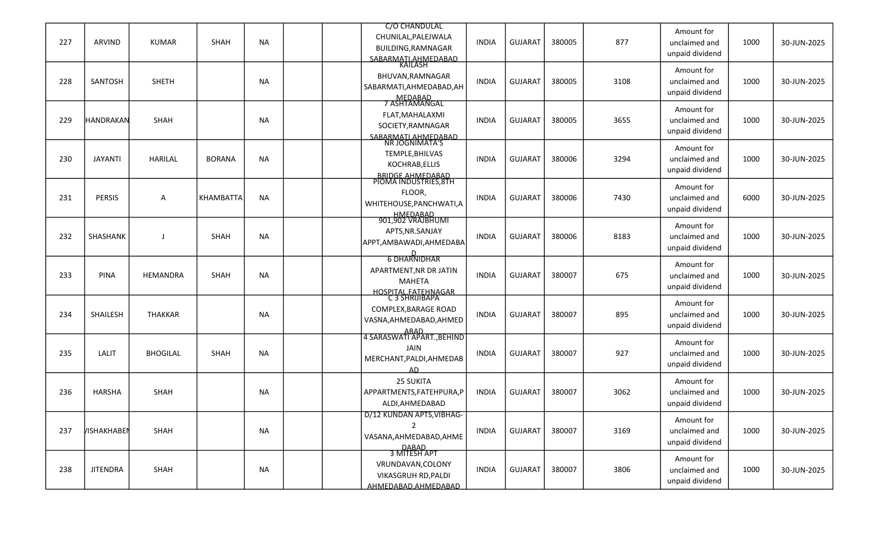| | | | | | | | | | | | | | | |
|---|---|---|---|---|---|---|---|---|---|---|---|---|---|---|
| 227 | ARVIND | KUMAR | SHAH | NA | | | C/O CHANDULAL CHUNILAL,PALEJWALA BUILDING,RAMNAGAR SABARMATI,AHMEDABAD | INDIA | GUJARAT | 380005 | 877 | Amount for unclaimed and unpaid dividend | 1000 | 30-JUN-2025 |
| 228 | SANTOSH | SHETH | | NA | | | KAILASH BHUVAN,RAMNAGAR SABARMATI,AHMEDABAD,AHMEDABAD | INDIA | GUJARAT | 380005 | 3108 | Amount for unclaimed and unpaid dividend | 1000 | 30-JUN-2025 |
| 229 | HANDRAKAN | SHAH | | NA | | | 7 ASHTAMANGAL FLAT,MAHALAXMI SOCIETY,RAMNAGAR SABARMATI,AHMEDABAD | INDIA | GUJARAT | 380005 | 3655 | Amount for unclaimed and unpaid dividend | 1000 | 30-JUN-2025 |
| 230 | JAYANTI | HARILAL | BORANA | NA | | | NR JOGNIMATA'S TEMPLE,BHILVAS KOCHRAB,ELLIS BRIDGE,AHMEDABAD | INDIA | GUJARAT | 380006 | 3294 | Amount for unclaimed and unpaid dividend | 1000 | 30-JUN-2025 |
| 231 | PERSIS | A | KHAMBATTA | NA | | | PIOMA INDUSTRIES,8TH FLOOR, WHITEHOUSE,PANCHWATI,AHMEDABAD | INDIA | GUJARAT | 380006 | 7430 | Amount for unclaimed and unpaid dividend | 6000 | 30-JUN-2025 |
| 232 | SHASHANK | J | SHAH | NA | | | 901,902 VRAJBHUMI APTS,NR.SANJAY APPT,AMBAWADI,AHMEDABAD | INDIA | GUJARAT | 380006 | 8183 | Amount for unclaimed and unpaid dividend | 1000 | 30-JUN-2025 |
| 233 | PINA | HEMANDRA | SHAH | NA | | | 6 DHARNIDHAR APARTMENT,NR DR JATIN MAHETA HOSPITAL,FATEHNAGAR | INDIA | GUJARAT | 380007 | 675 | Amount for unclaimed and unpaid dividend | 1000 | 30-JUN-2025 |
| 234 | SHAILESH | THAKKAR | | NA | | | C 3 SHRIJIBAPA COMPLEX,BARAGE ROAD VASNA,AHMEDABAD,AHMEDABAD | INDIA | GUJARAT | 380007 | 895 | Amount for unclaimed and unpaid dividend | 1000 | 30-JUN-2025 |
| 235 | LALIT | BHOGILAL | SHAH | NA | | | 4 SARASWATI APART.,BEHIND JAIN MERCHANT,PALDI,AHMEDABAD | INDIA | GUJARAT | 380007 | 927 | Amount for unclaimed and unpaid dividend | 1000 | 30-JUN-2025 |
| 236 | HARSHA | SHAH | | NA | | | 25 SUKITA APPARTMENTS,FATEHPURA,PALDI,AHMEDABAD | INDIA | GUJARAT | 380007 | 3062 | Amount for unclaimed and unpaid dividend | 1000 | 30-JUN-2025 |
| 237 | VISHAKHABEN | SHAH | | NA | | | D/12 KUNDAN APTS,VIBHAG-2 VASANA,AHMEDABAD,AHMEDABAD | INDIA | GUJARAT | 380007 | 3169 | Amount for unclaimed and unpaid dividend | 1000 | 30-JUN-2025 |
| 238 | JITENDRA | SHAH | | NA | | | 3 MITESH APT VRUNDAVAN,COLONY VIKASGRUH RD,PALDI AHMEDABAD,AHMEDABAD | INDIA | GUJARAT | 380007 | 3806 | Amount for unclaimed and unpaid dividend | 1000 | 30-JUN-2025 |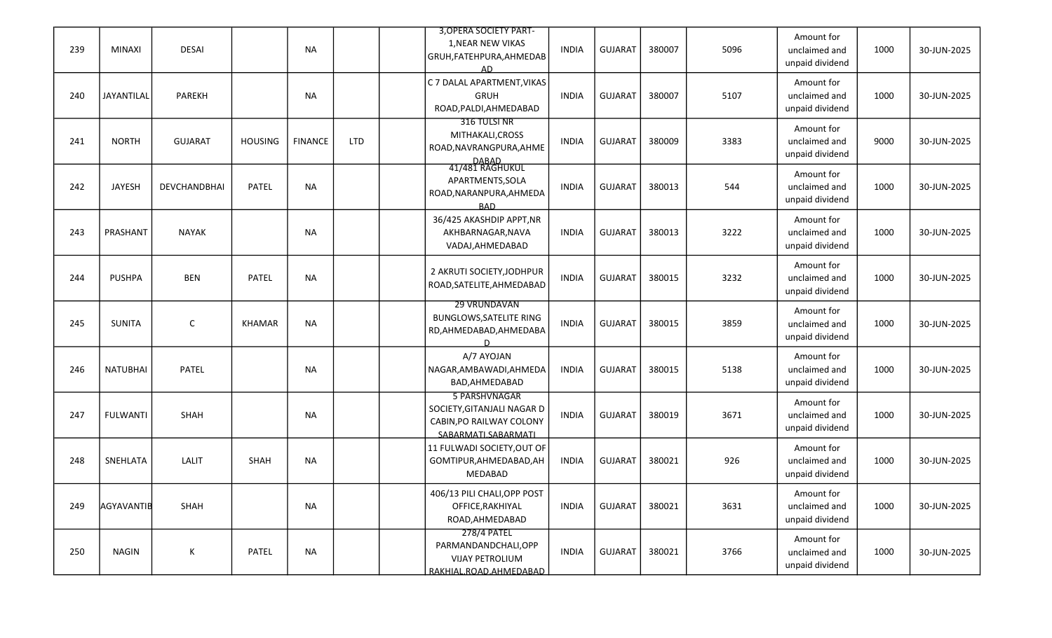| 239 | MINAXI | DESAI | | NA | | | 3,OPERA SOCIETY PART-1,NEAR NEW VIKAS GRUH,FATEHPURA,AHMEDABAD | INDIA | GUJARAT | 380007 | 5096 | Amount for unclaimed and unpaid dividend | 1000 | 30-JUN-2025 |
|---|---|---|---|---|---|---|---|---|---|---|---|---|---|---|
| 240 | JAYANTILAL | PAREKH | | NA | | | C 7 DALAL APARTMENT,VIKAS GRUH ROAD,PALDI,AHMEDABAD | INDIA | GUJARAT | 380007 | 5107 | Amount for unclaimed and unpaid dividend | 1000 | 30-JUN-2025 |
| 241 | NORTH | GUJARAT | HOUSING | FINANCE | LTD | | 316 TULSI NR MITHAKALI,CROSS ROAD,NAVRANGPURA,AHMEDABAD | INDIA | GUJARAT | 380009 | 3383 | Amount for unclaimed and unpaid dividend | 9000 | 30-JUN-2025 |
| 242 | JAYESH | DEVCHANDBHAI | PATEL | NA | | | 41/481 RAGHUKUL APARTMENTS,SOLA ROAD,NARANPURA,AHMEDABAD | INDIA | GUJARAT | 380013 | 544 | Amount for unclaimed and unpaid dividend | 1000 | 30-JUN-2025 |
| 243 | PRASHANT | NAYAK | | NA | | | 36/425 AKASHDIP APPT,NR AKHBARNAGAR,NAVA VADAJ,AHMEDABAD | INDIA | GUJARAT | 380013 | 3222 | Amount for unclaimed and unpaid dividend | 1000 | 30-JUN-2025 |
| 244 | PUSHPA | BEN | PATEL | NA | | | 2 AKRUTI SOCIETY,JODHPUR ROAD,SATELITE,AHMEDABAD | INDIA | GUJARAT | 380015 | 3232 | Amount for unclaimed and unpaid dividend | 1000 | 30-JUN-2025 |
| 245 | SUNITA | C | KHAMAR | NA | | | 29 VRUNDAVAN BUNGLOWS,SATELITE RING RD,AHMEDABAD,AHMEDABAD | INDIA | GUJARAT | 380015 | 3859 | Amount for unclaimed and unpaid dividend | 1000 | 30-JUN-2025 |
| 246 | NATUBHAI | PATEL | | NA | | | A/7 AYOJAN NAGAR,AMBAWADI,AHMEDABAD,AHMEDABAD | INDIA | GUJARAT | 380015 | 5138 | Amount for unclaimed and unpaid dividend | 1000 | 30-JUN-2025 |
| 247 | FULWANTI | SHAH | | NA | | | 5 PARSHVNAGAR SOCIETY,GITANJALI NAGAR D CABIN,PO RAILWAY COLONY SABARMATI,SABARMATI | INDIA | GUJARAT | 380019 | 3671 | Amount for unclaimed and unpaid dividend | 1000 | 30-JUN-2025 |
| 248 | SNEHLATA | LALIT | SHAH | NA | | | 11 FULWADI SOCIETY,OUT OF GOMTIPUR,AHMEDABAD,AHMEDABAD | INDIA | GUJARAT | 380021 | 926 | Amount for unclaimed and unpaid dividend | 1000 | 30-JUN-2025 |
| 249 | AGYAVANTIB | SHAH | | NA | | | 406/13 PILI CHALI,OPP POST OFFICE,RAKHIYAL ROAD,AHMEDABAD | INDIA | GUJARAT | 380021 | 3631 | Amount for unclaimed and unpaid dividend | 1000 | 30-JUN-2025 |
| 250 | NAGIN | K | PATEL | NA | | | 278/4 PATEL PARMANANDCHALI,OPP VIJAY PETROLIUM RAKHIAL,ROAD,AHMEDABAD | INDIA | GUJARAT | 380021 | 3766 | Amount for unclaimed and unpaid dividend | 1000 | 30-JUN-2025 |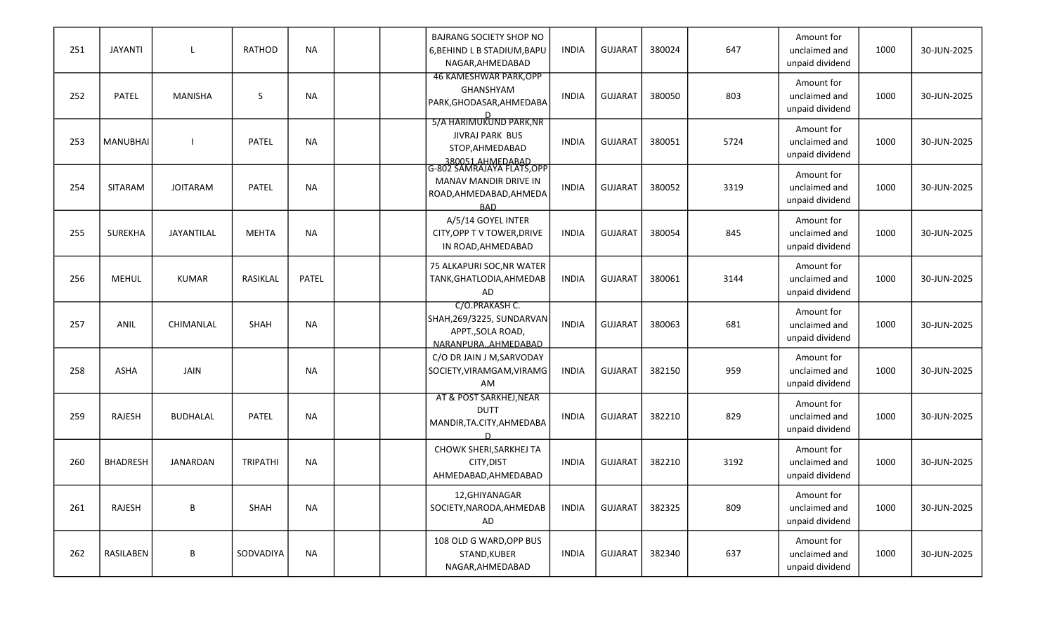| | | | | | | | | | | | | | | |
|---|---|---|---|---|---|---|---|---|---|---|---|---|---|---|
| 251 | JAYANTI | L | RATHOD | NA | | | BAJRANG SOCIETY SHOP NO 6,BEHIND L B STADIUM,BAPU NAGAR,AHMEDABAD | INDIA | GUJARAT | 380024 | 647 | Amount for unclaimed and unpaid dividend | 1000 | 30-JUN-2025 |
| 252 | PATEL | MANISHA | S | NA | | | 46 KAMESHWAR PARK,OPP GHANSHYAM PARK,GHODASAR,AHMEDABAD | INDIA | GUJARAT | 380050 | 803 | Amount for unclaimed and unpaid dividend | 1000 | 30-JUN-2025 |
| 253 | MANUBHAI | I | PATEL | NA | | | 5/A HARIMUKUND PARK,NR JIVRAJ PARK BUS STOP,AHMEDABAD 380051,AHMEDABAD | INDIA | GUJARAT | 380051 | 5724 | Amount for unclaimed and unpaid dividend | 1000 | 30-JUN-2025 |
| 254 | SITARAM | JOITARAM | PATEL | NA | | | G-802 SAMRAJAYA FLATS,OPP MANAV MANDIR DRIVE IN ROAD,AHMEDABAD,AHMEDABAD | INDIA | GUJARAT | 380052 | 3319 | Amount for unclaimed and unpaid dividend | 1000 | 30-JUN-2025 |
| 255 | SUREKHA | JAYANTILAL | MEHTA | NA | | | A/5/14 GOYEL INTER CITY,OPP T V TOWER,DRIVE IN ROAD,AHMEDABAD | INDIA | GUJARAT | 380054 | 845 | Amount for unclaimed and unpaid dividend | 1000 | 30-JUN-2025 |
| 256 | MEHUL | KUMAR | RASIKLAL | PATEL | | | 75 ALKAPURI SOC,NR WATER TANK,GHATLODIA,AHMEDABAD | INDIA | GUJARAT | 380061 | 3144 | Amount for unclaimed and unpaid dividend | 1000 | 30-JUN-2025 |
| 257 | ANIL | CHIMANLAL | SHAH | NA | | | C/O.PRAKASH C. SHAH,269/3225, SUNDARVAN APPT.,SOLA ROAD, NARANPURA,,AHMEDABAD | INDIA | GUJARAT | 380063 | 681 | Amount for unclaimed and unpaid dividend | 1000 | 30-JUN-2025 |
| 258 | ASHA | JAIN | | NA | | | C/O DR JAIN J M,SARVODAY SOCIETY,VIRAMGAM,VIRAMGAM | INDIA | GUJARAT | 382150 | 959 | Amount for unclaimed and unpaid dividend | 1000 | 30-JUN-2025 |
| 259 | RAJESH | BUDHALAL | PATEL | NA | | | AT & POST SARKHEJ,NEAR DUTT MANDIR,TA.CITY,AHMEDABAD | INDIA | GUJARAT | 382210 | 829 | Amount for unclaimed and unpaid dividend | 1000 | 30-JUN-2025 |
| 260 | BHADRESH | JANARDAN | TRIPATHI | NA | | | CHOWK SHERI,SARKHEJ TA CITY,DIST AHMEDABAD,AHMEDABAD | INDIA | GUJARAT | 382210 | 3192 | Amount for unclaimed and unpaid dividend | 1000 | 30-JUN-2025 |
| 261 | RAJESH | B | SHAH | NA | | | 12,GHIYANAGAR SOCIETY,NARODA,AHMEDABAD | INDIA | GUJARAT | 382325 | 809 | Amount for unclaimed and unpaid dividend | 1000 | 30-JUN-2025 |
| 262 | RASILABEN | B | SODVADIYA | NA | | | 108 OLD G WARD,OPP BUS STAND,KUBER NAGAR,AHMEDABAD | INDIA | GUJARAT | 382340 | 637 | Amount for unclaimed and unpaid dividend | 1000 | 30-JUN-2025 |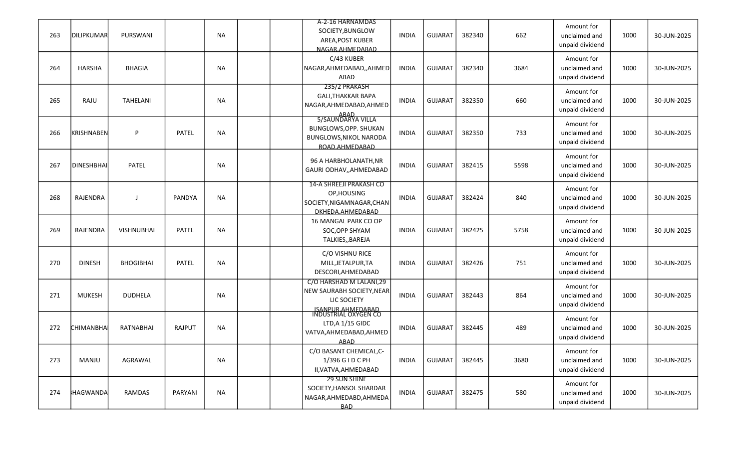| | | | | | | | | | | | | | | |
|---|---|---|---|---|---|---|---|---|---|---|---|---|---|---|
| 263 | DILIPKUMAR | PURSWANI | | NA | | | A-2-16 HARNAMDAS SOCIETY,BUNGLOW AREA,POST KUBER NAGAR,AHMEDABAD | INDIA | GUJARAT | 382340 | 662 | Amount for unclaimed and unpaid dividend | 1000 | 30-JUN-2025 |
| 264 | HARSHA | BHAGIA | | NA | | | C/43 KUBER NAGAR,AHMEDABAD,,AHMEDABAD | INDIA | GUJARAT | 382340 | 3684 | Amount for unclaimed and unpaid dividend | 1000 | 30-JUN-2025 |
| 265 | RAJU | TAHELANI | | NA | | | 235/2 PRAKASH GALI,THAKKAR BAPA NAGAR,AHMEDABAD,AHMEDABAD | INDIA | GUJARAT | 382350 | 660 | Amount for unclaimed and unpaid dividend | 1000 | 30-JUN-2025 |
| 266 | KRISHNABEN | P | PATEL | NA | | | 5/SAUNDARYA VILLA BUNGLOWS,OPP. SHUKAN BUNGLOWS,NIKOL NARODA ROAD,AHMEDABAD | INDIA | GUJARAT | 382350 | 733 | Amount for unclaimed and unpaid dividend | 1000 | 30-JUN-2025 |
| 267 | DINESHBHAI | PATEL | | NA | | | 96 A HARBHOLANATH,NR GAURI ODHAV,,AHMEDABAD | INDIA | GUJARAT | 382415 | 5598 | Amount for unclaimed and unpaid dividend | 1000 | 30-JUN-2025 |
| 268 | RAJENDRA | J | PANDYA | NA | | | 14-A SHREEJI PRAKASH CO OP,HOUSING SOCIETY,NIGAMNAGAR,CHANDKHEDA,AHMEDABAD | INDIA | GUJARAT | 382424 | 840 | Amount for unclaimed and unpaid dividend | 1000 | 30-JUN-2025 |
| 269 | RAJENDRA | VISHNUBHAI | PATEL | NA | | | 16 MANGAL PARK CO OP SOC,OPP SHYAM TALKIES,,BAREJA | INDIA | GUJARAT | 382425 | 5758 | Amount for unclaimed and unpaid dividend | 1000 | 30-JUN-2025 |
| 270 | DINESH | BHOGIBHAI | PATEL | NA | | | C/O VISHNU RICE MILL,JETALPUR,TA DESCORI,AHMEDABAD | INDIA | GUJARAT | 382426 | 751 | Amount for unclaimed and unpaid dividend | 1000 | 30-JUN-2025 |
| 271 | MUKESH | DUDHELA | | NA | | | C/O HARSHAD M LALANI,29 NEW SAURABH SOCIETY,NEAR LIC SOCIETY ISANPUR,AHMEDABAD | INDIA | GUJARAT | 382443 | 864 | Amount for unclaimed and unpaid dividend | 1000 | 30-JUN-2025 |
| 272 | CHIMANBHAI | RATNABHAI | RAJPUT | NA | | | INDUSTRIAL OXYGEN CO LTD,A 1/15 GIDC VATVA,AHMEDABAD,AHMEDABAD | INDIA | GUJARAT | 382445 | 489 | Amount for unclaimed and unpaid dividend | 1000 | 30-JUN-2025 |
| 273 | MANJU | AGRAWAL | | NA | | | C/O BASANT CHEMICAL,C-1/396 G I D C PH II,VATVA,AHMEDABAD | INDIA | GUJARAT | 382445 | 3680 | Amount for unclaimed and unpaid dividend | 1000 | 30-JUN-2025 |
| 274 | BHAGWANDA | RAMDAS | PARYANI | NA | | | 29 SUN SHINE SOCIETY,HANSOL SHARDAR NAGAR,AHMEDABD,AHMEDABAD | INDIA | GUJARAT | 382475 | 580 | Amount for unclaimed and unpaid dividend | 1000 | 30-JUN-2025 |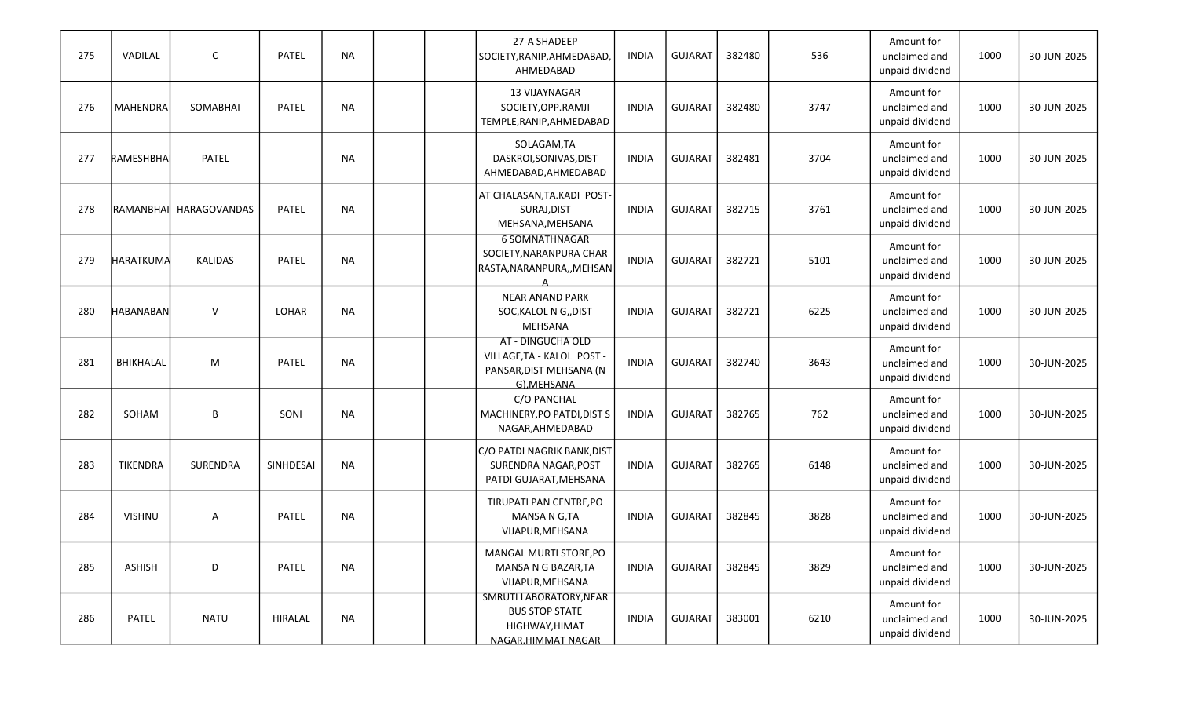| 275 | VADILAL | C | PATEL | NA | | | 27-A SHADEEP SOCIETY,RANIP,AHMEDABAD, AHMEDABAD | INDIA | GUJARAT | 382480 | 536 | Amount for unclaimed and unpaid dividend | 1000 | 30-JUN-2025 |
|---|---|---|---|---|---|---|---|---|---|---|---|---|---|---|
| 276 | MAHENDRA | SOMABHAI | PATEL | NA | | | 13 VIJAYNAGAR SOCIETY,OPP.RAMJI TEMPLE,RANIP,AHMEDABAD | INDIA | GUJARAT | 382480 | 3747 | Amount for unclaimed and unpaid dividend | 1000 | 30-JUN-2025 |
| 277 | RAMESHBHA | PATEL | | NA | | | SOLAGAM,TA DASKROI,SONIVAS,DIST AHMEDABAD,AHMEDABAD | INDIA | GUJARAT | 382481 | 3704 | Amount for unclaimed and unpaid dividend | 1000 | 30-JUN-2025 |
| 278 | RAMANBHAI | HARAGOVANDAS | PATEL | NA | | | AT CHALASAN,TA.KADI POST-SURAJ,DIST MEHSANA,MEHSANA | INDIA | GUJARAT | 382715 | 3761 | Amount for unclaimed and unpaid dividend | 1000 | 30-JUN-2025 |
| 279 | HARATKUMA | KALIDAS | PATEL | NA | | | 6 SOMNATHNAGAR SOCIETY,NARANPURA CHAR RASTA,NARANPURA,,MEHSANA | INDIA | GUJARAT | 382721 | 5101 | Amount for unclaimed and unpaid dividend | 1000 | 30-JUN-2025 |
| 280 | HABANABAN | V | LOHAR | NA | | | NEAR ANAND PARK SOC,KALOL N G,,DIST MEHSANA | INDIA | GUJARAT | 382721 | 6225 | Amount for unclaimed and unpaid dividend | 1000 | 30-JUN-2025 |
| 281 | BHIKHALAL | M | PATEL | NA | | | AT - DINGUCHA OLD VILLAGE,TA - KALOL POST - PANSAR,DIST MEHSANA (N G),MEHSANA | INDIA | GUJARAT | 382740 | 3643 | Amount for unclaimed and unpaid dividend | 1000 | 30-JUN-2025 |
| 282 | SOHAM | B | SONI | NA | | | C/O PANCHAL MACHINERY,PO PATDI,DIST S NAGAR,AHMEDABAD | INDIA | GUJARAT | 382765 | 762 | Amount for unclaimed and unpaid dividend | 1000 | 30-JUN-2025 |
| 283 | TIKENDRA | SURENDRA | SINHDESAI | NA | | | C/O PATDI NAGRIK BANK,DIST SURENDRA NAGAR,POST PATDI GUJARAT,MEHSANA | INDIA | GUJARAT | 382765 | 6148 | Amount for unclaimed and unpaid dividend | 1000 | 30-JUN-2025 |
| 284 | VISHNU | A | PATEL | NA | | | TIRUPATI PAN CENTRE,PO MANSA N G,TA VIJAPUR,MEHSANA | INDIA | GUJARAT | 382845 | 3828 | Amount for unclaimed and unpaid dividend | 1000 | 30-JUN-2025 |
| 285 | ASHISH | D | PATEL | NA | | | MANGAL MURTI STORE,PO MANSA N G BAZAR,TA VIJAPUR,MEHSANA | INDIA | GUJARAT | 382845 | 3829 | Amount for unclaimed and unpaid dividend | 1000 | 30-JUN-2025 |
| 286 | PATEL | NATU | HIRALAL | NA | | | SMRUTI LABORATORY,NEAR BUS STOP STATE HIGHWAY,HIMAT NAGAR,HIMMAT NAGAR | INDIA | GUJARAT | 383001 | 6210 | Amount for unclaimed and unpaid dividend | 1000 | 30-JUN-2025 |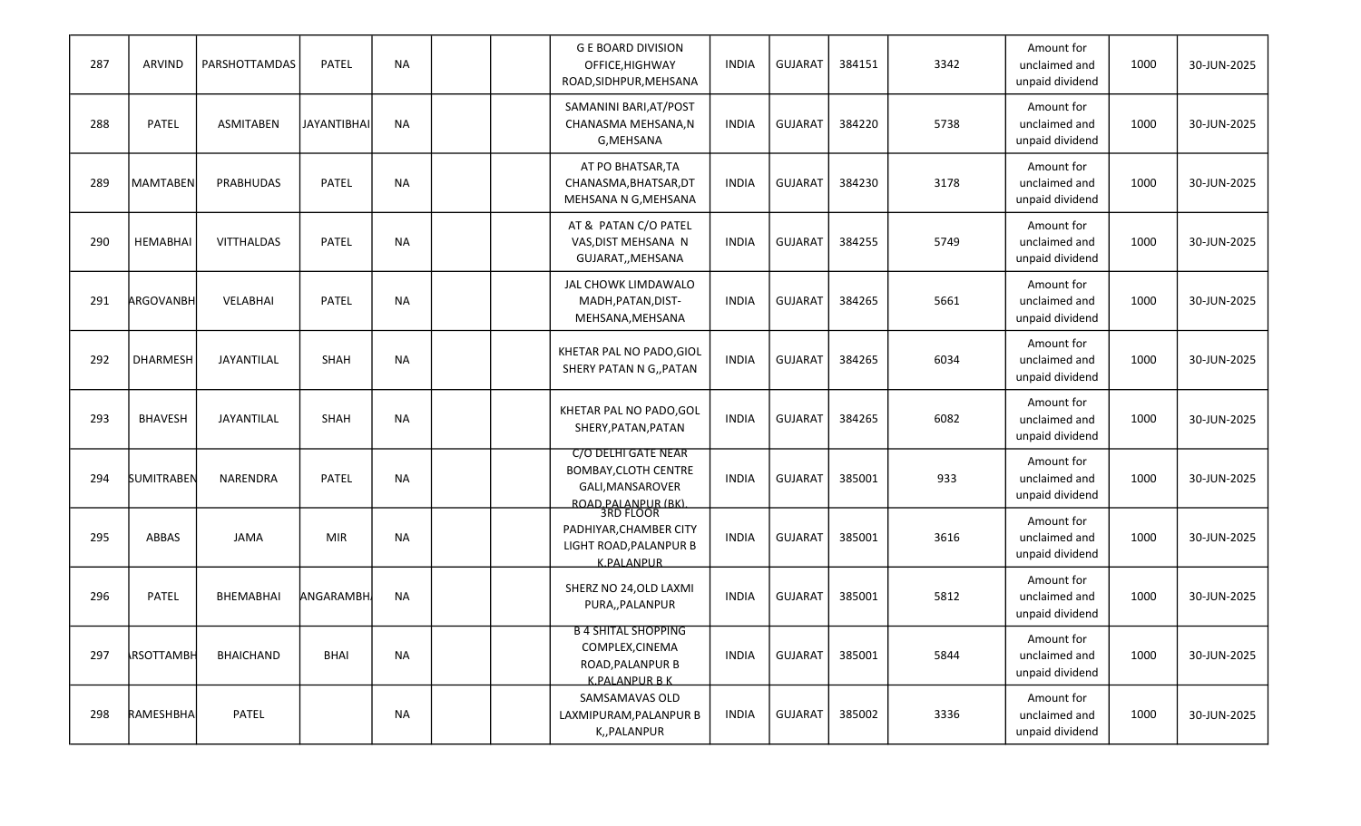| 287 | ARVIND | PARSHOTTAMDAS | PATEL | NA | | | G E BOARD DIVISION OFFICE,HIGHWAY ROAD,SIDHPUR,MEHSANA | INDIA | GUJARAT | 384151 | 3342 | Amount for unclaimed and unpaid dividend | 1000 | 30-JUN-2025 |
|---|---|---|---|---|---|---|---|---|---|---|---|---|---|---|
| 288 | PATEL | ASMITABEN | JAYANTIBHAI | NA | | | SAMANINI BARI,AT/POST CHANASMA MEHSANA,N G,MEHSANA | INDIA | GUJARAT | 384220 | 5738 | Amount for unclaimed and unpaid dividend | 1000 | 30-JUN-2025 |
| 289 | MAMTABEN | PRABHUDAS | PATEL | NA | | | AT PO BHATSAR,TA CHANASMA,BHATSAR,DT MEHSANA N G,MEHSANA | INDIA | GUJARAT | 384230 | 3178 | Amount for unclaimed and unpaid dividend | 1000 | 30-JUN-2025 |
| 290 | HEMABHAI | VITTHALDAS | PATEL | NA | | | AT & PATAN C/O PATEL VAS,DIST MEHSANA N GUJARAT,,MEHSANA | INDIA | GUJARAT | 384255 | 5749 | Amount for unclaimed and unpaid dividend | 1000 | 30-JUN-2025 |
| 291 | ARGOVANBH | VELABHAI | PATEL | NA | | | JAL CHOWK LIMDAWALO MADH,PATAN,DIST-MEHSANA,MEHSANA | INDIA | GUJARAT | 384265 | 5661 | Amount for unclaimed and unpaid dividend | 1000 | 30-JUN-2025 |
| 292 | DHARMESH | JAYANTILAL | SHAH | NA | | | KHETAR PAL NO PADO,GIOL SHERY PATAN N G,,PATAN | INDIA | GUJARAT | 384265 | 6034 | Amount for unclaimed and unpaid dividend | 1000 | 30-JUN-2025 |
| 293 | BHAVESH | JAYANTILAL | SHAH | NA | | | KHETAR PAL NO PADO,GOL SHERY,PATAN,PATAN | INDIA | GUJARAT | 384265 | 6082 | Amount for unclaimed and unpaid dividend | 1000 | 30-JUN-2025 |
| 294 | SUMITRABEN | NARENDRA | PATEL | NA | | | C/O DELHI GATE NEAR BOMBAY,CLOTH CENTRE GALI,MANSAROVER ROAD,PALANPUR (BK), | INDIA | GUJARAT | 385001 | 933 | Amount for unclaimed and unpaid dividend | 1000 | 30-JUN-2025 |
| 295 | ABBAS | JAMA | MIR | NA | | | 3RD FLOOR PADHIYAR,CHAMBER CITY LIGHT ROAD,PALANPUR B K,PALANPUR | INDIA | GUJARAT | 385001 | 3616 | Amount for unclaimed and unpaid dividend | 1000 | 30-JUN-2025 |
| 296 | PATEL | BHEMABHAI | ANGARAMBH | NA | | | SHERZ NO 24,OLD LAXMI PURA,,PALANPUR | INDIA | GUJARAT | 385001 | 5812 | Amount for unclaimed and unpaid dividend | 1000 | 30-JUN-2025 |
| 297 | RSOTTAMBH | BHAICHAND | BHAI | NA | | | B 4 SHITAL SHOPPING COMPLEX,CINEMA ROAD,PALANPUR B K,PALANPUR B K | INDIA | GUJARAT | 385001 | 5844 | Amount for unclaimed and unpaid dividend | 1000 | 30-JUN-2025 |
| 298 | RAMESHBHA | PATEL | | NA | | | SAMSAMAVAS OLD LAXMIPURAM,PALANPUR B K,,PALANPUR | INDIA | GUJARAT | 385002 | 3336 | Amount for unclaimed and unpaid dividend | 1000 | 30-JUN-2025 |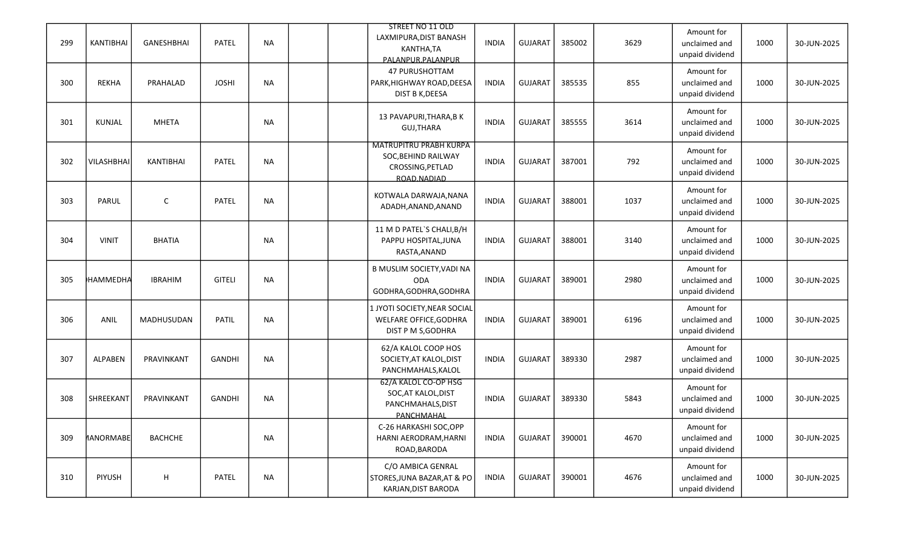| 299 | KANTIBHAI | GANESHBHAI | PATEL | NA | | | STREET NO 11 OLD LAXMIPURA,DIST BANASH KANTHA,TA PALANPUR,PALANPUR | INDIA | GUJARAT | 385002 | 3629 | Amount for unclaimed and unpaid dividend | 1000 | 30-JUN-2025 |
|---|---|---|---|---|---|---|---|---|---|---|---|---|---|---|
| 300 | REKHA | PRAHALAD | JOSHI | NA | | | 47 PURUSHOTTAM PARK,HIGHWAY ROAD,DEESA DIST B K,DEESA | INDIA | GUJARAT | 385535 | 855 | Amount for unclaimed and unpaid dividend | 1000 | 30-JUN-2025 |
| 301 | KUNJAL | MHETA | | NA | | | 13 PAVAPURI,THARA,B K GUJ,THARA | INDIA | GUJARAT | 385555 | 3614 | Amount for unclaimed and unpaid dividend | 1000 | 30-JUN-2025 |
| 302 | VILASHBHAI | KANTIBHAI | PATEL | NA | | | MATRUPITRU PRABH KURPA SOC,BEHIND RAILWAY CROSSING,PETLAD ROAD,NADIAD | INDIA | GUJARAT | 387001 | 792 | Amount for unclaimed and unpaid dividend | 1000 | 30-JUN-2025 |
| 303 | PARUL | C | PATEL | NA | | | KOTWALA DARWAJA,NANA ADADH,ANAND,ANAND | INDIA | GUJARAT | 388001 | 1037 | Amount for unclaimed and unpaid dividend | 1000 | 30-JUN-2025 |
| 304 | VINIT | BHATIA | | NA | | | 11 M D PATEL`S CHALI,B/H PAPPU HOSPITAL,JUNA RASTA,ANAND | INDIA | GUJARAT | 388001 | 3140 | Amount for unclaimed and unpaid dividend | 1000 | 30-JUN-2025 |
| 305 | HAMMEDHA | IBRAHIM | GITELI | NA | | | B MUSLIM SOCIETY,VADI NA ODA GODHRA,GODHRA,GODHRA | INDIA | GUJARAT | 389001 | 2980 | Amount for unclaimed and unpaid dividend | 1000 | 30-JUN-2025 |
| 306 | ANIL | MADHUSUDAN | PATIL | NA | | | 1 JYOTI SOCIETY,NEAR SOCIAL WELFARE OFFICE,GODHRA DIST P M S,GODHRA | INDIA | GUJARAT | 389001 | 6196 | Amount for unclaimed and unpaid dividend | 1000 | 30-JUN-2025 |
| 307 | ALPABEN | PRAVINKANT | GANDHI | NA | | | 62/A KALOL COOP HOS SOCIETY,AT KALOL,DIST PANCHMAHALS,KALOL | INDIA | GUJARAT | 389330 | 2987 | Amount for unclaimed and unpaid dividend | 1000 | 30-JUN-2025 |
| 308 | SHREEKANT | PRAVINKANT | GANDHI | NA | | | 62/A KALOL CO-OP HSG SOC,AT KALOL,DIST PANCHMAHALS,DIST PANCHMAHAL | INDIA | GUJARAT | 389330 | 5843 | Amount for unclaimed and unpaid dividend | 1000 | 30-JUN-2025 |
| 309 | MANORMABE | BACHCHE | | NA | | | C-26 HARKASHI SOC,OPP HARNI AERODRAM,HARNI ROAD,BARODA | INDIA | GUJARAT | 390001 | 4670 | Amount for unclaimed and unpaid dividend | 1000 | 30-JUN-2025 |
| 310 | PIYUSH | H | PATEL | NA | | | C/O AMBICA GENRAL STORES,JUNA BAZAR,AT & PO KARJAN,DIST BARODA | INDIA | GUJARAT | 390001 | 4676 | Amount for unclaimed and unpaid dividend | 1000 | 30-JUN-2025 |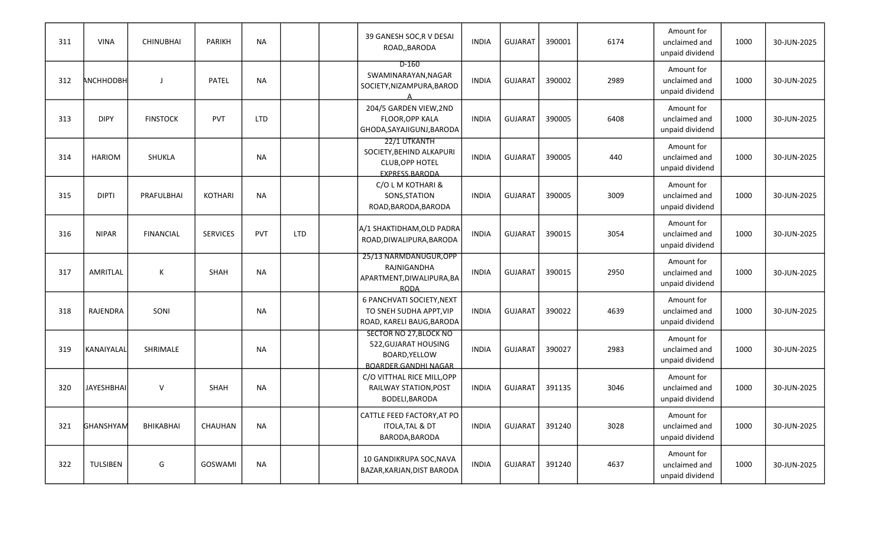| | | | | | | | | | | | | | | |
|---|---|---|---|---|---|---|---|---|---|---|---|---|---|---|
| 311 | VINA | CHINUBHAI | PARIKH | NA | | | 39 GANESH SOC,R V DESAI ROAD,,BARODA | INDIA | GUJARAT | 390001 | 6174 | Amount for unclaimed and unpaid dividend | 1000 | 30-JUN-2025 |
| 312 | ANCHHODBH | J | PATEL | NA | | | D-160 SWAMINARAYAN,NAGAR SOCIETY,NIZAMPURA,BARODA | INDIA | GUJARAT | 390002 | 2989 | Amount for unclaimed and unpaid dividend | 1000 | 30-JUN-2025 |
| 313 | DIPY | FINSTOCK | PVT | LTD | | | 204/5 GARDEN VIEW,2ND FLOOR,OPP KALA GHODA,SAYAJIGUNJ,BARODA | INDIA | GUJARAT | 390005 | 6408 | Amount for unclaimed and unpaid dividend | 1000 | 30-JUN-2025 |
| 314 | HARIOM | SHUKLA | | NA | | | 22/1 UTKANTH SOCIETY,BEHIND ALKAPURI CLUB,OPP HOTEL EXPRESS,BARODA | INDIA | GUJARAT | 390005 | 440 | Amount for unclaimed and unpaid dividend | 1000 | 30-JUN-2025 |
| 315 | DIPTI | PRAFULBHAI | KOTHARI | NA | | | C/O L M KOTHARI & SONS,STATION ROAD,BARODA,BARODA | INDIA | GUJARAT | 390005 | 3009 | Amount for unclaimed and unpaid dividend | 1000 | 30-JUN-2025 |
| 316 | NIPAR | FINANCIAL | SERVICES | PVT | LTD | | A/1 SHAKTIDHAM,OLD PADRA ROAD,DIWALIPURA,BARODA | INDIA | GUJARAT | 390015 | 3054 | Amount for unclaimed and unpaid dividend | 1000 | 30-JUN-2025 |
| 317 | AMRITLAL | K | SHAH | NA | | | 25/13 NARMDANUGUR,OPP RAJNIGANDHA APARTMENT,DIWALIPURA,BARODA | INDIA | GUJARAT | 390015 | 2950 | Amount for unclaimed and unpaid dividend | 1000 | 30-JUN-2025 |
| 318 | RAJENDRA | SONI | | NA | | | 6 PANCHVATI SOCIETY,NEXT TO SNEH SUDHA APPT,VIP ROAD, KARELI BAUG,BARODA | INDIA | GUJARAT | 390022 | 4639 | Amount for unclaimed and unpaid dividend | 1000 | 30-JUN-2025 |
| 319 | KANAIYALAL | SHRIMALE | | NA | | | SECTOR NO 27,BLOCK NO 522,GUJARAT HOUSING BOARD,YELLOW BOARDER,GANDHI NAGAR | INDIA | GUJARAT | 390027 | 2983 | Amount for unclaimed and unpaid dividend | 1000 | 30-JUN-2025 |
| 320 | JAYESHBHAI | V | SHAH | NA | | | C/O VITTHAL RICE MILL,OPP RAILWAY STATION,POST BODELI,BARODA | INDIA | GUJARAT | 391135 | 3046 | Amount for unclaimed and unpaid dividend | 1000 | 30-JUN-2025 |
| 321 | GHANSHYAM | BHIKABHAI | CHAUHAN | NA | | | CATTLE FEED FACTORY,AT PO ITOLA,TAL & DT BARODA,BARODA | INDIA | GUJARAT | 391240 | 3028 | Amount for unclaimed and unpaid dividend | 1000 | 30-JUN-2025 |
| 322 | TULSIBEN | G | GOSWAMI | NA | | | 10 GANDIKRUPA SOC,NAVA BAZAR,KARJAN,DIST BARODA | INDIA | GUJARAT | 391240 | 4637 | Amount for unclaimed and unpaid dividend | 1000 | 30-JUN-2025 |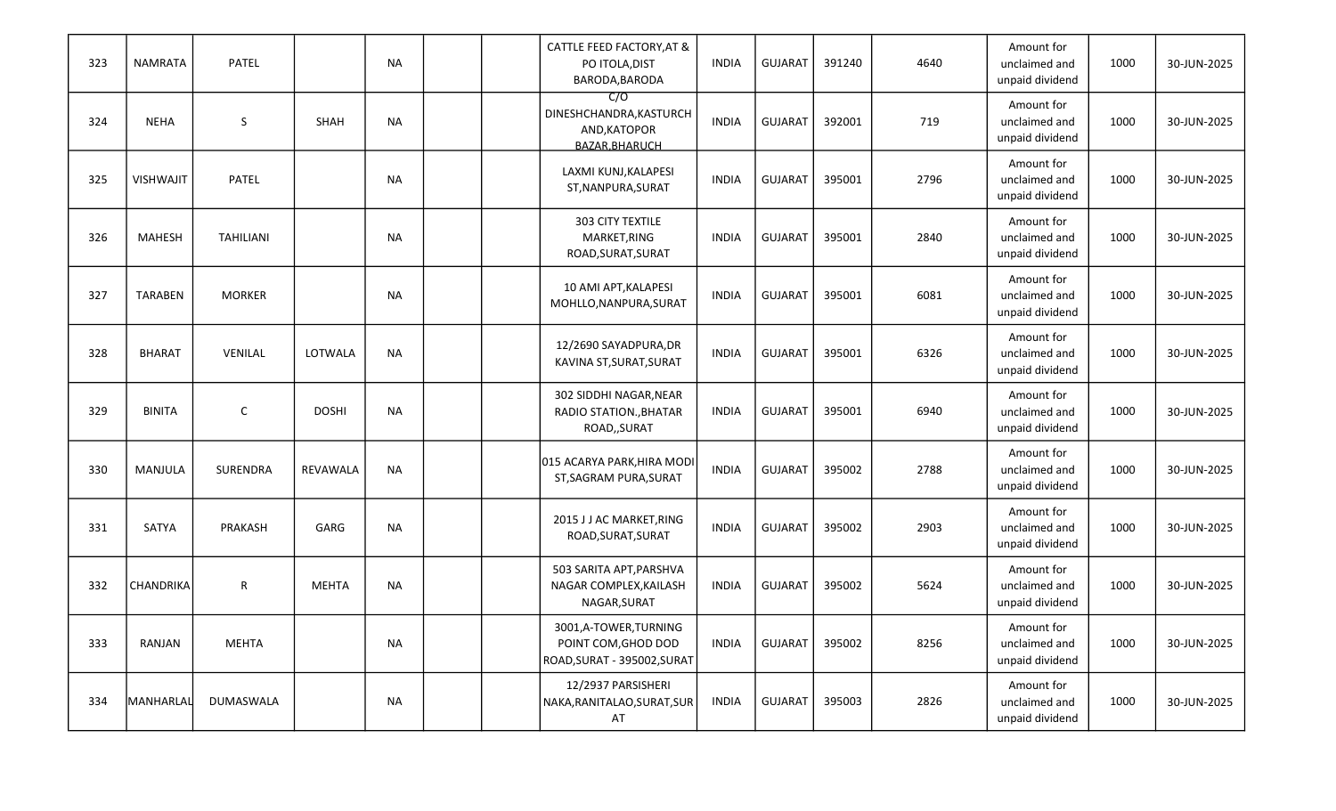| | | | | | | | | | | | | | | |
|---|---|---|---|---|---|---|---|---|---|---|---|---|---|---|
| 323 | NAMRATA | PATEL | | NA | | | CATTLE FEED FACTORY,AT & PO ITOLA,DIST BARODA,BARODA | INDIA | GUJARAT | 391240 | 4640 | Amount for unclaimed and unpaid dividend | 1000 | 30-JUN-2025 |
| 324 | NEHA | S | SHAH | NA | | | C/O DINESHCHANDRA,KASTURCHAND,KATOPOR BAZAR,BHARUCH | INDIA | GUJARAT | 392001 | 719 | Amount for unclaimed and unpaid dividend | 1000 | 30-JUN-2025 |
| 325 | VISHWAJIT | PATEL | | NA | | | LAXMI KUNJ,KALAPESI ST,NANPURA,SURAT | INDIA | GUJARAT | 395001 | 2796 | Amount for unclaimed and unpaid dividend | 1000 | 30-JUN-2025 |
| 326 | MAHESH | TAHILIANI | | NA | | | 303 CITY TEXTILE MARKET,RING ROAD,SURAT,SURAT | INDIA | GUJARAT | 395001 | 2840 | Amount for unclaimed and unpaid dividend | 1000 | 30-JUN-2025 |
| 327 | TARABEN | MORKER | | NA | | | 10 AMI APT,KALAPESI MOHLLO,NANPURA,SURAT | INDIA | GUJARAT | 395001 | 6081 | Amount for unclaimed and unpaid dividend | 1000 | 30-JUN-2025 |
| 328 | BHARAT | VENILAL | LOTWALA | NA | | | 12/2690 SAYADPURA,DR KAVINA ST,SURAT,SURAT | INDIA | GUJARAT | 395001 | 6326 | Amount for unclaimed and unpaid dividend | 1000 | 30-JUN-2025 |
| 329 | BINITA | C | DOSHI | NA | | | 302 SIDDHI NAGAR,NEAR RADIO STATION.,BHATAR ROAD,,SURAT | INDIA | GUJARAT | 395001 | 6940 | Amount for unclaimed and unpaid dividend | 1000 | 30-JUN-2025 |
| 330 | MANJULA | SURENDRA | REVAWALA | NA | | | 015 ACARYA PARK,HIRA MODI ST,SAGRAM PURA,SURAT | INDIA | GUJARAT | 395002 | 2788 | Amount for unclaimed and unpaid dividend | 1000 | 30-JUN-2025 |
| 331 | SATYA | PRAKASH | GARG | NA | | | 2015 J J AC MARKET,RING ROAD,SURAT,SURAT | INDIA | GUJARAT | 395002 | 2903 | Amount for unclaimed and unpaid dividend | 1000 | 30-JUN-2025 |
| 332 | CHANDRIKA | R | MEHTA | NA | | | 503 SARITA APT,PARSHVA NAGAR COMPLEX,KAILASH NAGAR,SURAT | INDIA | GUJARAT | 395002 | 5624 | Amount for unclaimed and unpaid dividend | 1000 | 30-JUN-2025 |
| 333 | RANJAN | MEHTA | | NA | | | 3001,A-TOWER,TURNING POINT COM,GHOD DOD ROAD,SURAT - 395002,SURAT | INDIA | GUJARAT | 395002 | 8256 | Amount for unclaimed and unpaid dividend | 1000 | 30-JUN-2025 |
| 334 | MANHARLAL | DUMASWALA | | NA | | | 12/2937 PARSISHERI NAKA,RANITALAO,SURAT,SURAT | INDIA | GUJARAT | 395003 | 2826 | Amount for unclaimed and unpaid dividend | 1000 | 30-JUN-2025 |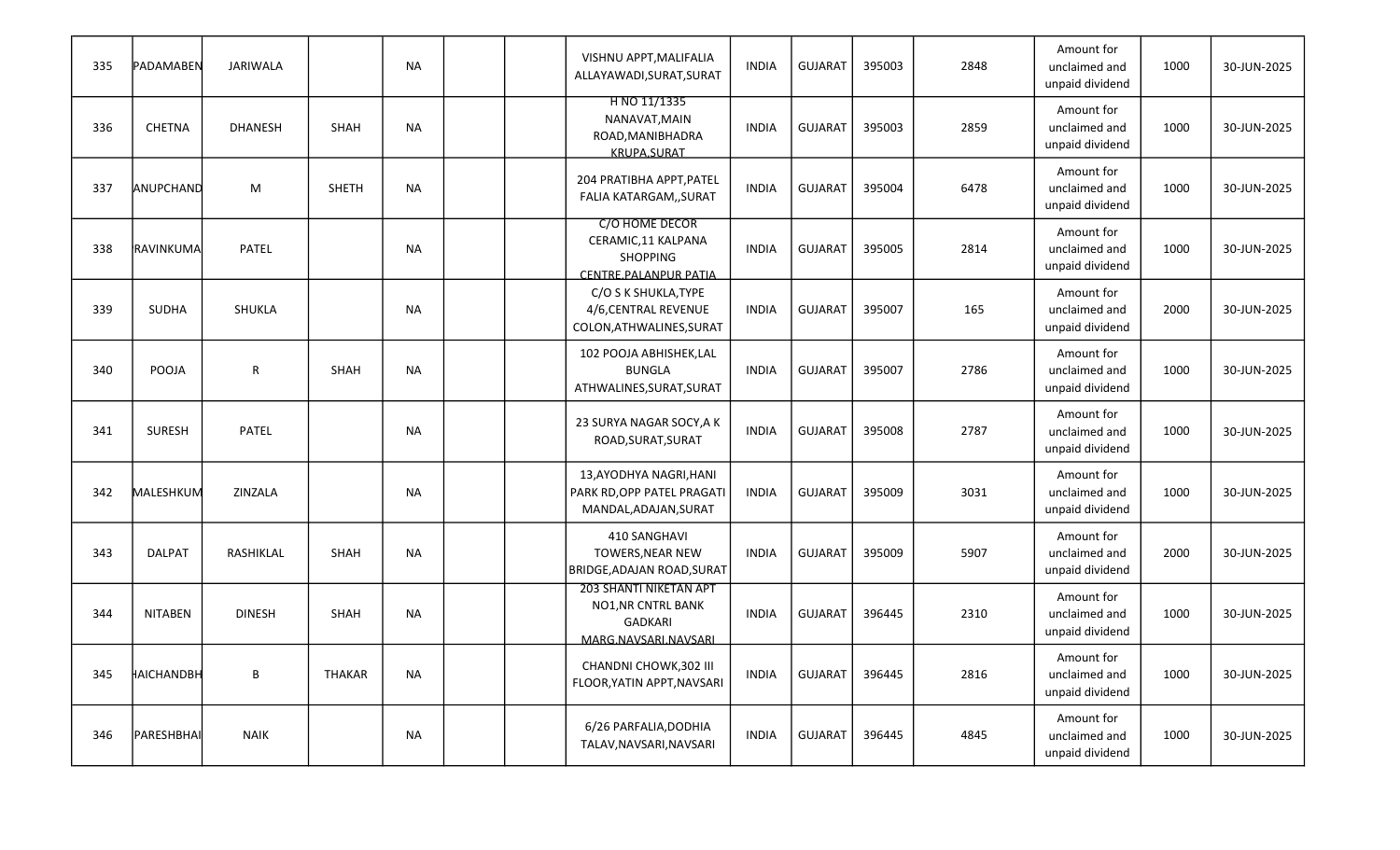| 335 | PADAMABEN | JARIWALA | | NA | | | VISHNU APPT,MALIFALIA ALLAYAWADI,SURAT,SURAT | INDIA | GUJARAT | 395003 | 2848 | Amount for unclaimed and unpaid dividend | 1000 | 30-JUN-2025 |
|---|---|---|---|---|---|---|---|---|---|---|---|---|---|---|
| 336 | CHETNA | DHANESH | SHAH | NA | | | H NO 11/1335 NANAVAT,MAIN ROAD,MANIBHADRA KRUPA,SURAT | INDIA | GUJARAT | 395003 | 2859 | Amount for unclaimed and unpaid dividend | 1000 | 30-JUN-2025 |
| 337 | ANUPCHAND | M | SHETH | NA | | | 204 PRATIBHA APPT,PATEL FALIA KATARGAM,,SURAT | INDIA | GUJARAT | 395004 | 6478 | Amount for unclaimed and unpaid dividend | 1000 | 30-JUN-2025 |
| 338 | RAVINKUMA | PATEL | | NA | | | C/O HOME DECOR CERAMIC,11 KALPANA SHOPPING CENTRE,PALANPUR PATIA | INDIA | GUJARAT | 395005 | 2814 | Amount for unclaimed and unpaid dividend | 1000 | 30-JUN-2025 |
| 339 | SUDHA | SHUKLA | | NA | | | C/O S K SHUKLA,TYPE 4/6,CENTRAL REVENUE COLON,ATHWALINES,SURAT | INDIA | GUJARAT | 395007 | 165 | Amount for unclaimed and unpaid dividend | 2000 | 30-JUN-2025 |
| 340 | POOJA | R | SHAH | NA | | | 102 POOJA ABHISHEK,LAL BUNGLA ATHWALINES,SURAT,SURAT | INDIA | GUJARAT | 395007 | 2786 | Amount for unclaimed and unpaid dividend | 1000 | 30-JUN-2025 |
| 341 | SURESH | PATEL | | NA | | | 23 SURYA NAGAR SOCY,A K ROAD,SURAT,SURAT | INDIA | GUJARAT | 395008 | 2787 | Amount for unclaimed and unpaid dividend | 1000 | 30-JUN-2025 |
| 342 | MALESHKUM | ZINZALA | | NA | | | 13,AYODHYA NAGRI,HANI PARK RD,OPP PATEL PRAGATI MANDAL,ADAJAN,SURAT | INDIA | GUJARAT | 395009 | 3031 | Amount for unclaimed and unpaid dividend | 1000 | 30-JUN-2025 |
| 343 | DALPAT | RASHIKLAL | SHAH | NA | | | 410 SANGHAVI TOWERS,NEAR NEW BRIDGE,ADAJAN ROAD,SURAT | INDIA | GUJARAT | 395009 | 5907 | Amount for unclaimed and unpaid dividend | 2000 | 30-JUN-2025 |
| 344 | NITABEN | DINESH | SHAH | NA | | | 203 SHANTI NIKETAN APT NO1,NR CNTRL BANK GADKARI MARG,NAVSARI,NAVSARI | INDIA | GUJARAT | 396445 | 2310 | Amount for unclaimed and unpaid dividend | 1000 | 30-JUN-2025 |
| 345 | HAICHANDBH | B | THAKAR | NA | | | CHANDNI CHOWK,302 III FLOOR,YATIN APPT,NAVSARI | INDIA | GUJARAT | 396445 | 2816 | Amount for unclaimed and unpaid dividend | 1000 | 30-JUN-2025 |
| 346 | PARESHBHAI | NAIK | | NA | | | 6/26 PARFALIA,DODHIA TALAV,NAVSARI,NAVSARI | INDIA | GUJARAT | 396445 | 4845 | Amount for unclaimed and unpaid dividend | 1000 | 30-JUN-2025 |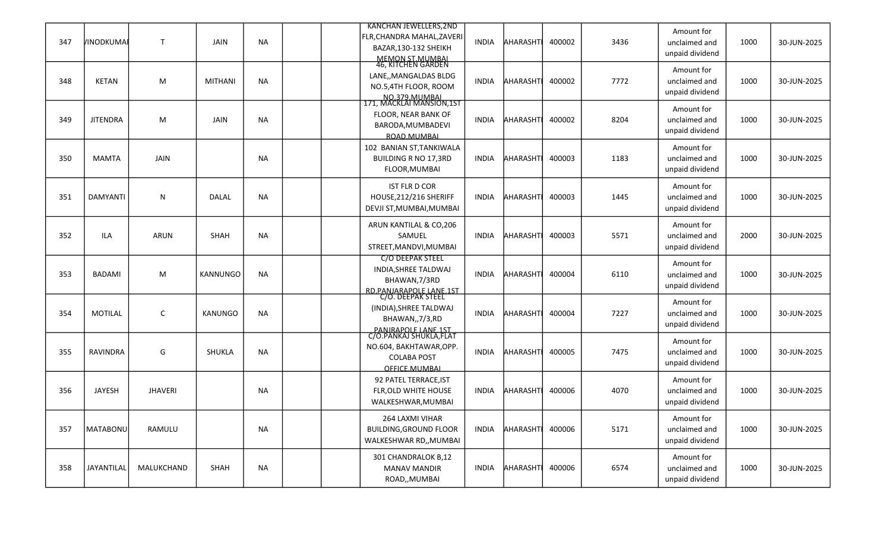| 347 | VINODKUMAR | T | JAIN | NA | | | KANCHAN JEWELLERS,2ND FLR,CHANDRA MAHAL,ZAVERI BAZAR,130-132 SHEIKH MEMON ST,MUMBAI | INDIA | MAHARASHTRA | 400002 | 3436 | Amount for unclaimed and unpaid dividend | 1000 | 30-JUN-2025 |
|---|---|---|---|---|---|---|---|---|---|---|---|---|---|---|
| 348 | KETAN | M | MITHANI | NA | | | 46, KITCHEN GARDEN LANE,,MANGALDAS BLDG NO.5,4TH FLOOR, ROOM NO.379,MUMBAI | INDIA | MAHARASHTRA | 400002 | 7772 | Amount for unclaimed and unpaid dividend | 1000 | 30-JUN-2025 |
| 349 | JITENDRA | M | JAIN | NA | | | 171, MACKLAI MANSION,1ST FLOOR, NEAR BANK OF BARODA,MUMBADEVI ROAD,MUMBAI | INDIA | MAHARASHTRA | 400002 | 8204 | Amount for unclaimed and unpaid dividend | 1000 | 30-JUN-2025 |
| 350 | MAMTA | JAIN | | NA | | | 102 BANIAN ST,TANKIWALA BUILDING R NO 17,3RD FLOOR,MUMBAI | INDIA | MAHARASHTRA | 400003 | 1183 | Amount for unclaimed and unpaid dividend | 1000 | 30-JUN-2025 |
| 351 | DAMYANTI | N | DALAL | NA | | | IST FLR D COR HOUSE,212/216 SHERIFF DEVJI ST,MUMBAI,MUMBAI | INDIA | MAHARASHTRA | 400003 | 1445 | Amount for unclaimed and unpaid dividend | 1000 | 30-JUN-2025 |
| 352 | ILA | ARUN | SHAH | NA | | | ARUN KANTILAL & CO,206 SAMUEL STREET,MANDVI,MUMBAI | INDIA | MAHARASHTRA | 400003 | 5571 | Amount for unclaimed and unpaid dividend | 2000 | 30-JUN-2025 |
| 353 | BADAMI | M | KANNUNGO | NA | | | C/O DEEPAK STEEL INDIA,SHREE TALDWAJ BHAWAN,7/3RD RD,PANJARAPOLE LANE,1ST | INDIA | MAHARASHTRA | 400004 | 6110 | Amount for unclaimed and unpaid dividend | 1000 | 30-JUN-2025 |
| 354 | MOTILAL | C | KANUNGO | NA | | | C/O. DEEPAK STEEL (INDIA),SHREE TALDWAJ BHAWAN,,7/3,RD PANJRAPOLE LANE,1ST | INDIA | MAHARASHTRA | 400004 | 7227 | Amount for unclaimed and unpaid dividend | 1000 | 30-JUN-2025 |
| 355 | RAVINDRA | G | SHUKLA | NA | | | C/O.PANKAJ SHUKLA,FLAT NO.604, BAKHTAWAR,OPP. COLABA POST OFFICE,MUMBAI | INDIA | MAHARASHTRA | 400005 | 7475 | Amount for unclaimed and unpaid dividend | 1000 | 30-JUN-2025 |
| 356 | JAYESH | JHAVERI | | NA | | | 92 PATEL TERRACE,IST FLR,OLD WHITE HOUSE WALKESHWAR,MUMBAI | INDIA | MAHARASHTRA | 400006 | 4070 | Amount for unclaimed and unpaid dividend | 1000 | 30-JUN-2025 |
| 357 | MATABONU | RAMULU | | NA | | | 264 LAXMI VIHAR BUILDING,GROUND FLOOR WALKESHWAR RD,,MUMBAI | INDIA | MAHARASHTRA | 400006 | 5171 | Amount for unclaimed and unpaid dividend | 1000 | 30-JUN-2025 |
| 358 | JAYANTILAL | MALUKCHAND | SHAH | NA | | | 301 CHANDRALOK B,12 MANAV MANDIR ROAD,,MUMBAI | INDIA | MAHARASHTRA | 400006 | 6574 | Amount for unclaimed and unpaid dividend | 1000 | 30-JUN-2025 |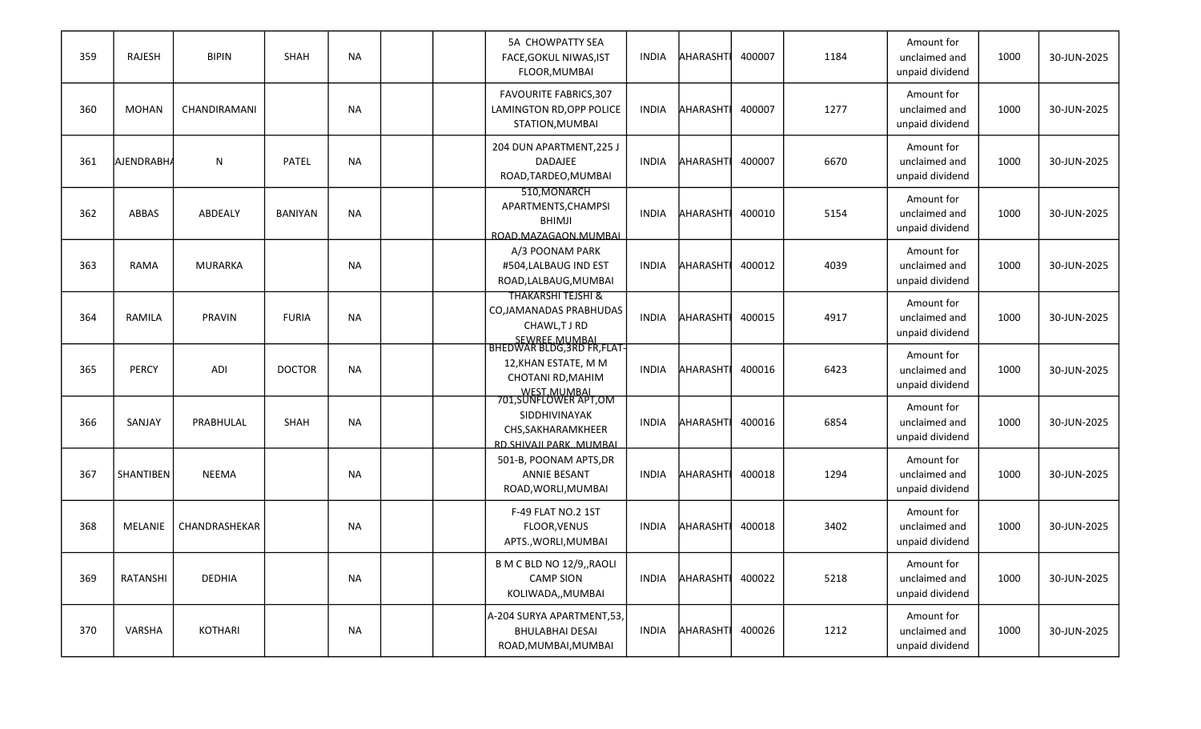| 359 | RAJESH | BIPIN | SHAH | NA | | | 5A CHOWPATTY SEA FACE,GOKUL NIWAS,IST FLOOR,MUMBAI | INDIA | AHARASHT | 400007 | 1184 | Amount for unclaimed and unpaid dividend | 1000 | 30-JUN-2025 |
|---|---|---|---|---|---|---|---|---|---|---|---|---|---|---|
| 360 | MOHAN | CHANDIRAMANI | | NA | | | FAVOURITE FABRICS,307 LAMINGTON RD,OPP POLICE STATION,MUMBAI | INDIA | AHARASHT | 400007 | 1277 | Amount for unclaimed and unpaid dividend | 1000 | 30-JUN-2025 |
| 361 | AJENDRABH | N | PATEL | NA | | | 204 DUN APARTMENT,225 J DADAJEE ROAD,TARDEO,MUMBAI | INDIA | AHARASHT | 400007 | 6670 | Amount for unclaimed and unpaid dividend | 1000 | 30-JUN-2025 |
| 362 | ABBAS | ABDEALY | BANIYAN | NA | | | 510,MONARCH APARTMENTS,CHAMPSI BHIMJI ROAD,MAZAGAON,MUMBAI | INDIA | AHARASHT | 400010 | 5154 | Amount for unclaimed and unpaid dividend | 1000 | 30-JUN-2025 |
| 363 | RAMA | MURARKA | | NA | | | A/3 POONAM PARK #504,LALBAUG IND EST ROAD,LALBAUG,MUMBAI | INDIA | AHARASHT | 400012 | 4039 | Amount for unclaimed and unpaid dividend | 1000 | 30-JUN-2025 |
| 364 | RAMILA | PRAVIN | FURIA | NA | | | THAKARSHI TEJSHI & CO,JAMANADAS PRABHUDAS CHAWL,T J RD SEWREE,MUMBAI | INDIA | AHARASHT | 400015 | 4917 | Amount for unclaimed and unpaid dividend | 1000 | 30-JUN-2025 |
| 365 | PERCY | ADI | DOCTOR | NA | | | BHEDWAR BLDG,3RD FR,FLAT-12,KHAN ESTATE, M M CHOTANI RD,MAHIM WEST,MUMBAI | INDIA | AHARASHT | 400016 | 6423 | Amount for unclaimed and unpaid dividend | 1000 | 30-JUN-2025 |
| 366 | SANJAY | PRABHULAL | SHAH | NA | | | 701,SUNFLOWER APT,OM SIDDHIVINAYAK CHS,SAKHARAMKHEER RD SHIVAJI PARK, MUMBAI | INDIA | AHARASHT | 400016 | 6854 | Amount for unclaimed and unpaid dividend | 1000 | 30-JUN-2025 |
| 367 | SHANTIBEN | NEEMA | | NA | | | 501-B, POONAM APTS,DR ANNIE BESANT ROAD,WORLI,MUMBAI | INDIA | AHARASHT | 400018 | 1294 | Amount for unclaimed and unpaid dividend | 1000 | 30-JUN-2025 |
| 368 | MELANIE | CHANDRASHEKAR | | NA | | | F-49 FLAT NO.2 1ST FLOOR,VENUS APTS.,WORLI,MUMBAI | INDIA | AHARASHT | 400018 | 3402 | Amount for unclaimed and unpaid dividend | 1000 | 30-JUN-2025 |
| 369 | RATANSHI | DEDHIA | | NA | | | B M C BLD NO 12/9,,RAOLI CAMP SION KOLIWADA,,MUMBAI | INDIA | AHARASHT | 400022 | 5218 | Amount for unclaimed and unpaid dividend | 1000 | 30-JUN-2025 |
| 370 | VARSHA | KOTHARI | | NA | | | A-204 SURYA APARTMENT,53, BHULABHAI DESAI ROAD,MUMBAI,MUMBAI | INDIA | AHARASHT | 400026 | 1212 | Amount for unclaimed and unpaid dividend | 1000 | 30-JUN-2025 |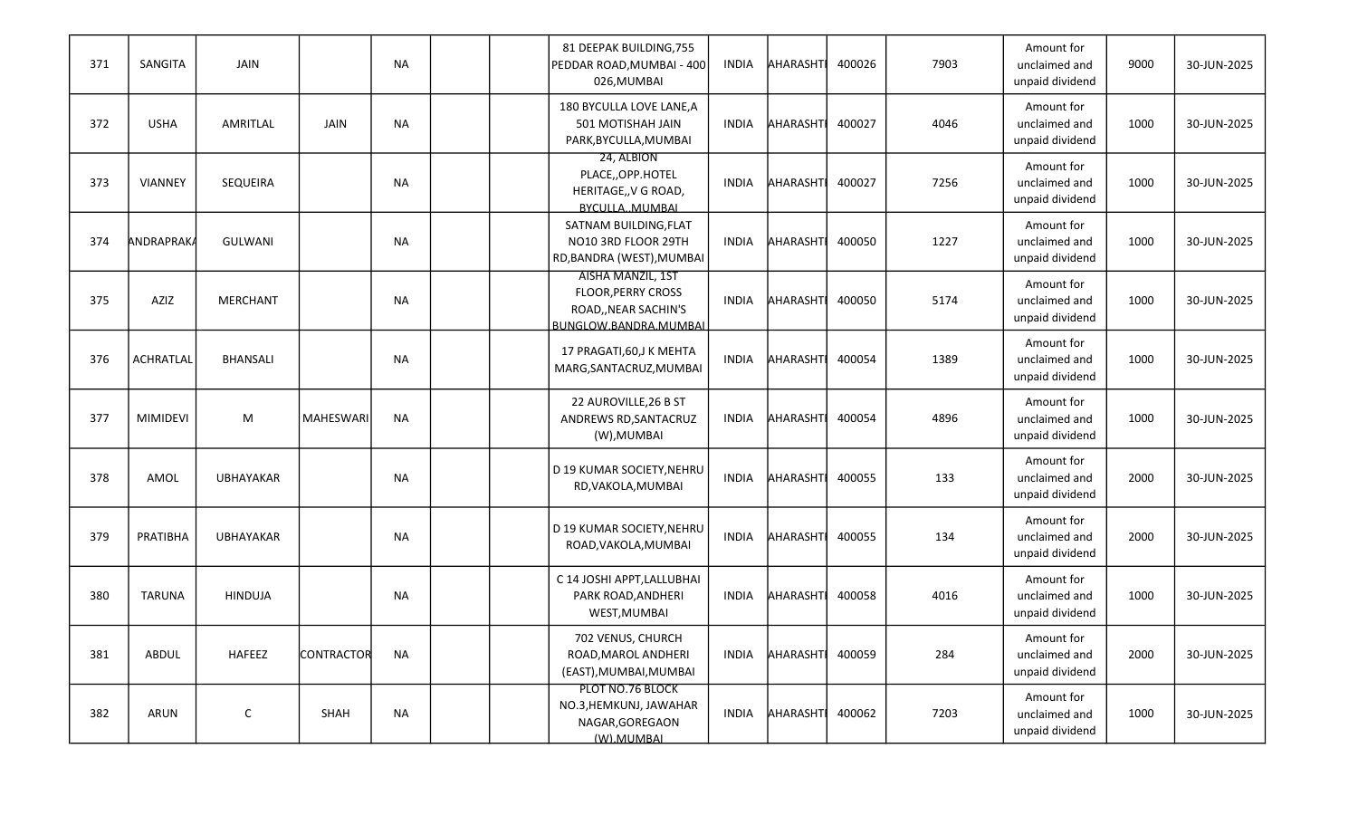| | | | | | | | | | | | | | | |
|---|---|---|---|---|---|---|---|---|---|---|---|---|---|---|
| 371 | SANGITA | JAIN | | NA | | | 81 DEEPAK BUILDING,755 PEDDAR ROAD,MUMBAI - 400 026,MUMBAI | INDIA | AHARASHTI | 400026 | 7903 | Amount for unclaimed and unpaid dividend | 9000 | 30-JUN-2025 |
| 372 | USHA | AMRITLAL | JAIN | NA | | | 180 BYCULLA LOVE LANE,A 501 MOTISHAH JAIN PARK,BYCULLA,MUMBAI | INDIA | AHARASHTI | 400027 | 4046 | Amount for unclaimed and unpaid dividend | 1000 | 30-JUN-2025 |
| 373 | VIANNEY | SEQUEIRA | | NA | | | 24, ALBION PLACE,,OPP.HOTEL HERITAGE,,V G ROAD, BYCULLA,,MUMBAI | INDIA | AHARASHTI | 400027 | 7256 | Amount for unclaimed and unpaid dividend | 1000 | 30-JUN-2025 |
| 374 | ANDRAPRAKA | GULWANI | | NA | | | SATNAM BUILDING,FLAT NO10 3RD FLOOR 29TH RD,BANDRA (WEST),MUMBAI | INDIA | AHARASHTI | 400050 | 1227 | Amount for unclaimed and unpaid dividend | 1000 | 30-JUN-2025 |
| 375 | AZIZ | MERCHANT | | NA | | | AISHA MANZIL, 1ST FLOOR,PERRY CROSS ROAD,,NEAR SACHIN'S BUNGLOW,BANDRA,MUMBAI | INDIA | AHARASHTI | 400050 | 5174 | Amount for unclaimed and unpaid dividend | 1000 | 30-JUN-2025 |
| 376 | ACHRATLAL | BHANSALI | | NA | | | 17 PRAGATI,60,J K MEHTA MARG,SANTACRUZ,MUMBAI | INDIA | AHARASHTI | 400054 | 1389 | Amount for unclaimed and unpaid dividend | 1000 | 30-JUN-2025 |
| 377 | MIMIDEVI | M | MAHESWARI | NA | | | 22 AUROVILLE,26 B ST ANDREWS RD,SANTACRUZ (W),MUMBAI | INDIA | AHARASHTI | 400054 | 4896 | Amount for unclaimed and unpaid dividend | 1000 | 30-JUN-2025 |
| 378 | AMOL | UBHAYAKAR | | NA | | | D 19 KUMAR SOCIETY,NEHRU RD,VAKOLA,MUMBAI | INDIA | AHARASHTI | 400055 | 133 | Amount for unclaimed and unpaid dividend | 2000 | 30-JUN-2025 |
| 379 | PRATIBHA | UBHAYAKAR | | NA | | | D 19 KUMAR SOCIETY,NEHRU ROAD,VAKOLA,MUMBAI | INDIA | AHARASHTI | 400055 | 134 | Amount for unclaimed and unpaid dividend | 2000 | 30-JUN-2025 |
| 380 | TARUNA | HINDUJA | | NA | | | C 14 JOSHI APPT,LALLUBHAI PARK ROAD,ANDHERI WEST,MUMBAI | INDIA | AHARASHTI | 400058 | 4016 | Amount for unclaimed and unpaid dividend | 1000 | 30-JUN-2025 |
| 381 | ABDUL | HAFEEZ | CONTRACTOR | NA | | | 702 VENUS, CHURCH ROAD,MAROL ANDHERI (EAST),MUMBAI,MUMBAI | INDIA | AHARASHTI | 400059 | 284 | Amount for unclaimed and unpaid dividend | 2000 | 30-JUN-2025 |
| 382 | ARUN | C | SHAH | NA | | | PLOT NO.76 BLOCK NO.3,HEMKUNJ, JAWAHAR NAGAR,GOREGAON (W),MUMBAI | INDIA | AHARASHTI | 400062 | 7203 | Amount for unclaimed and unpaid dividend | 1000 | 30-JUN-2025 |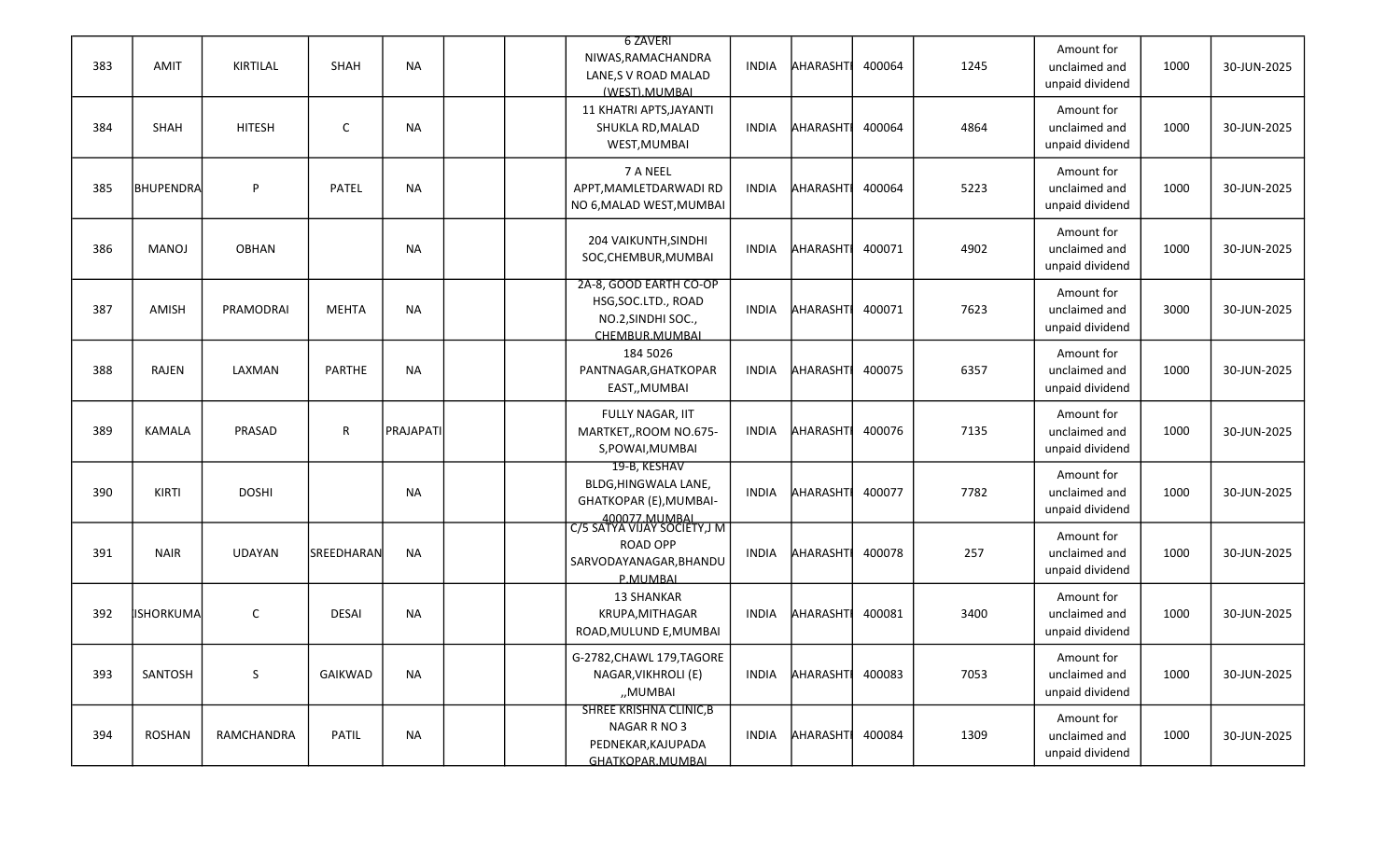| 383 | AMIT | KIRTILAL | SHAH | NA | | | 6 ZAVERI NIWAS,RAMACHANDRA LANE,S V ROAD MALAD (WEST),MUMBAI | INDIA | AHARASHTI | 400064 | 1245 | Amount for unclaimed and unpaid dividend | 1000 | 30-JUN-2025 |
|---|---|---|---|---|---|---|---|---|---|---|---|---|---|---|
| 384 | SHAH | HITESH | C | NA | | | 11 KHATRI APTS,JAYANTI SHUKLA RD,MALAD WEST,MUMBAI | INDIA | AHARASHTI | 400064 | 4864 | Amount for unclaimed and unpaid dividend | 1000 | 30-JUN-2025 |
| 385 | BHUPENDRA | P | PATEL | NA | | | 7 A NEEL APPT,MAMLETDARWADI RD NO 6,MALAD WEST,MUMBAI | INDIA | AHARASHTI | 400064 | 5223 | Amount for unclaimed and unpaid dividend | 1000 | 30-JUN-2025 |
| 386 | MANOJ | OBHAN | | NA | | | 204 VAIKUNTH,SINDHI SOC,CHEMBUR,MUMBAI | INDIA | AHARASHTI | 400071 | 4902 | Amount for unclaimed and unpaid dividend | 1000 | 30-JUN-2025 |
| 387 | AMISH | PRAMODRAI | MEHTA | NA | | | 2A-8, GOOD EARTH CO-OP HSG,SOC.LTD., ROAD NO.2,SINDHI SOC., CHEMBUR,MUMBAI | INDIA | AHARASHTI | 400071 | 7623 | Amount for unclaimed and unpaid dividend | 3000 | 30-JUN-2025 |
| 388 | RAJEN | LAXMAN | PARTHE | NA | | | 184 5026 PANTNAGAR,GHATKOPAR EAST,,MUMBAI | INDIA | AHARASHTI | 400075 | 6357 | Amount for unclaimed and unpaid dividend | 1000 | 30-JUN-2025 |
| 389 | KAMALA | PRASAD | R | PRAJAPATI | | | FULLY NAGAR, IIT MARTKET,,ROOM NO.675-S,POWAI,MUMBAI | INDIA | AHARASHTI | 400076 | 7135 | Amount for unclaimed and unpaid dividend | 1000 | 30-JUN-2025 |
| 390 | KIRTI | DOSHI | | NA | | | 19-B, KESHAV BLDG,HINGWALA LANE, GHATKOPAR (E),MUMBAI-400077,MUMBAI | INDIA | AHARASHTI | 400077 | 7782 | Amount for unclaimed and unpaid dividend | 1000 | 30-JUN-2025 |
| 391 | NAIR | UDAYAN | SREEDHARAN | NA | | | C/5 SATYA VIJAY SOCIETY,J M ROAD OPP SARVODAYANAGAR,BHANDUP,MUMBAI | INDIA | AHARASHTI | 400078 | 257 | Amount for unclaimed and unpaid dividend | 1000 | 30-JUN-2025 |
| 392 | ISHORKUMA | C | DESAI | NA | | | 13 SHANKAR KRUPA,MITHAGAR ROAD,MULUND E,MUMBAI | INDIA | AHARASHTI | 400081 | 3400 | Amount for unclaimed and unpaid dividend | 1000 | 30-JUN-2025 |
| 393 | SANTOSH | S | GAIKWAD | NA | | | G-2782,CHAWL 179,TAGORE NAGAR,VIKHROLI (E) ,,MUMBAI | INDIA | AHARASHTI | 400083 | 7053 | Amount for unclaimed and unpaid dividend | 1000 | 30-JUN-2025 |
| 394 | ROSHAN | RAMCHANDRA | PATIL | NA | | | SHREE KRISHNA CLINIC,B NAGAR R NO 3 PEDNEKAR,KAJUPADA GHATKOPAR,MUMBAI | INDIA | AHARASHTI | 400084 | 1309 | Amount for unclaimed and unpaid dividend | 1000 | 30-JUN-2025 |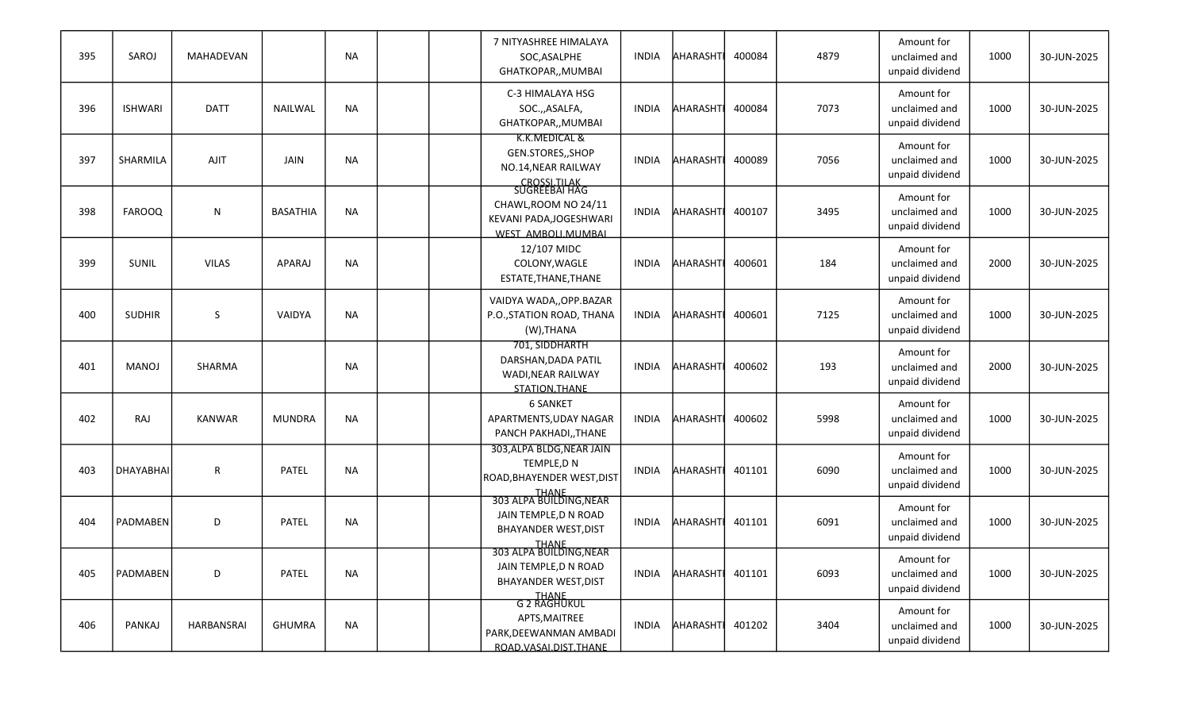| 395 | SAROJ | MAHADEVAN | | NA | | | 7 NITYASHREE HIMALAYA SOC,ASALPHE GHATKOPAR,,MUMBAI | INDIA | AHARASHT | 400084 | 4879 | Amount for unclaimed and unpaid dividend | 1000 | 30-JUN-2025 |
|---|---|---|---|---|---|---|---|---|---|---|---|---|---|---|
| 396 | ISHWARI | DATT | NAILWAL | NA | | | C-3 HIMALAYA HSG SOC.,,ASALFA, GHATKOPAR,,MUMBAI | INDIA | AHARASHT | 400084 | 7073 | Amount for unclaimed and unpaid dividend | 1000 | 30-JUN-2025 |
| 397 | SHARMILA | AJIT | JAIN | NA | | | K.K.MEDICAL & GEN.STORES,,SHOP NO.14,NEAR RAILWAY CROSSI,TILAK | INDIA | AHARASHT | 400089 | 7056 | Amount for unclaimed and unpaid dividend | 1000 | 30-JUN-2025 |
| 398 | FAROOQ | N | BASATHIA | NA | | | SUGREEBAI HAG CHAWL,ROOM NO 24/11 KEVANI PADA,JOGESHWARI WEST, AMBOLI,MUMBAI | INDIA | AHARASHT | 400107 | 3495 | Amount for unclaimed and unpaid dividend | 1000 | 30-JUN-2025 |
| 399 | SUNIL | VILAS | APARAJ | NA | | | 12/107 MIDC COLONY,WAGLE ESTATE,THANE,THANE | INDIA | AHARASHT | 400601 | 184 | Amount for unclaimed and unpaid dividend | 2000 | 30-JUN-2025 |
| 400 | SUDHIR | S | VAIDYA | NA | | | VAIDYA WADA,,OPP.BAZAR P.O.,STATION ROAD, THANA (W),THANA | INDIA | AHARASHT | 400601 | 7125 | Amount for unclaimed and unpaid dividend | 1000 | 30-JUN-2025 |
| 401 | MANOJ | SHARMA | | NA | | | 701, SIDDHARTH DARSHAN,DADA PATIL WADI,NEAR RAILWAY STATION,THANE | INDIA | AHARASHT | 400602 | 193 | Amount for unclaimed and unpaid dividend | 2000 | 30-JUN-2025 |
| 402 | RAJ | KANWAR | MUNDRA | NA | | | 6 SANKET APARTMENTS,UDAY NAGAR PANCH PAKHADI,,THANE | INDIA | AHARASHT | 400602 | 5998 | Amount for unclaimed and unpaid dividend | 1000 | 30-JUN-2025 |
| 403 | DHAYABHAI | R | PATEL | NA | | | 303,ALPA BLDG,NEAR JAIN TEMPLE,D N ROAD,BHAYENDER WEST,DIST THANE | INDIA | AHARASHT | 401101 | 6090 | Amount for unclaimed and unpaid dividend | 1000 | 30-JUN-2025 |
| 404 | PADMABEN | D | PATEL | NA | | | 303 ALPA BUILDING,NEAR JAIN TEMPLE,D N ROAD BHAYANDER WEST,DIST THANE | INDIA | AHARASHT | 401101 | 6091 | Amount for unclaimed and unpaid dividend | 1000 | 30-JUN-2025 |
| 405 | PADMABEN | D | PATEL | NA | | | 303 ALPA BUILDING,NEAR JAIN TEMPLE,D N ROAD BHAYANDER WEST,DIST THANE | INDIA | AHARASHT | 401101 | 6093 | Amount for unclaimed and unpaid dividend | 1000 | 30-JUN-2025 |
| 406 | PANKAJ | HARBANSRAI | GHUMRA | NA | | | G 2 RAGHUKUL APTS,MAITREE PARK,DEEWANMAN AMBADI ROAD,VASAI,DIST.THANE | INDIA | AHARASHT | 401202 | 3404 | Amount for unclaimed and unpaid dividend | 1000 | 30-JUN-2025 |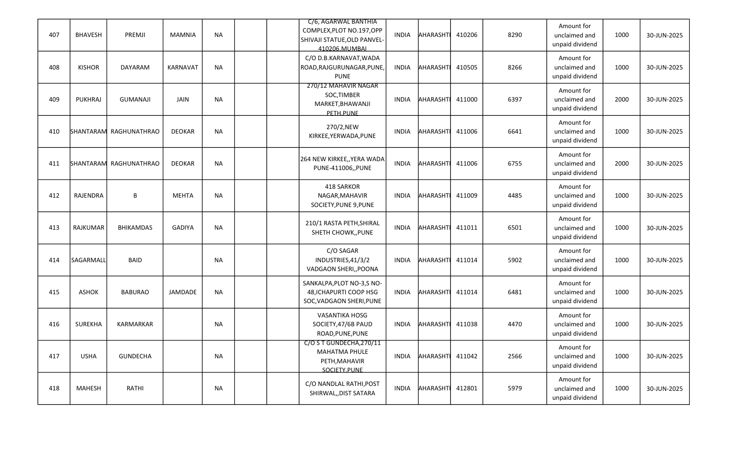| | | | | | | | | | | | | | | |
|---|---|---|---|---|---|---|---|---|---|---|---|---|---|---|
| 407 | BHAVESH | PREMJI | MAMNIA | NA | | | C/6, AGARWAL BANTHIA COMPLEX,PLOT NO.197,OPP SHIVAJI STATUE,OLD PANVEL-410206,MUMBAI | INDIA | AHARASHTI | 410206 | 8290 | Amount for unclaimed and unpaid dividend | 1000 | 30-JUN-2025 |
| 408 | KISHOR | DAYARAM | KARNAVAT | NA | | | C/O D.B.KARNAVAT,WADA ROAD,RAJGURUNAGAR,PUNE, PUNE | INDIA | AHARASHTI | 410505 | 8266 | Amount for unclaimed and unpaid dividend | 1000 | 30-JUN-2025 |
| 409 | PUKHRAJ | GUMANAJI | JAIN | NA | | | 270/12 MAHAVIR NAGAR SOC,TIMBER MARKET,BHAWANJI PETH,PUNE | INDIA | AHARASHTI | 411000 | 6397 | Amount for unclaimed and unpaid dividend | 2000 | 30-JUN-2025 |
| 410 | SHANTARAM | RAGHUNATHRAO | DEOKAR | NA | | | 270/2,NEW KIRKEE,YERWADA,PUNE | INDIA | AHARASHTI | 411006 | 6641 | Amount for unclaimed and unpaid dividend | 1000 | 30-JUN-2025 |
| 411 | SHANTARAM | RAGHUNATHRAO | DEOKAR | NA | | | 264 NEW KIRKEE,,YERA WADA PUNE-411006,,PUNE | INDIA | AHARASHTI | 411006 | 6755 | Amount for unclaimed and unpaid dividend | 2000 | 30-JUN-2025 |
| 412 | RAJENDRA | B | MEHTA | NA | | | 418 SARKOR NAGAR,MAHAVIR SOCIETY,PUNE 9,PUNE | INDIA | AHARASHTI | 411009 | 4485 | Amount for unclaimed and unpaid dividend | 1000 | 30-JUN-2025 |
| 413 | RAJKUMAR | BHIKAMDAS | GADIYA | NA | | | 210/1 RASTA PETH,SHIRAL SHETH CHOWK,,PUNE | INDIA | AHARASHTI | 411011 | 6501 | Amount for unclaimed and unpaid dividend | 1000 | 30-JUN-2025 |
| 414 | SAGARMALL | BAID | | NA | | | C/O SAGAR INDUSTRIES,41/3/2 VADGAON SHERI,,POONA | INDIA | AHARASHTI | 411014 | 5902 | Amount for unclaimed and unpaid dividend | 1000 | 30-JUN-2025 |
| 415 | ASHOK | BABURAO | JAMDADE | NA | | | SANKALPA,PLOT NO-3,S NO-48,ICHAPURTI COOP HSG SOC,VADGAON SHERI,PUNE | INDIA | AHARASHTI | 411014 | 6481 | Amount for unclaimed and unpaid dividend | 1000 | 30-JUN-2025 |
| 416 | SUREKHA | KARMARKAR | | NA | | | VASANTIKA HOSG SOCIETY,47/6B PAUD ROAD,PUNE,PUNE | INDIA | AHARASHTI | 411038 | 4470 | Amount for unclaimed and unpaid dividend | 1000 | 30-JUN-2025 |
| 417 | USHA | GUNDECHA | | NA | | | C/O S T GUNDECHA,270/11 MAHATMA PHULE PETH,MAHAVIR SOCIETY,PUNE | INDIA | AHARASHTI | 411042 | 2566 | Amount for unclaimed and unpaid dividend | 1000 | 30-JUN-2025 |
| 418 | MAHESH | RATHI | | NA | | | C/O NANDLAL RATHI,POST SHIRWAL,,DIST SATARA | INDIA | AHARASHTI | 412801 | 5979 | Amount for unclaimed and unpaid dividend | 1000 | 30-JUN-2025 |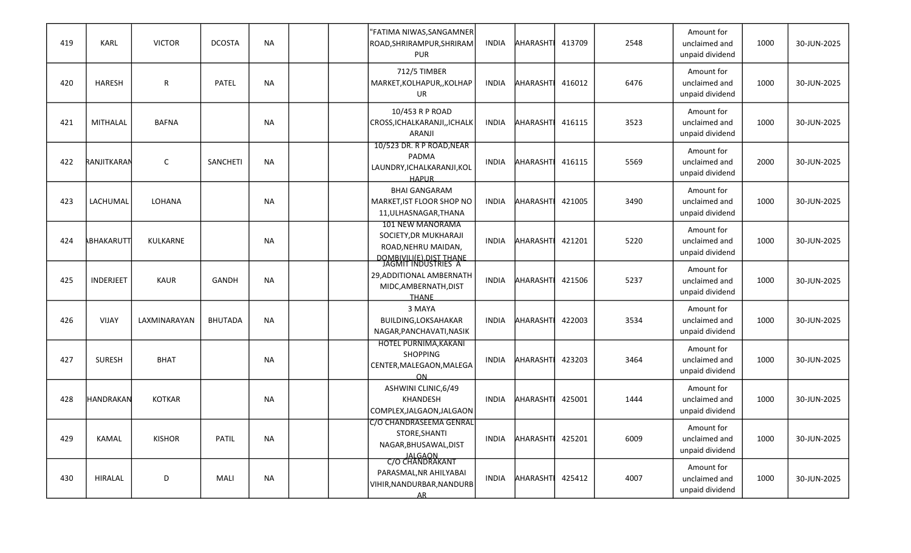| | | | | | | | | | | | | | | |
|---|---|---|---|---|---|---|---|---|---|---|---|---|---|---|
| 419 | KARL | VICTOR | DCOSTA | NA | | | "FATIMA NIWAS,SANGAMNER ROAD,SHRIRAMPUR,SHRIRAMPUR | INDIA | AHARASHTI | 413709 | 2548 | Amount for unclaimed and unpaid dividend | 1000 | 30-JUN-2025 |
| 420 | HARESH | R | PATEL | NA | | | 712/5 TIMBER MARKET,KOLHAPUR,,KOLHAPUR | INDIA | AHARASHTI | 416012 | 6476 | Amount for unclaimed and unpaid dividend | 1000 | 30-JUN-2025 |
| 421 | MITHALAL | BAFNA | | NA | | | 10/453 R P ROAD CROSS,ICHALKARANJI,,ICHALKARANJI | INDIA | AHARASHTI | 416115 | 3523 | Amount for unclaimed and unpaid dividend | 1000 | 30-JUN-2025 |
| 422 | RANJITKARAN | C | SANCHETI | NA | | | 10/523 DR. R P ROAD,NEAR PADMA LAUNDRY,ICHALKARANJI,KOLHAPUR | INDIA | AHARASHTI | 416115 | 5569 | Amount for unclaimed and unpaid dividend | 2000 | 30-JUN-2025 |
| 423 | LACHUMAL | LOHANA | | NA | | | BHAI GANGARAM MARKET,IST FLOOR SHOP NO 11,ULHASNAGAR,THANA | INDIA | AHARASHTI | 421005 | 3490 | Amount for unclaimed and unpaid dividend | 1000 | 30-JUN-2025 |
| 424 | ABHAKARUTT | KULKARNE | | NA | | | 101 NEW MANORAMA SOCIETY,DR MUKHARAJI ROAD,NEHRU MAIDAN, DOMBIVLI(E),DIST THANE | INDIA | AHARASHTI | 421201 | 5220 | Amount for unclaimed and unpaid dividend | 1000 | 30-JUN-2025 |
| 425 | INDERJEET | KAUR | GANDH | NA | | | JAGMIT INDUSTRIES A 29,ADDITIONAL AMBERNATH MIDC,AMBERNATH,DIST THANE | INDIA | AHARASHTI | 421506 | 5237 | Amount for unclaimed and unpaid dividend | 1000 | 30-JUN-2025 |
| 426 | VIJAY | LAXMINARAYAN | BHUTADA | NA | | | 3 MAYA BUILDING,LOKSAHAKAR NAGAR,PANCHAVATI,NASIK | INDIA | AHARASHTI | 422003 | 3534 | Amount for unclaimed and unpaid dividend | 1000 | 30-JUN-2025 |
| 427 | SURESH | BHAT | | NA | | | HOTEL PURNIMA,KAKANI SHOPPING CENTER,MALEGAON,MALEGAON | INDIA | AHARASHTI | 423203 | 3464 | Amount for unclaimed and unpaid dividend | 1000 | 30-JUN-2025 |
| 428 | HANDRAKAN | KOTKAR | | NA | | | ASHWINI CLINIC,6/49 KHANDESH COMPLEX,JALGAON,JALGAON | INDIA | AHARASHTI | 425001 | 1444 | Amount for unclaimed and unpaid dividend | 1000 | 30-JUN-2025 |
| 429 | KAMAL | KISHOR | PATIL | NA | | | C/O CHANDRASEEMA GENRAL STORE,SHANTI NAGAR,BHUSAWAL,DIST JALGAON | INDIA | AHARASHTI | 425201 | 6009 | Amount for unclaimed and unpaid dividend | 1000 | 30-JUN-2025 |
| 430 | HIRALAL | D | MALI | NA | | | C/O CHANDRAKANT PARASMAL,NR AHILYABAI VIHIR,NANDURBAR,NANDURBAR | INDIA | AHARASHTI | 425412 | 4007 | Amount for unclaimed and unpaid dividend | 1000 | 30-JUN-2025 |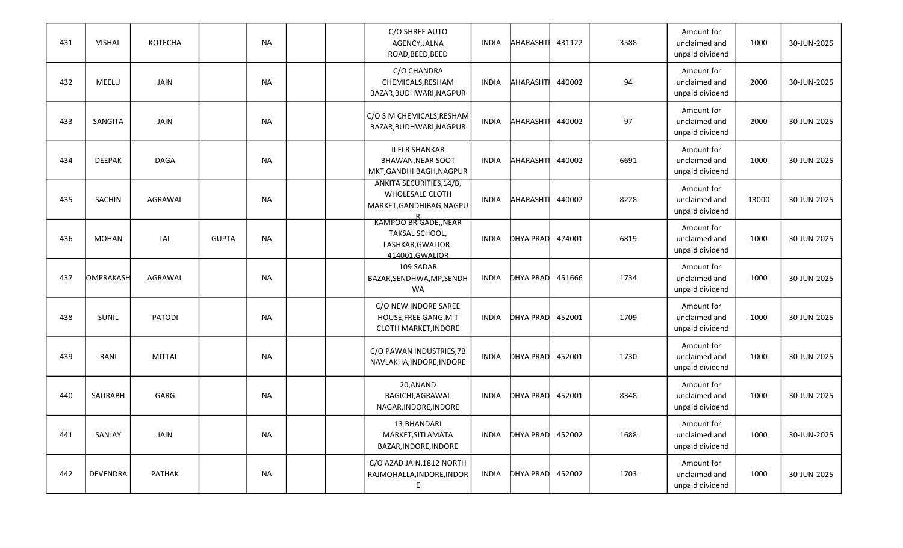| 431 | VISHAL | KOTECHA | | NA | | | C/O SHREE AUTO AGENCY,JALNA ROAD,BEED,BEED | INDIA | AHARASHTI | 431122 | 3588 | Amount for unclaimed and unpaid dividend | 1000 | 30-JUN-2025 |
|---|---|---|---|---|---|---|---|---|---|---|---|---|---|---|
| 432 | MEELU | JAIN | | NA | | | C/O CHANDRA CHEMICALS,RESHAM BAZAR,BUDHWARI,NAGPUR | INDIA | AHARASHTI | 440002 | 94 | Amount for unclaimed and unpaid dividend | 2000 | 30-JUN-2025 |
| 433 | SANGITA | JAIN | | NA | | | C/O S M CHEMICALS,RESHAM BAZAR,BUDHWARI,NAGPUR | INDIA | AHARASHTI | 440002 | 97 | Amount for unclaimed and unpaid dividend | 2000 | 30-JUN-2025 |
| 434 | DEEPAK | DAGA | | NA | | | II FLR SHANKAR BHAWAN,NEAR SOOT MKT,GANDHI BAGH,NAGPUR | INDIA | AHARASHTI | 440002 | 6691 | Amount for unclaimed and unpaid dividend | 1000 | 30-JUN-2025 |
| 435 | SACHIN | AGRAWAL | | NA | | | ANKITA SECURITIES,14/B, WHOLESALE CLOTH MARKET,GANDHIBAG,NAGPUR | INDIA | AHARASHTI | 440002 | 8228 | Amount for unclaimed and unpaid dividend | 13000 | 30-JUN-2025 |
| 436 | MOHAN | LAL | GUPTA | NA | | | KAMPOO BRIGADE,,NEAR TAKSAL SCHOOL, LASHKAR,GWALIOR-414001,GWALIOR | INDIA | DHYA PRAD | 474001 | 6819 | Amount for unclaimed and unpaid dividend | 1000 | 30-JUN-2025 |
| 437 | OMPRAKASH | AGRAWAL | | NA | | | 109 SADAR BAZAR,SENDHWA,MP,SENDHWA | INDIA | DHYA PRAD | 451666 | 1734 | Amount for unclaimed and unpaid dividend | 1000 | 30-JUN-2025 |
| 438 | SUNIL | PATODI | | NA | | | C/O NEW INDORE SAREE HOUSE,FREE GANG,M T CLOTH MARKET,INDORE | INDIA | DHYA PRAD | 452001 | 1709 | Amount for unclaimed and unpaid dividend | 1000 | 30-JUN-2025 |
| 439 | RANI | MITTAL | | NA | | | C/O PAWAN INDUSTRIES,7B NAVLAKHA,INDORE,INDORE | INDIA | DHYA PRAD | 452001 | 1730 | Amount for unclaimed and unpaid dividend | 1000 | 30-JUN-2025 |
| 440 | SAURABH | GARG | | NA | | | 20,ANAND BAGICHI,AGRAWAL NAGAR,INDORE,INDORE | INDIA | DHYA PRAD | 452001 | 8348 | Amount for unclaimed and unpaid dividend | 1000 | 30-JUN-2025 |
| 441 | SANJAY | JAIN | | NA | | | 13 BHANDARI MARKET,SITLAMATA BAZAR,INDORE,INDORE | INDIA | DHYA PRAD | 452002 | 1688 | Amount for unclaimed and unpaid dividend | 1000 | 30-JUN-2025 |
| 442 | DEVENDRA | PATHAK | | NA | | | C/O AZAD JAIN,1812 NORTH RAJMOHALLA,INDORE,INDORE | INDIA | DHYA PRAD | 452002 | 1703 | Amount for unclaimed and unpaid dividend | 1000 | 30-JUN-2025 |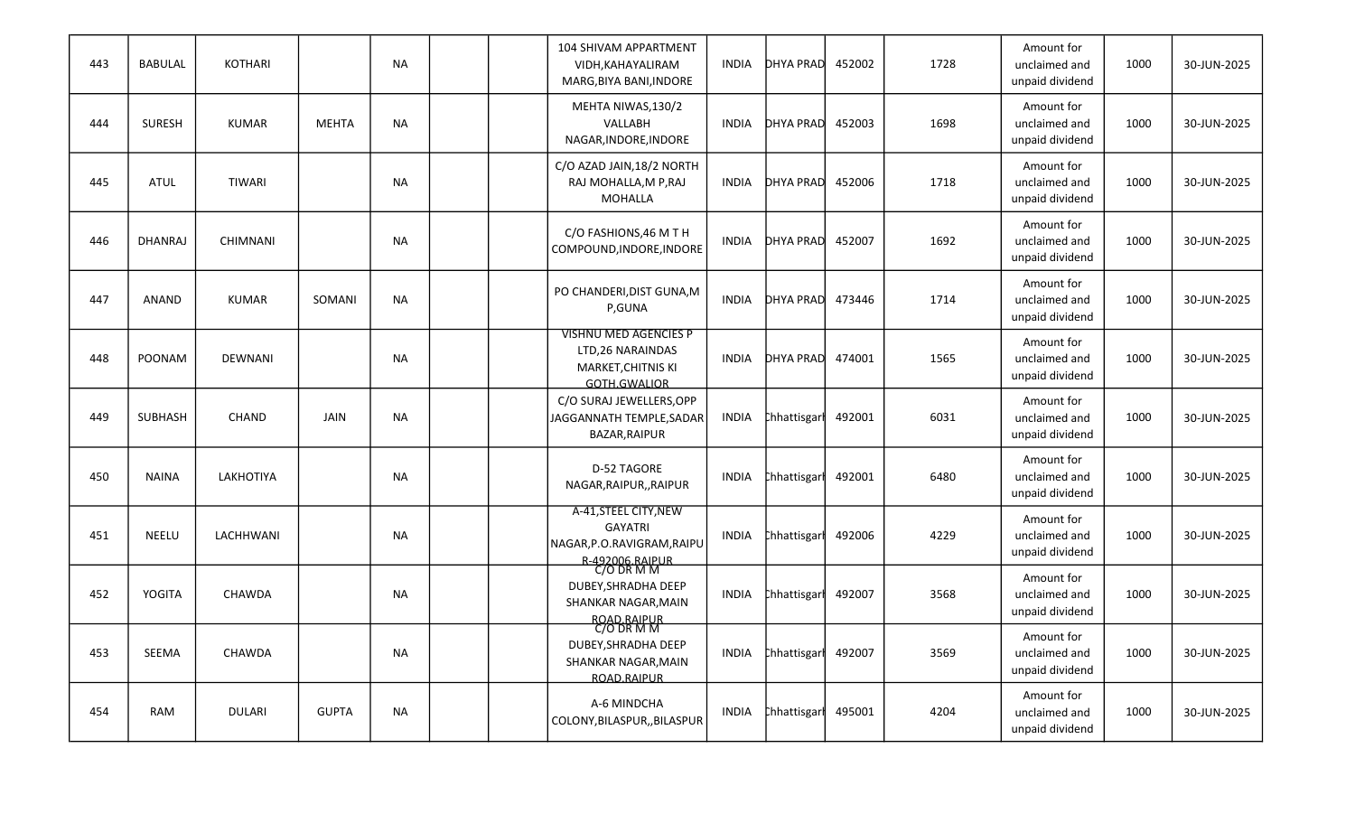| 443 | BABULAL | KOTHARI | | NA | | | 104 SHIVAM APPARTMENT VIDH,KAHAYALIRAM MARG,BIYA BANI,INDORE | INDIA | DHYA PRAD | 452002 | 1728 | Amount for unclaimed and unpaid dividend | 1000 | 30-JUN-2025 |
|---|---|---|---|---|---|---|---|---|---|---|---|---|---|---|
| 444 | SURESH | KUMAR | MEHTA | NA | | | MEHTA NIWAS,130/2 VALLABH NAGAR,INDORE,INDORE | INDIA | DHYA PRAD | 452003 | 1698 | Amount for unclaimed and unpaid dividend | 1000 | 30-JUN-2025 |
| 445 | ATUL | TIWARI | | NA | | | C/O AZAD JAIN,18/2 NORTH RAJ MOHALLA,M P,RAJ MOHALLA | INDIA | DHYA PRAD | 452006 | 1718 | Amount for unclaimed and unpaid dividend | 1000 | 30-JUN-2025 |
| 446 | DHANRAJ | CHIMNANI | | NA | | | C/O FASHIONS,46 M T H COMPOUND,INDORE,INDORE | INDIA | DHYA PRAD | 452007 | 1692 | Amount for unclaimed and unpaid dividend | 1000 | 30-JUN-2025 |
| 447 | ANAND | KUMAR | SOMANI | NA | | | PO CHANDERI,DIST GUNA,M P,GUNA | INDIA | DHYA PRAD | 473446 | 1714 | Amount for unclaimed and unpaid dividend | 1000 | 30-JUN-2025 |
| 448 | POONAM | DEWNANI | | NA | | | VISHNU MED AGENCIES P LTD,26 NARAINDAS MARKET,CHITNIS KI GOTH,GWALIOR | INDIA | DHYA PRAD | 474001 | 1565 | Amount for unclaimed and unpaid dividend | 1000 | 30-JUN-2025 |
| 449 | SUBHASH | CHAND | JAIN | NA | | | C/O SURAJ JEWELLERS,OPP JAGGANNATH TEMPLE,SADAR BAZAR,RAIPUR | INDIA | Chhattisgarh | 492001 | 6031 | Amount for unclaimed and unpaid dividend | 1000 | 30-JUN-2025 |
| 450 | NAINA | LAKHOTIYA | | NA | | | D-52 TAGORE NAGAR,RAIPUR,,RAIPUR | INDIA | Chhattisgarh | 492001 | 6480 | Amount for unclaimed and unpaid dividend | 1000 | 30-JUN-2025 |
| 451 | NEELU | LACHHWANI | | NA | | | A-41,STEEL CITY,NEW GAYATRI NAGAR,P.O.RAVIGRAM,RAIPUR-492006,RAIPUR | INDIA | Chhattisgarh | 492006 | 4229 | Amount for unclaimed and unpaid dividend | 1000 | 30-JUN-2025 |
| 452 | YOGITA | CHAWDA | | NA | | | C/O DR M M DUBEY,SHRADHA DEEP SHANKAR NAGAR,MAIN ROAD,RAIPUR | INDIA | Chhattisgarh | 492007 | 3568 | Amount for unclaimed and unpaid dividend | 1000 | 30-JUN-2025 |
| 453 | SEEMA | CHAWDA | | NA | | | C/O DR M M DUBEY,SHRADHA DEEP SHANKAR NAGAR,MAIN ROAD,RAIPUR | INDIA | Chhattisgarh | 492007 | 3569 | Amount for unclaimed and unpaid dividend | 1000 | 30-JUN-2025 |
| 454 | RAM | DULARI | GUPTA | NA | | | A-6 MINDCHA COLONY,BILASPUR,,BILASPUR | INDIA | Chhattisgarh | 495001 | 4204 | Amount for unclaimed and unpaid dividend | 1000 | 30-JUN-2025 |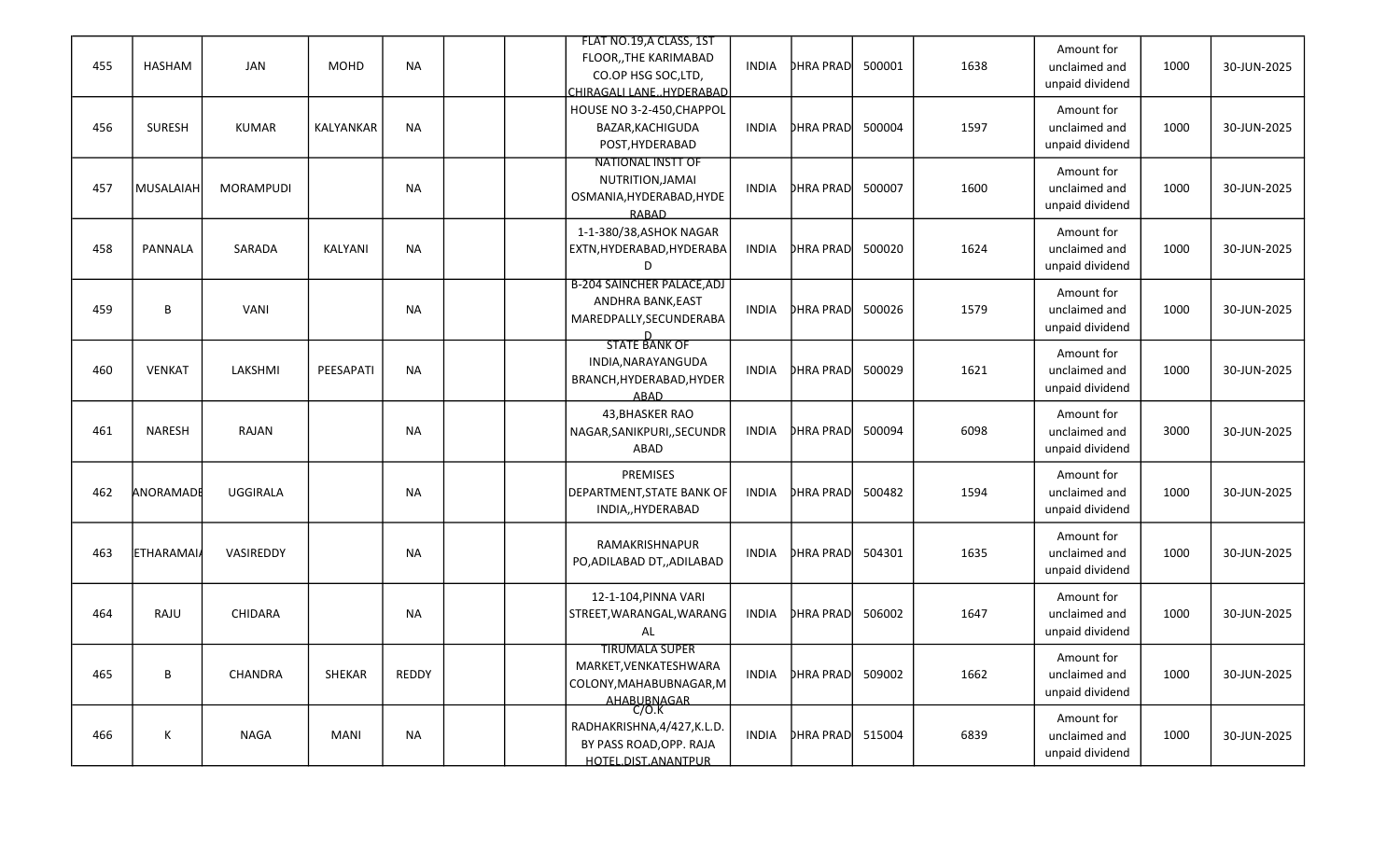| | | | | | | | | | | | | | | |
|---|---|---|---|---|---|---|---|---|---|---|---|---|---|---|
| 455 | HASHAM | JAN | MOHD | NA | | | FLAT NO.19,A CLASS, 1ST FLOOR,,THE KARIMABAD CO.OP HSG SOC,LTD, CHIRAGALI LANE,,HYDERABAD | INDIA | DHRA PRAD | 500001 | 1638 | Amount for unclaimed and unpaid dividend | 1000 | 30-JUN-2025 |
| 456 | SURESH | KUMAR | KALYANKAR | NA | | | HOUSE NO 3-2-450,CHAPPOL BAZAR,KACHIGUDA POST,HYDERABAD | INDIA | DHRA PRAD | 500004 | 1597 | Amount for unclaimed and unpaid dividend | 1000 | 30-JUN-2025 |
| 457 | MUSALAIAH | MORAMPUDI | | NA | | | NATIONAL INSTT OF NUTRITION,JAMAI OSMANIA,HYDERABAD,HYDERABAD | INDIA | DHRA PRAD | 500007 | 1600 | Amount for unclaimed and unpaid dividend | 1000 | 30-JUN-2025 |
| 458 | PANNALA | SARADA | KALYANI | NA | | | 1-1-380/38,ASHOK NAGAR EXTN,HYDERABAD,HYDERABAD | INDIA | DHRA PRAD | 500020 | 1624 | Amount for unclaimed and unpaid dividend | 1000 | 30-JUN-2025 |
| 459 | B | VANI | | NA | | | B-204 SAINCHER PALACE,ADJ ANDHRA BANK,EAST MAREDPALLY,SECUNDERABAD | INDIA | DHRA PRAD | 500026 | 1579 | Amount for unclaimed and unpaid dividend | 1000 | 30-JUN-2025 |
| 460 | VENKAT | LAKSHMI | PEESAPATI | NA | | | STATE BANK OF INDIA,NARAYANGUDA BRANCH,HYDERABAD,HYDERABAD | INDIA | DHRA PRAD | 500029 | 1621 | Amount for unclaimed and unpaid dividend | 1000 | 30-JUN-2025 |
| 461 | NARESH | RAJAN | | NA | | | 43,BHASKER RAO NAGAR,SANIKPURI,,SECUNDRABAD | INDIA | DHRA PRAD | 500094 | 6098 | Amount for unclaimed and unpaid dividend | 3000 | 30-JUN-2025 |
| 462 | ANORAMADE | UGGIRALA | | NA | | | PREMISES DEPARTMENT,STATE BANK OF INDIA,,HYDERABAD | INDIA | DHRA PRAD | 500482 | 1594 | Amount for unclaimed and unpaid dividend | 1000 | 30-JUN-2025 |
| 463 | ETHARAMAI | VASIREDDY | | NA | | | RAMAKRISHNAPUR PO,ADILABAD DT,,ADILABAD | INDIA | DHRA PRAD | 504301 | 1635 | Amount for unclaimed and unpaid dividend | 1000 | 30-JUN-2025 |
| 464 | RAJU | CHIDARA | | NA | | | 12-1-104,PINNA VARI STREET,WARANGAL,WARANGAL | INDIA | DHRA PRAD | 506002 | 1647 | Amount for unclaimed and unpaid dividend | 1000 | 30-JUN-2025 |
| 465 | B | CHANDRA | SHEKAR | REDDY | | | TIRUMALA SUPER MARKET,VENKATESHWARA COLONY,MAHABUBNAGAR,MAHABUBNAGAR | INDIA | DHRA PRAD | 509002 | 1662 | Amount for unclaimed and unpaid dividend | 1000 | 30-JUN-2025 |
| 466 | K | NAGA | MANI | NA | | | C/O.K RADHAKRISHNA,4/427,K.L.D. BY PASS ROAD,OPP. RAJA HOTEL,DIST.ANANTPUR | INDIA | DHRA PRAD | 515004 | 6839 | Amount for unclaimed and unpaid dividend | 1000 | 30-JUN-2025 |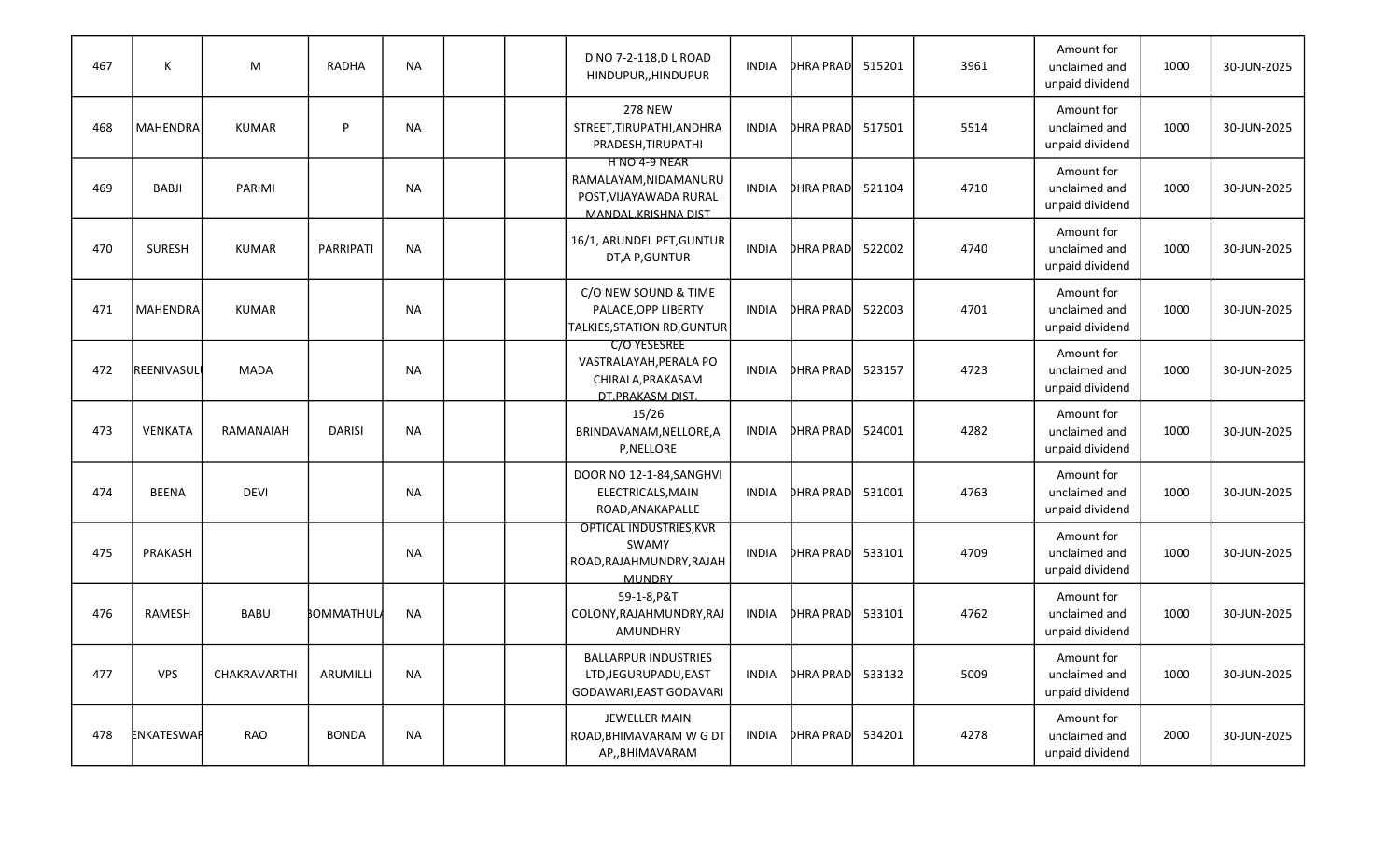| 467 | K | M | RADHA | NA | | | D NO 7-2-118,D L ROAD HINDUPUR,,HINDUPUR | INDIA | DHRA PRAD | 515201 | 3961 | Amount for unclaimed and unpaid dividend | 1000 | 30-JUN-2025 |
|---|---|---|---|---|---|---|---|---|---|---|---|---|---|---|
| 468 | MAHENDRA | KUMAR | P | NA | | | 278 NEW STREET,TIRUPATHI,ANDHRA PRADESH,TIRUPATHI | INDIA | DHRA PRAD | 517501 | 5514 | Amount for unclaimed and unpaid dividend | 1000 | 30-JUN-2025 |
| 469 | BABJI | PARIMI | | NA | | | H NO 4-9 NEAR RAMALAYAM,NIDAMANURU POST,VIJAYAWADA RURAL MANDAL,KRISHNA DIST | INDIA | DHRA PRAD | 521104 | 4710 | Amount for unclaimed and unpaid dividend | 1000 | 30-JUN-2025 |
| 470 | SURESH | KUMAR | PARRIPATI | NA | | | 16/1, ARUNDEL PET,GUNTUR DT,A P,GUNTUR | INDIA | DHRA PRAD | 522002 | 4740 | Amount for unclaimed and unpaid dividend | 1000 | 30-JUN-2025 |
| 471 | MAHENDRA | KUMAR | | NA | | | C/O NEW SOUND & TIME PALACE,OPP LIBERTY TALKIES,STATION RD,GUNTUR | INDIA | DHRA PRAD | 522003 | 4701 | Amount for unclaimed and unpaid dividend | 1000 | 30-JUN-2025 |
| 472 | REENIVASUL | MADA | | NA | | | C/O YESESREE VASTRALAYAH,PERALA PO CHIRALA,PRAKASAM DT,PRAKASM DIST. | INDIA | DHRA PRAD | 523157 | 4723 | Amount for unclaimed and unpaid dividend | 1000 | 30-JUN-2025 |
| 473 | VENKATA | RAMANAIAH | DARISI | NA | | | 15/26 BRINDAVANAM,NELLORE,A P,NELLORE | INDIA | DHRA PRAD | 524001 | 4282 | Amount for unclaimed and unpaid dividend | 1000 | 30-JUN-2025 |
| 474 | BEENA | DEVI | | NA | | | DOOR NO 12-1-84,SANGHVI ELECTRICALS,MAIN ROAD,ANAKAPALLE | INDIA | DHRA PRAD | 531001 | 4763 | Amount for unclaimed and unpaid dividend | 1000 | 30-JUN-2025 |
| 475 | PRAKASH | | | NA | | | OPTICAL INDUSTRIES,KVR SWAMY ROAD,RAJAHMUNDRY,RAJAH MUNDRY | INDIA | DHRA PRAD | 533101 | 4709 | Amount for unclaimed and unpaid dividend | 1000 | 30-JUN-2025 |
| 476 | RAMESH | BABU | BOMMATHUL | NA | | | 59-1-8,P&T COLONY,RAJAHMUNDRY,RAJ AMUNDHRY | INDIA | DHRA PRAD | 533101 | 4762 | Amount for unclaimed and unpaid dividend | 1000 | 30-JUN-2025 |
| 477 | VPS | CHAKRAVARTHI | ARUMILLI | NA | | | BALLARPUR INDUSTRIES LTD,JEGURUPADU,EAST GODAVARI,EAST GODAVARI | INDIA | DHRA PRAD | 533132 | 5009 | Amount for unclaimed and unpaid dividend | 1000 | 30-JUN-2025 |
| 478 | ENKATESWAR | RAO | BONDA | NA | | | JEWELLER MAIN ROAD,BHIMAVARAM W G DT AP,,BHIMAVARAM | INDIA | DHRA PRAD | 534201 | 4278 | Amount for unclaimed and unpaid dividend | 2000 | 30-JUN-2025 |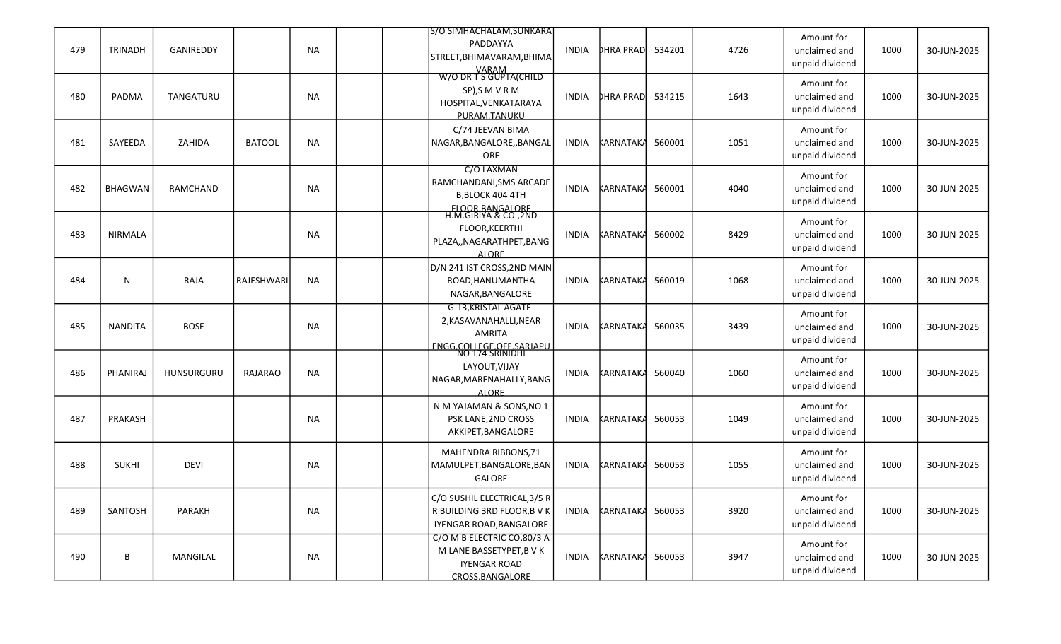| | | | | | | | | | | | | | | |
|---|---|---|---|---|---|---|---|---|---|---|---|---|---|---|
| 479 | TRINADH | GANIREDDY | | NA | | | S/O SIMHACHALAM,SUNKARA PADDAYYA STREET,BHIMAVARAM,BHIMAVARAM | INDIA | DHRA PRAD | 534201 | 4726 | Amount for unclaimed and unpaid dividend | 1000 | 30-JUN-2025 |
| 480 | PADMA | TANGATURU | | NA | | | W/O DR T S GUPTA(CHILD SP),S M V R M HOSPITAL,VENKATARAYA PURAM,TANUKU | INDIA | DHRA PRAD | 534215 | 1643 | Amount for unclaimed and unpaid dividend | 1000 | 30-JUN-2025 |
| 481 | SAYEEDA | ZAHIDA | BATOOL | NA | | | C/74 JEEVAN BIMA NAGAR,BANGALORE,,BANGALORE | INDIA | KARNATAKA | 560001 | 1051 | Amount for unclaimed and unpaid dividend | 1000 | 30-JUN-2025 |
| 482 | BHAGWAN | RAMCHAND | | NA | | | C/O LAXMAN RAMCHANDANI,SMS ARCADE B,BLOCK 404 4TH FLOOR BANGALORE | INDIA | KARNATAKA | 560001 | 4040 | Amount for unclaimed and unpaid dividend | 1000 | 30-JUN-2025 |
| 483 | NIRMALA | | | NA | | | H.M.GIRIYA & CO.,2ND FLOOR,KEERTHI PLAZA,,NAGARATHPET,BANGALORE | INDIA | KARNATAKA | 560002 | 8429 | Amount for unclaimed and unpaid dividend | 1000 | 30-JUN-2025 |
| 484 | N | RAJA | RAJESHWARI | NA | | | D/N 241 IST CROSS,2ND MAIN ROAD,HANUMANTHA NAGAR,BANGALORE | INDIA | KARNATAKA | 560019 | 1068 | Amount for unclaimed and unpaid dividend | 1000 | 30-JUN-2025 |
| 485 | NANDITA | BOSE | | NA | | | G-13,KRISTAL AGATE-2,KASAVANAHALLI,NEAR AMRITA ENGG COLLEGE OFF SARJAPU | INDIA | KARNATAKA | 560035 | 3439 | Amount for unclaimed and unpaid dividend | 1000 | 30-JUN-2025 |
| 486 | PHANIRAJ | HUNSURGURU | RAJARAO | NA | | | NO 174 SRINIDHI LAYOUT,VIJAY NAGAR,MARENAHALLY,BANGALORE | INDIA | KARNATAKA | 560040 | 1060 | Amount for unclaimed and unpaid dividend | 1000 | 30-JUN-2025 |
| 487 | PRAKASH | | | NA | | | N M YAJAMAN & SONS,NO 1 PSK LANE,2ND CROSS AKKIPET,BANGALORE | INDIA | KARNATAKA | 560053 | 1049 | Amount for unclaimed and unpaid dividend | 1000 | 30-JUN-2025 |
| 488 | SUKHI | DEVI | | NA | | | MAHENDRA RIBBONS,71 MAMULPET,BANGALORE,BANGALORE | INDIA | KARNATAKA | 560053 | 1055 | Amount for unclaimed and unpaid dividend | 1000 | 30-JUN-2025 |
| 489 | SANTOSH | PARAKH | | NA | | | C/O SUSHIL ELECTRICAL,3/5 R R BUILDING 3RD FLOOR,B V K IYENGAR ROAD,BANGALORE | INDIA | KARNATAKA | 560053 | 3920 | Amount for unclaimed and unpaid dividend | 1000 | 30-JUN-2025 |
| 490 | B | MANGILAL | | NA | | | C/O M B ELECTRIC CO,80/3 A M LANE BASSETYPET,B V K IYENGAR ROAD CROSS,BANGALORE | INDIA | KARNATAKA | 560053 | 3947 | Amount for unclaimed and unpaid dividend | 1000 | 30-JUN-2025 |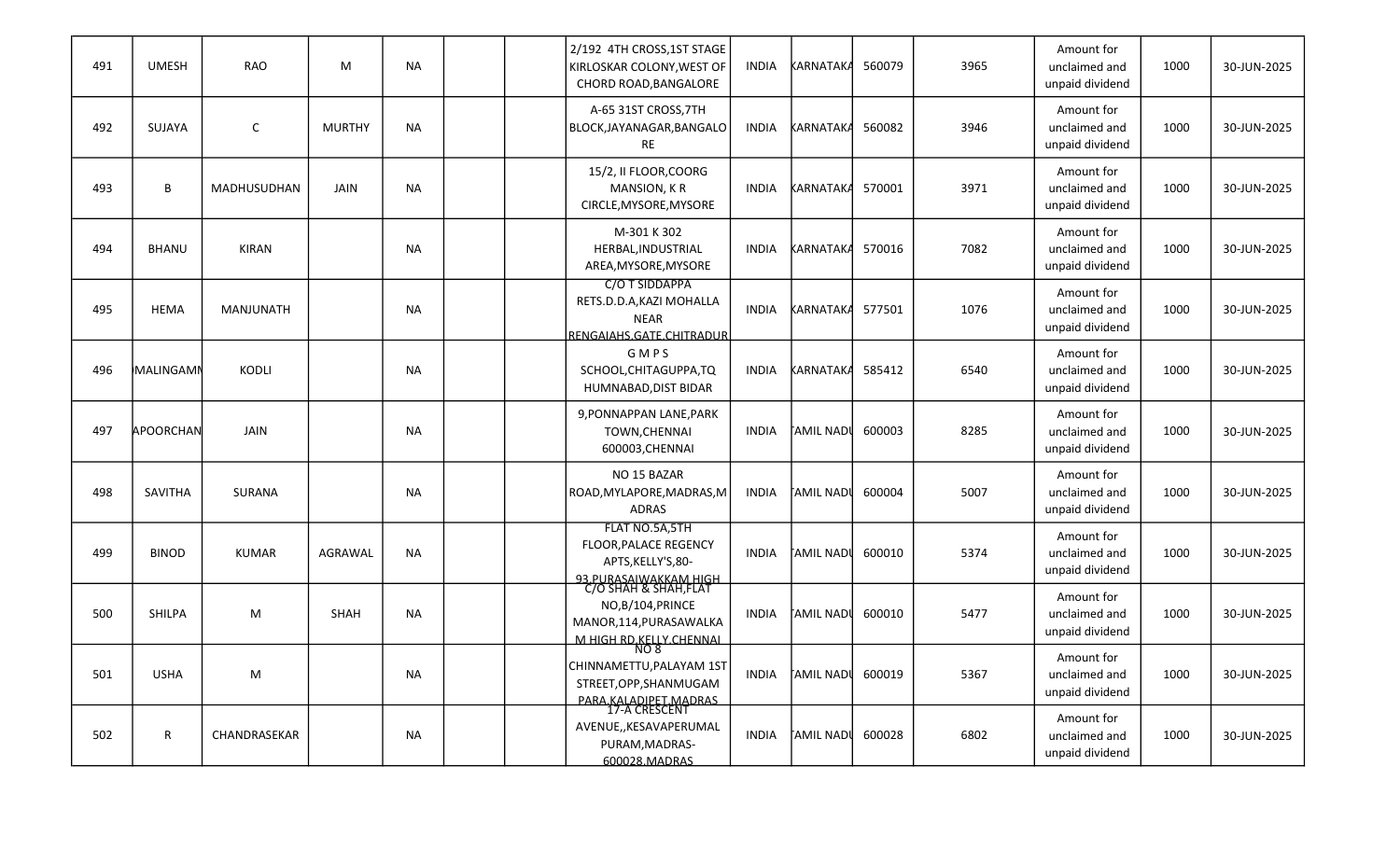| 491 | UMESH | RAO | M | NA | | | 2/192 4TH CROSS,1ST STAGE KIRLOSKAR COLONY,WEST OF CHORD ROAD,BANGALORE | INDIA | KARNATAKA | 560079 | 3965 | Amount for unclaimed and unpaid dividend | 1000 | 30-JUN-2025 |
|---|---|---|---|---|---|---|---|---|---|---|---|---|---|---|
| 492 | SUJAYA | C | MURTHY | NA | | | A-65 31ST CROSS,7TH BLOCK,JAYANAGAR,BANGALORE | INDIA | KARNATAKA | 560082 | 3946 | Amount for unclaimed and unpaid dividend | 1000 | 30-JUN-2025 |
| 493 | B | MADHUSUDHAN | JAIN | NA | | | 15/2, II FLOOR,COORG MANSION, K R CIRCLE,MYSORE,MYSORE | INDIA | KARNATAKA | 570001 | 3971 | Amount for unclaimed and unpaid dividend | 1000 | 30-JUN-2025 |
| 494 | BHANU | KIRAN | | NA | | | M-301 K 302 HERBAL,INDUSTRIAL AREA,MYSORE,MYSORE | INDIA | KARNATAKA | 570016 | 7082 | Amount for unclaimed and unpaid dividend | 1000 | 30-JUN-2025 |
| 495 | HEMA | MANJUNATH | | NA | | | C/O T SIDDAPPA RETS.D.D.A,KAZI MOHALLA NEAR RENGAIAHS.GATE,CHITRADUR | INDIA | KARNATAKA | 577501 | 1076 | Amount for unclaimed and unpaid dividend | 1000 | 30-JUN-2025 |
| 496 | MALINGAMM | KODLI | | NA | | | G M P S SCHOOL,CHITAGUPPA,TQ HUMNABAD,DIST BIDAR | INDIA | KARNATAKA | 585412 | 6540 | Amount for unclaimed and unpaid dividend | 1000 | 30-JUN-2025 |
| 497 | APOORCHAN | JAIN | | NA | | | 9,PONNAPPAN LANE,PARK TOWN,CHENNAI 600003,CHENNAI | INDIA | TAMIL NADU | 600003 | 8285 | Amount for unclaimed and unpaid dividend | 1000 | 30-JUN-2025 |
| 498 | SAVITHA | SURANA | | NA | | | NO 15 BAZAR ROAD,MYLAPORE,MADRAS,MADRAS | INDIA | TAMIL NADU | 600004 | 5007 | Amount for unclaimed and unpaid dividend | 1000 | 30-JUN-2025 |
| 499 | BINOD | KUMAR | AGRAWAL | NA | | | FLAT NO.5A,5TH FLOOR,PALACE REGENCY APTS,KELLY'S,80-93,PURASAIWAKKAM HIGH | INDIA | TAMIL NADU | 600010 | 5374 | Amount for unclaimed and unpaid dividend | 1000 | 30-JUN-2025 |
| 500 | SHILPA | M | SHAH | NA | | | C/O SHAH & SHAH,FLAT NO,B/104,PRINCE MANOR,114,PURASAWALKAM HIGH RD,KELLY,CHENNAI | INDIA | TAMIL NADU | 600010 | 5477 | Amount for unclaimed and unpaid dividend | 1000 | 30-JUN-2025 |
| 501 | USHA | M | | NA | | | NO 8 CHINNAMETTU,PALAYAM 1ST STREET,OPP,SHANMUGAM PARA,KALADIPET,MADRAS | INDIA | TAMIL NADU | 600019 | 5367 | Amount for unclaimed and unpaid dividend | 1000 | 30-JUN-2025 |
| 502 | R | CHANDRASEKAR | | NA | | | 17-A CRESCENT AVENUE,,KESAVAPERUMAL PURAM,MADRAS-600028,MADRAS | INDIA | TAMIL NADU | 600028 | 6802 | Amount for unclaimed and unpaid dividend | 1000 | 30-JUN-2025 |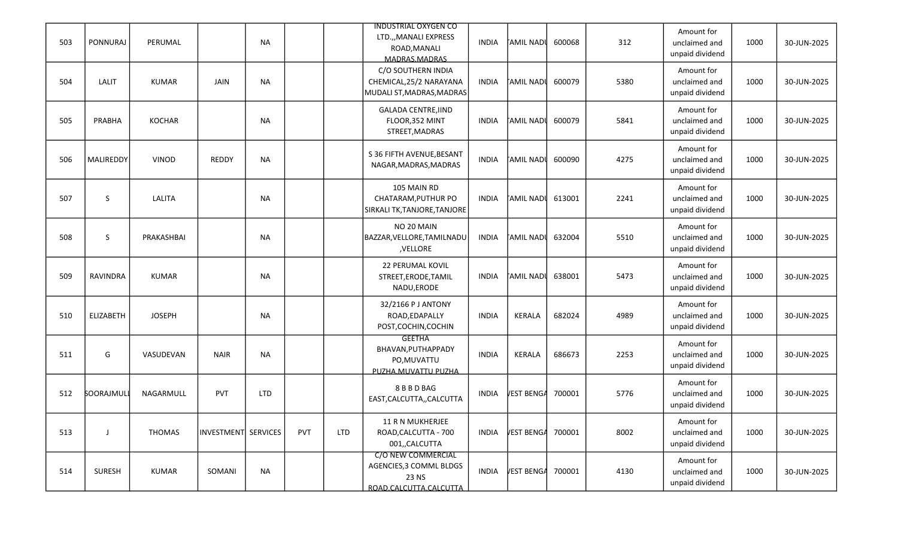| 503 | PONNURAJ | PERUMAL | | NA | | | INDUSTRIAL OXYGEN CO LTD.,,MANALI EXPRESS ROAD,MANALI MADRAS,MADRAS | INDIA | TAMIL NADU | 600068 | 312 | Amount for unclaimed and unpaid dividend | 1000 | 30-JUN-2025 |
|---|---|---|---|---|---|---|---|---|---|---|---|---|---|---|
| 504 | LALIT | KUMAR | JAIN | NA | | | C/O SOUTHERN INDIA CHEMICAL,25/2 NARAYANA MUDALI ST,MADRAS,MADRAS | INDIA | TAMIL NADU | 600079 | 5380 | Amount for unclaimed and unpaid dividend | 1000 | 30-JUN-2025 |
| 505 | PRABHA | KOCHAR | | NA | | | GALADA CENTRE,IIND FLOOR,352 MINT STREET,MADRAS | INDIA | TAMIL NADU | 600079 | 5841 | Amount for unclaimed and unpaid dividend | 1000 | 30-JUN-2025 |
| 506 | MALIREDDY | VINOD | REDDY | NA | | | S 36 FIFTH AVENUE,BESANT NAGAR,MADRAS,MADRAS | INDIA | TAMIL NADU | 600090 | 4275 | Amount for unclaimed and unpaid dividend | 1000 | 30-JUN-2025 |
| 507 | S | LALITA | | NA | | | 105 MAIN RD CHATARAM,PUTHUR PO SIRKALI TK,TANJORE,TANJORE | INDIA | TAMIL NADU | 613001 | 2241 | Amount for unclaimed and unpaid dividend | 1000 | 30-JUN-2025 |
| 508 | S | PRAKASHBAI | | NA | | | NO 20 MAIN BAZZAR,VELLORE,TAMILNADU ,VELLORE | INDIA | TAMIL NADU | 632004 | 5510 | Amount for unclaimed and unpaid dividend | 1000 | 30-JUN-2025 |
| 509 | RAVINDRA | KUMAR | | NA | | | 22 PERUMAL KOVIL STREET,ERODE,TAMIL NADU,ERODE | INDIA | TAMIL NADU | 638001 | 5473 | Amount for unclaimed and unpaid dividend | 1000 | 30-JUN-2025 |
| 510 | ELIZABETH | JOSEPH | | NA | | | 32/2166 P J ANTONY ROAD,EDAPALLY POST,COCHIN,COCHIN | INDIA | KERALA | 682024 | 4989 | Amount for unclaimed and unpaid dividend | 1000 | 30-JUN-2025 |
| 511 | G | VASUDEVAN | NAIR | NA | | | GEETHA BHAVAN,PUTHAPPADY PO,MUVATTU PUZHA,MUVATTU PUZHA | INDIA | KERALA | 686673 | 2253 | Amount for unclaimed and unpaid dividend | 1000 | 30-JUN-2025 |
| 512 | SOORAJMULL | NAGARMULL | PVT | LTD | | | 8 B B D BAG EAST,CALCUTTA,,CALCUTTA | INDIA | WEST BENGAL | 700001 | 5776 | Amount for unclaimed and unpaid dividend | 1000 | 30-JUN-2025 |
| 513 | J | THOMAS | INVESTMENT | SERVICES | PVT | LTD | 11 R N MUKHERJEE ROAD,CALCUTTA - 700 001,,CALCUTTA | INDIA | WEST BENGAL | 700001 | 8002 | Amount for unclaimed and unpaid dividend | 1000 | 30-JUN-2025 |
| 514 | SURESH | KUMAR | SOMANI | NA | | | C/O NEW COMMERCIAL AGENCIES,3 COMML BLDGS 23 NS ROAD,CALCUTTA,CALCUTTA | INDIA | WEST BENGAL | 700001 | 4130 | Amount for unclaimed and unpaid dividend | 1000 | 30-JUN-2025 |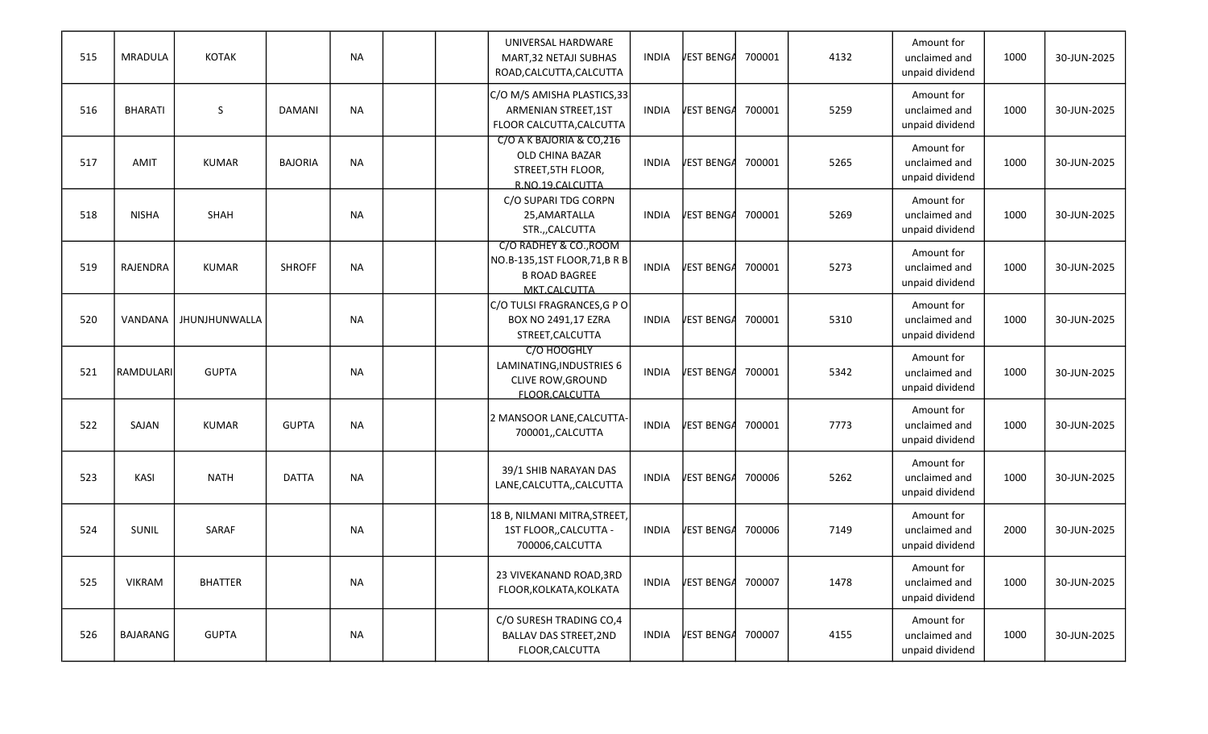| 515 | MRADULA | KOTAK | | NA | | | UNIVERSAL HARDWARE MART,32 NETAJI SUBHAS ROAD,CALCUTTA,CALCUTTA | INDIA | WEST BENGA | 700001 | 4132 | Amount for unclaimed and unpaid dividend | 1000 | 30-JUN-2025 |
|---|---|---|---|---|---|---|---|---|---|---|---|---|---|---|
| 516 | BHARATI | S | DAMANI | NA | | | C/O M/S AMISHA PLASTICS,33 ARMENIAN STREET,1ST FLOOR CALCUTTA,CALCUTTA | INDIA | WEST BENGA | 700001 | 5259 | Amount for unclaimed and unpaid dividend | 1000 | 30-JUN-2025 |
| 517 | AMIT | KUMAR | BAJORIA | NA | | | C/O A K BAJORIA & CO,216 OLD CHINA BAZAR STREET,5TH FLOOR, R.NO.19,CALCUTTA | INDIA | WEST BENGA | 700001 | 5265 | Amount for unclaimed and unpaid dividend | 1000 | 30-JUN-2025 |
| 518 | NISHA | SHAH | | NA | | | C/O SUPARI TDG CORPN 25,AMARTALLA STR.,,CALCUTTA | INDIA | WEST BENGA | 700001 | 5269 | Amount for unclaimed and unpaid dividend | 1000 | 30-JUN-2025 |
| 519 | RAJENDRA | KUMAR | SHROFF | NA | | | C/O RADHEY & CO.,ROOM NO.B-135,1ST FLOOR,71,B R B B ROAD BAGREE MKT,CALCUTTA | INDIA | WEST BENGA | 700001 | 5273 | Amount for unclaimed and unpaid dividend | 1000 | 30-JUN-2025 |
| 520 | VANDANA | JHUNJHUNWALLA | | NA | | | C/O TULSI FRAGRANCES,G P O BOX NO 2491,17 EZRA STREET,CALCUTTA | INDIA | WEST BENGA | 700001 | 5310 | Amount for unclaimed and unpaid dividend | 1000 | 30-JUN-2025 |
| 521 | RAMDULARI | GUPTA | | NA | | | C/O HOOGHLY LAMINATING,INDUSTRIES 6 CLIVE ROW,GROUND FLOOR,CALCUTTA | INDIA | WEST BENGA | 700001 | 5342 | Amount for unclaimed and unpaid dividend | 1000 | 30-JUN-2025 |
| 522 | SAJAN | KUMAR | GUPTA | NA | | | 2 MANSOOR LANE,CALCUTTA-700001,,CALCUTTA | INDIA | WEST BENGA | 700001 | 7773 | Amount for unclaimed and unpaid dividend | 1000 | 30-JUN-2025 |
| 523 | KASI | NATH | DATTA | NA | | | 39/1 SHIB NARAYAN DAS LANE,CALCUTTA,,CALCUTTA | INDIA | WEST BENGA | 700006 | 5262 | Amount for unclaimed and unpaid dividend | 1000 | 30-JUN-2025 |
| 524 | SUNIL | SARAF | | NA | | | 18 B, NILMANI MITRA,STREET, 1ST FLOOR,,CALCUTTA - 700006,CALCUTTA | INDIA | WEST BENGA | 700006 | 7149 | Amount for unclaimed and unpaid dividend | 2000 | 30-JUN-2025 |
| 525 | VIKRAM | BHATTER | | NA | | | 23 VIVEKANAND ROAD,3RD FLOOR,KOLKATA,KOLKATA | INDIA | WEST BENGA | 700007 | 1478 | Amount for unclaimed and unpaid dividend | 1000 | 30-JUN-2025 |
| 526 | BAJARANG | GUPTA | | NA | | | C/O SURESH TRADING CO,4 BALLAV DAS STREET,2ND FLOOR,CALCUTTA | INDIA | WEST BENGA | 700007 | 4155 | Amount for unclaimed and unpaid dividend | 1000 | 30-JUN-2025 |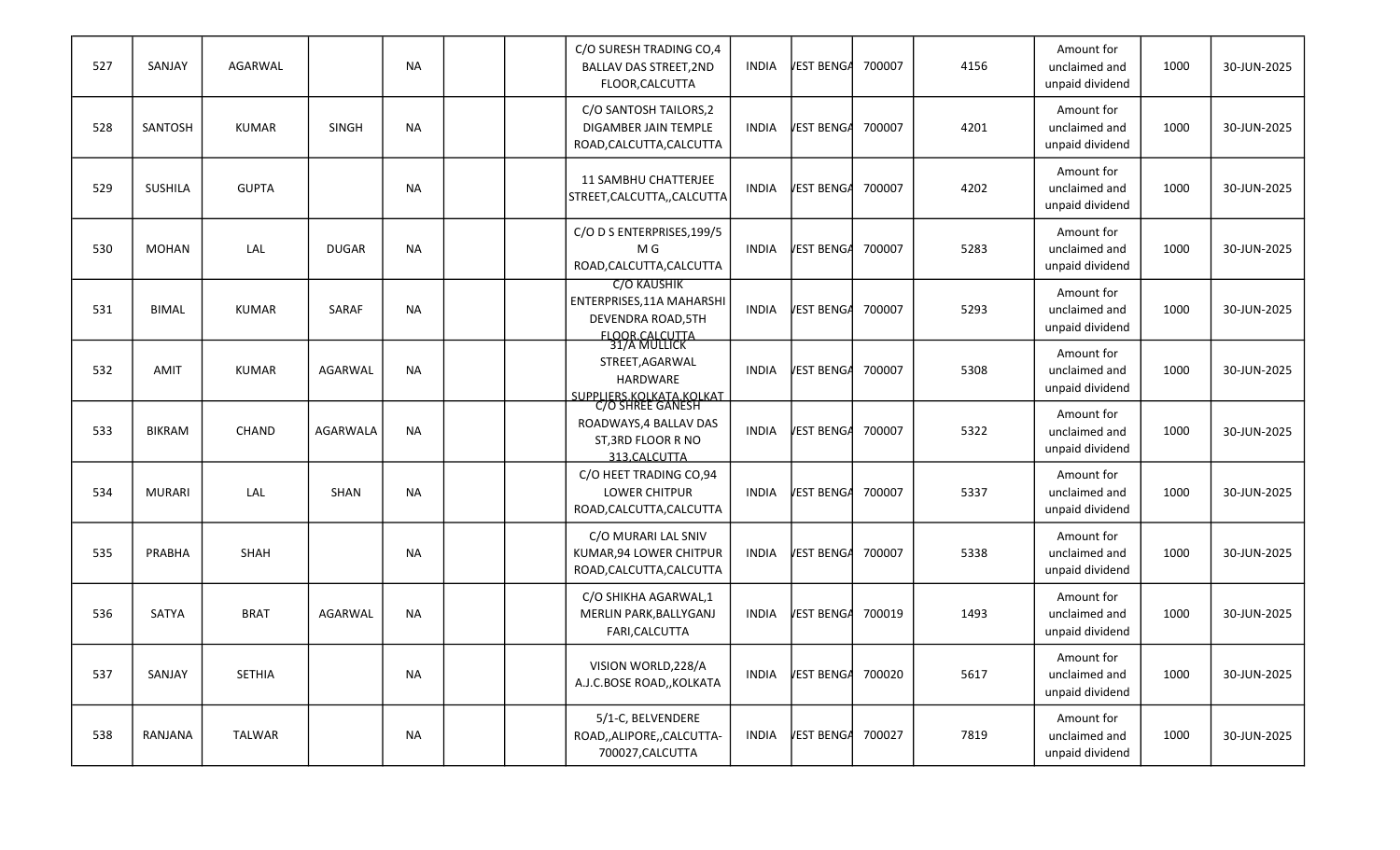| 527 | SANJAY | AGARWAL | | NA | | | C/O SURESH TRADING CO,4 BALLAV DAS STREET,2ND FLOOR,CALCUTTA | INDIA | VEST BENGA | 700007 | 4156 | Amount for unclaimed and unpaid dividend | 1000 | 30-JUN-2025 |
|---|---|---|---|---|---|---|---|---|---|---|---|---|---|---|
| 528 | SANTOSH | KUMAR | SINGH | NA | | | C/O SANTOSH TAILORS,2 DIGAMBER JAIN TEMPLE ROAD,CALCUTTA,CALCUTTA | INDIA | VEST BENGA | 700007 | 4201 | Amount for unclaimed and unpaid dividend | 1000 | 30-JUN-2025 |
| 529 | SUSHILA | GUPTA | | NA | | | 11 SAMBHU CHATTERJEE STREET,CALCUTTA,,CALCUTTA | INDIA | VEST BENGA | 700007 | 4202 | Amount for unclaimed and unpaid dividend | 1000 | 30-JUN-2025 |
| 530 | MOHAN | LAL | DUGAR | NA | | | C/O D S ENTERPRISES,199/5 M G ROAD,CALCUTTA,CALCUTTA | INDIA | VEST BENGA | 700007 | 5283 | Amount for unclaimed and unpaid dividend | 1000 | 30-JUN-2025 |
| 531 | BIMAL | KUMAR | SARAF | NA | | | C/O KAUSHIK ENTERPRISES,11A MAHARSHI DEVENDRA ROAD,5TH FLOOR,CALCUTTA | INDIA | VEST BENGA | 700007 | 5293 | Amount for unclaimed and unpaid dividend | 1000 | 30-JUN-2025 |
| 532 | AMIT | KUMAR | AGARWAL | NA | | | 31/A MULLICK STREET,AGARWAL HARDWARE SUPPLIERS,KOLKATA,KOLKAT | INDIA | VEST BENGA | 700007 | 5308 | Amount for unclaimed and unpaid dividend | 1000 | 30-JUN-2025 |
| 533 | BIKRAM | CHAND | AGARWALA | NA | | | C/O SHREE GANESH ROADWAYS,4 BALLAV DAS ST,3RD FLOOR R NO 313,CALCUTTA | INDIA | VEST BENGA | 700007 | 5322 | Amount for unclaimed and unpaid dividend | 1000 | 30-JUN-2025 |
| 534 | MURARI | LAL | SHAN | NA | | | C/O HEET TRADING CO,94 LOWER CHITPUR ROAD,CALCUTTA,CALCUTTA | INDIA | VEST BENGA | 700007 | 5337 | Amount for unclaimed and unpaid dividend | 1000 | 30-JUN-2025 |
| 535 | PRABHA | SHAH | | NA | | | C/O MURARI LAL SNIV KUMAR,94 LOWER CHITPUR ROAD,CALCUTTA,CALCUTTA | INDIA | VEST BENGA | 700007 | 5338 | Amount for unclaimed and unpaid dividend | 1000 | 30-JUN-2025 |
| 536 | SATYA | BRAT | AGARWAL | NA | | | C/O SHIKHA AGARWAL,1 MERLIN PARK,BALLYGANJ FARI,CALCUTTA | INDIA | VEST BENGA | 700019 | 1493 | Amount for unclaimed and unpaid dividend | 1000 | 30-JUN-2025 |
| 537 | SANJAY | SETHIA | | NA | | | VISION WORLD,228/A A.J.C.BOSE ROAD,,KOLKATA | INDIA | VEST BENGA | 700020 | 5617 | Amount for unclaimed and unpaid dividend | 1000 | 30-JUN-2025 |
| 538 | RANJANA | TALWAR | | NA | | | 5/1-C, BELVENDERE ROAD,,ALIPORE,,CALCUTTA-700027,CALCUTTA | INDIA | VEST BENGA | 700027 | 7819 | Amount for unclaimed and unpaid dividend | 1000 | 30-JUN-2025 |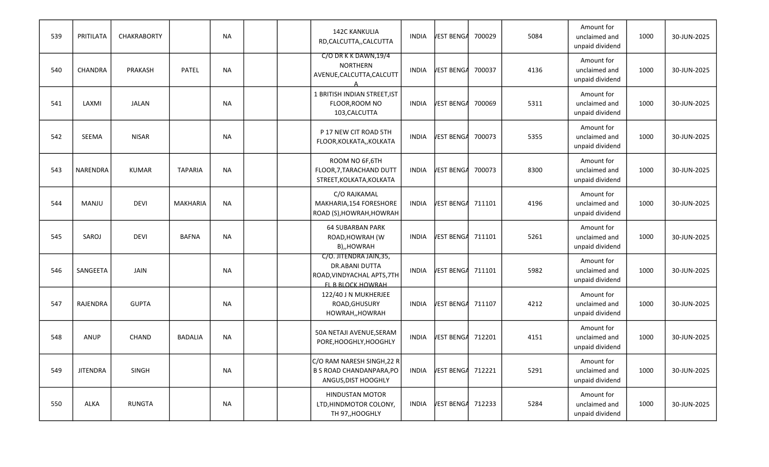| 539 | PRITILATA | CHAKRABORTY | | NA | | | 142C KANKULIA RD,CALCUTTA,,CALCUTTA | INDIA | VEST BENGA | 700029 | 5084 | Amount for unclaimed and unpaid dividend | 1000 | 30-JUN-2025 |
|---|---|---|---|---|---|---|---|---|---|---|---|---|---|---|
| 540 | CHANDRA | PRAKASH | PATEL | NA | | | C/O DR K K DAWN,19/4 NORTHERN AVENUE,CALCUTTA,CALCUTTA | INDIA | VEST BENGA | 700037 | 4136 | Amount for unclaimed and unpaid dividend | 1000 | 30-JUN-2025 |
| 541 | LAXMI | JALAN | | NA | | | 1 BRITISH INDIAN STREET,IST FLOOR,ROOM NO 103,CALCUTTA | INDIA | VEST BENGA | 700069 | 5311 | Amount for unclaimed and unpaid dividend | 1000 | 30-JUN-2025 |
| 542 | SEEMA | NISAR | | NA | | | P 17 NEW CIT ROAD 5TH FLOOR,KOLKATA,,KOLKATA | INDIA | VEST BENGA | 700073 | 5355 | Amount for unclaimed and unpaid dividend | 1000 | 30-JUN-2025 |
| 543 | NARENDRA | KUMAR | TAPARIA | NA | | | ROOM NO 6F,6TH FLOOR,7,TARACHAND DUTT STREET,KOLKATA,KOLKATA | INDIA | VEST BENGA | 700073 | 8300 | Amount for unclaimed and unpaid dividend | 1000 | 30-JUN-2025 |
| 544 | MANJU | DEVI | MAKHARIA | NA | | | C/O RAJKAMAL MAKHARIA,154 FORESHORE ROAD (S),HOWRAH,HOWRAH | INDIA | VEST BENGA | 711101 | 4196 | Amount for unclaimed and unpaid dividend | 1000 | 30-JUN-2025 |
| 545 | SAROJ | DEVI | BAFNA | NA | | | 64 SUBARBAN PARK ROAD,HOWRAH (W B),,HOWRAH | INDIA | VEST BENGA | 711101 | 5261 | Amount for unclaimed and unpaid dividend | 1000 | 30-JUN-2025 |
| 546 | SANGEETA | JAIN | | NA | | | C/O. JITENDRA JAIN,35, DR.ABANI DUTTA ROAD,VINDYACHAL APTS,7TH FL B BLOCK,HOWRAH | INDIA | VEST BENGA | 711101 | 5982 | Amount for unclaimed and unpaid dividend | 1000 | 30-JUN-2025 |
| 547 | RAJENDRA | GUPTA | | NA | | | 122/40 J N MUKHERJEE ROAD,GHUSURY HOWRAH,,HOWRAH | INDIA | VEST BENGA | 711107 | 4212 | Amount for unclaimed and unpaid dividend | 1000 | 30-JUN-2025 |
| 548 | ANUP | CHAND | BADALIA | NA | | | 50A NETAJI AVENUE,SERAM PORE,HOOGHLY,HOOGHLY | INDIA | VEST BENGA | 712201 | 4151 | Amount for unclaimed and unpaid dividend | 1000 | 30-JUN-2025 |
| 549 | JITENDRA | SINGH | | NA | | | C/O RAM NARESH SINGH,22 R B S ROAD CHANDANPARA,PO ANGUS,DIST HOOGHLY | INDIA | VEST BENGA | 712221 | 5291 | Amount for unclaimed and unpaid dividend | 1000 | 30-JUN-2025 |
| 550 | ALKA | RUNGTA | | NA | | | HINDUSTAN MOTOR LTD,HINDMOTOR COLONY, TH 97,,HOOGHLY | INDIA | VEST BENGA | 712233 | 5284 | Amount for unclaimed and unpaid dividend | 1000 | 30-JUN-2025 |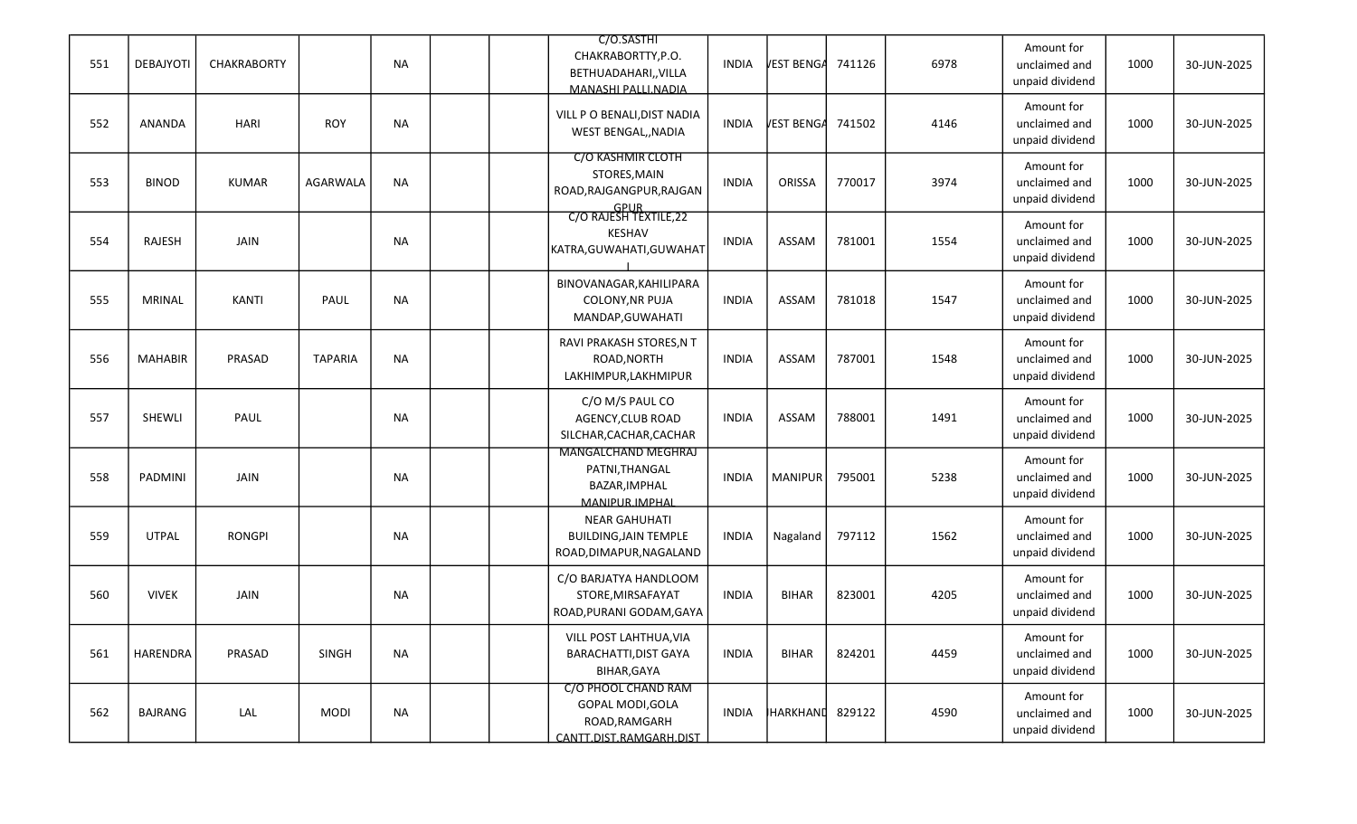| 551 | DEBAJYOTI | CHAKRABORTY | | NA | | | C/O.SASTHI CHAKRABORTTY,P.O. BETHUADAHARI,,VILLA MANASHI PALLI,NADIA | INDIA | VEST BENGA | 741126 | 6978 | Amount for unclaimed and unpaid dividend | 1000 | 30-JUN-2025 |
|---|---|---|---|---|---|---|---|---|---|---|---|---|---|---|
| 552 | ANANDA | HARI | ROY | NA | | | VILL P O BENALI,DIST NADIA WEST BENGAL,,NADIA | INDIA | VEST BENGA | 741502 | 4146 | Amount for unclaimed and unpaid dividend | 1000 | 30-JUN-2025 |
| 553 | BINOD | KUMAR | AGARWALA | NA | | | C/O KASHMIR CLOTH STORES,MAIN ROAD,RAJGANGPUR,RAJGANGPUR | INDIA | ORISSA | 770017 | 3974 | Amount for unclaimed and unpaid dividend | 1000 | 30-JUN-2025 |
| 554 | RAJESH | JAIN | | NA | | | C/O RAJESH TEXTILE,22 KESHAV KATRA,GUWAHATI,GUWAHATI | INDIA | ASSAM | 781001 | 1554 | Amount for unclaimed and unpaid dividend | 1000 | 30-JUN-2025 |
| 555 | MRINAL | KANTI | PAUL | NA | | | BINOVANAGAR,KAHILIPARA COLONY,NR PUJA MANDAP,GUWAHATI | INDIA | ASSAM | 781018 | 1547 | Amount for unclaimed and unpaid dividend | 1000 | 30-JUN-2025 |
| 556 | MAHABIR | PRASAD | TAPARIA | NA | | | RAVI PRAKASH STORES,N T ROAD,NORTH LAKHIMPUR,LAKHMIPUR | INDIA | ASSAM | 787001 | 1548 | Amount for unclaimed and unpaid dividend | 1000 | 30-JUN-2025 |
| 557 | SHEWLI | PAUL | | NA | | | C/O M/S PAUL CO AGENCY,CLUB ROAD SILCHAR,CACHAR,CACHAR | INDIA | ASSAM | 788001 | 1491 | Amount for unclaimed and unpaid dividend | 1000 | 30-JUN-2025 |
| 558 | PADMINI | JAIN | | NA | | | MANGALCHAND MEGHRAJ PATNI,THANGAL BAZAR,IMPHAL MANIPUR,IMPHAL | INDIA | MANIPUR | 795001 | 5238 | Amount for unclaimed and unpaid dividend | 1000 | 30-JUN-2025 |
| 559 | UTPAL | RONGPI | | NA | | | NEAR GAHUHATI BUILDING,JAIN TEMPLE ROAD,DIMAPUR,NAGALAND | INDIA | Nagaland | 797112 | 1562 | Amount for unclaimed and unpaid dividend | 1000 | 30-JUN-2025 |
| 560 | VIVEK | JAIN | | NA | | | C/O BARJATYA HANDLOOM STORE,MIRSAFAYAT ROAD,PURANI GODAM,GAYA | INDIA | BIHAR | 823001 | 4205 | Amount for unclaimed and unpaid dividend | 1000 | 30-JUN-2025 |
| 561 | HARENDRA | PRASAD | SINGH | NA | | | VILL POST LAHTHUA,VIA BARACHATTI,DIST GAYA BIHAR,GAYA | INDIA | BIHAR | 824201 | 4459 | Amount for unclaimed and unpaid dividend | 1000 | 30-JUN-2025 |
| 562 | BAJRANG | LAL | MODI | NA | | | C/O PHOOL CHAND RAM GOPAL MODI,GOLA ROAD,RAMGARH CANTT,DIST.RAMGARH,DIST | INDIA | HARKHAND | 829122 | 4590 | Amount for unclaimed and unpaid dividend | 1000 | 30-JUN-2025 |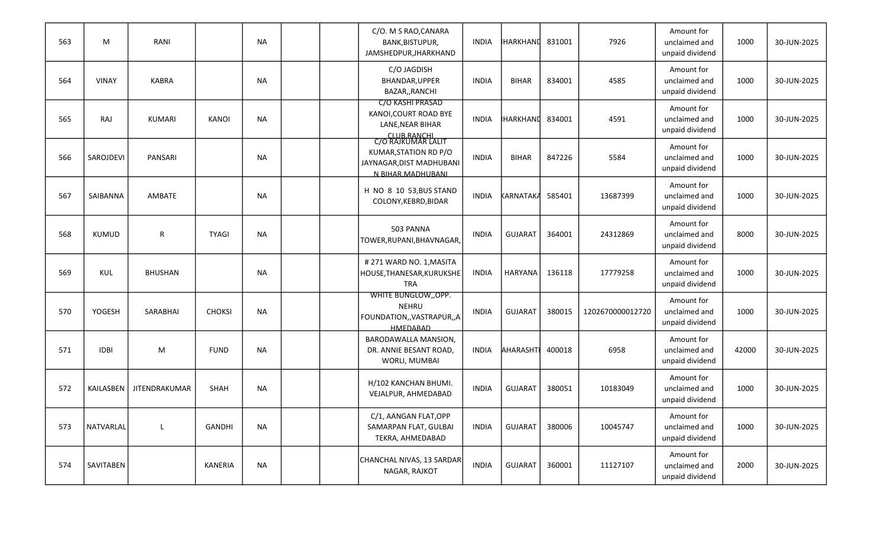| 563 | M | RANI | | NA | | | C/O. M S RAO,CANARA BANK,BISTUPUR, JAMSHEDPUR,JHARKHAND | INDIA | JHARKHAND | 831001 | 7926 | Amount for unclaimed and unpaid dividend | 1000 | 30-JUN-2025 |
|---|---|---|---|---|---|---|---|---|---|---|---|---|---|---|
| 564 | VINAY | KABRA | | NA | | | C/O JAGDISH BHANDAR,UPPER BAZAR,,RANCHI | INDIA | BIHAR | 834001 | 4585 | Amount for unclaimed and unpaid dividend | 1000 | 30-JUN-2025 |
| 565 | RAJ | KUMARI | KANOI | NA | | | C/O KASHI PRASAD KANOI,COURT ROAD BYE LANE,NEAR BIHAR CLUB,RANCHI | INDIA | JHARKHAND | 834001 | 4591 | Amount for unclaimed and unpaid dividend | 1000 | 30-JUN-2025 |
| 566 | SAROJDEVI | PANSARI | | NA | | | C/O RAJKUMAR LALIT KUMAR,STATION RD P/O JAYNAGAR,DIST MADHUBANI N BIHAR,MADHUBANI | INDIA | BIHAR | 847226 | 5584 | Amount for unclaimed and unpaid dividend | 1000 | 30-JUN-2025 |
| 567 | SAIBANNA | AMBATE | | NA | | | H NO 8 10 53,BUS STAND COLONY,KEBRD,BIDAR | INDIA | KARNATAKA | 585401 | 13687399 | Amount for unclaimed and unpaid dividend | 1000 | 30-JUN-2025 |
| 568 | KUMUD | R | TYAGI | NA | | | 503 PANNA TOWER,RUPANI,BHAVNAGAR, | INDIA | GUJARAT | 364001 | 24312869 | Amount for unclaimed and unpaid dividend | 8000 | 30-JUN-2025 |
| 569 | KUL | BHUSHAN | | NA | | | # 271 WARD NO. 1,MASITA HOUSE,THANESAR,KURUKSHETRA | INDIA | HARYANA | 136118 | 17779258 | Amount for unclaimed and unpaid dividend | 1000 | 30-JUN-2025 |
| 570 | YOGESH | SARABHAI | CHOKSI | NA | | | WHITE BUNGLOW,,OPP. NEHRU FOUNDATION,,VASTRAPUR,,AHMEDABAD | INDIA | GUJARAT | 380015 | 1202670000012720 | Amount for unclaimed and unpaid dividend | 1000 | 30-JUN-2025 |
| 571 | IDBI | M | FUND | NA | | | BARODAWALLA MANSION, DR. ANNIE BESANT ROAD, WORLI, MUMBAI | INDIA | MAHARASHTRA | 400018 | 6958 | Amount for unclaimed and unpaid dividend | 42000 | 30-JUN-2025 |
| 572 | KAILASBEN | JITENDRAKUMAR | SHAH | NA | | | H/102 KANCHAN BHUMI. VEJALPUR, AHMEDABAD | INDIA | GUJARAT | 380051 | 10183049 | Amount for unclaimed and unpaid dividend | 1000 | 30-JUN-2025 |
| 573 | NATVARLAL | L | GANDHI | NA | | | C/1, AANGAN FLAT,OPP SAMARPAN FLAT, GULBAI TEKRA, AHMEDABAD | INDIA | GUJARAT | 380006 | 10045747 | Amount for unclaimed and unpaid dividend | 1000 | 30-JUN-2025 |
| 574 | SAVITABEN | | KANERIA | NA | | | CHANCHAL NIVAS, 13 SARDAR NAGAR, RAJKOT | INDIA | GUJARAT | 360001 | 11127107 | Amount for unclaimed and unpaid dividend | 2000 | 30-JUN-2025 |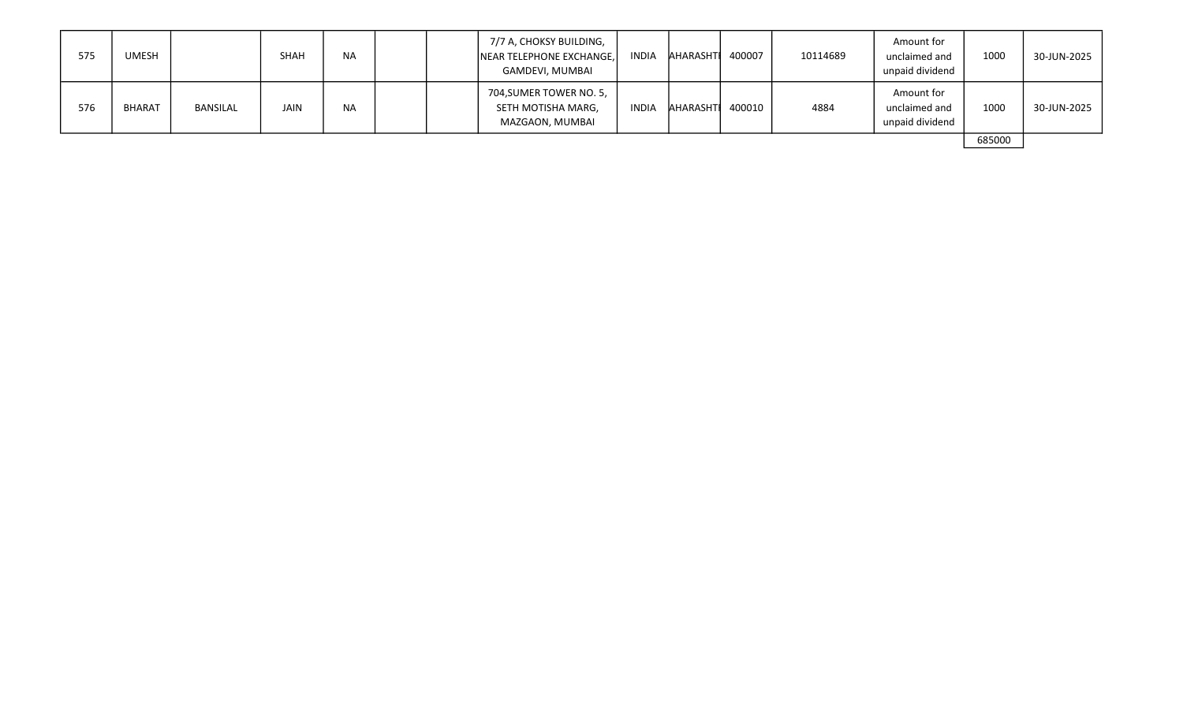| | | | | | | | | | | | | | | |
|---|---|---|---|---|---|---|---|---|---|---|---|---|---|---|
| 575 | UMESH | | SHAH | NA | | | 7/7 A, CHOKSY BUILDING, NEAR TELEPHONE EXCHANGE, GAMDEVI, MUMBAI | INDIA | AHARASHTI | 400007 | 10114689 | Amount for unclaimed and unpaid dividend | 1000 | 30-JUN-2025 |
| 576 | BHARAT | BANSILAL | JAIN | NA | | | 704,SUMER TOWER NO. 5, SETH MOTISHA MARG, MAZGAON, MUMBAI | INDIA | AHARASHTI | 400010 | 4884 | Amount for unclaimed and unpaid dividend | 1000 | 30-JUN-2025 |
| | | | | | | | | | | | | | 685000 | |